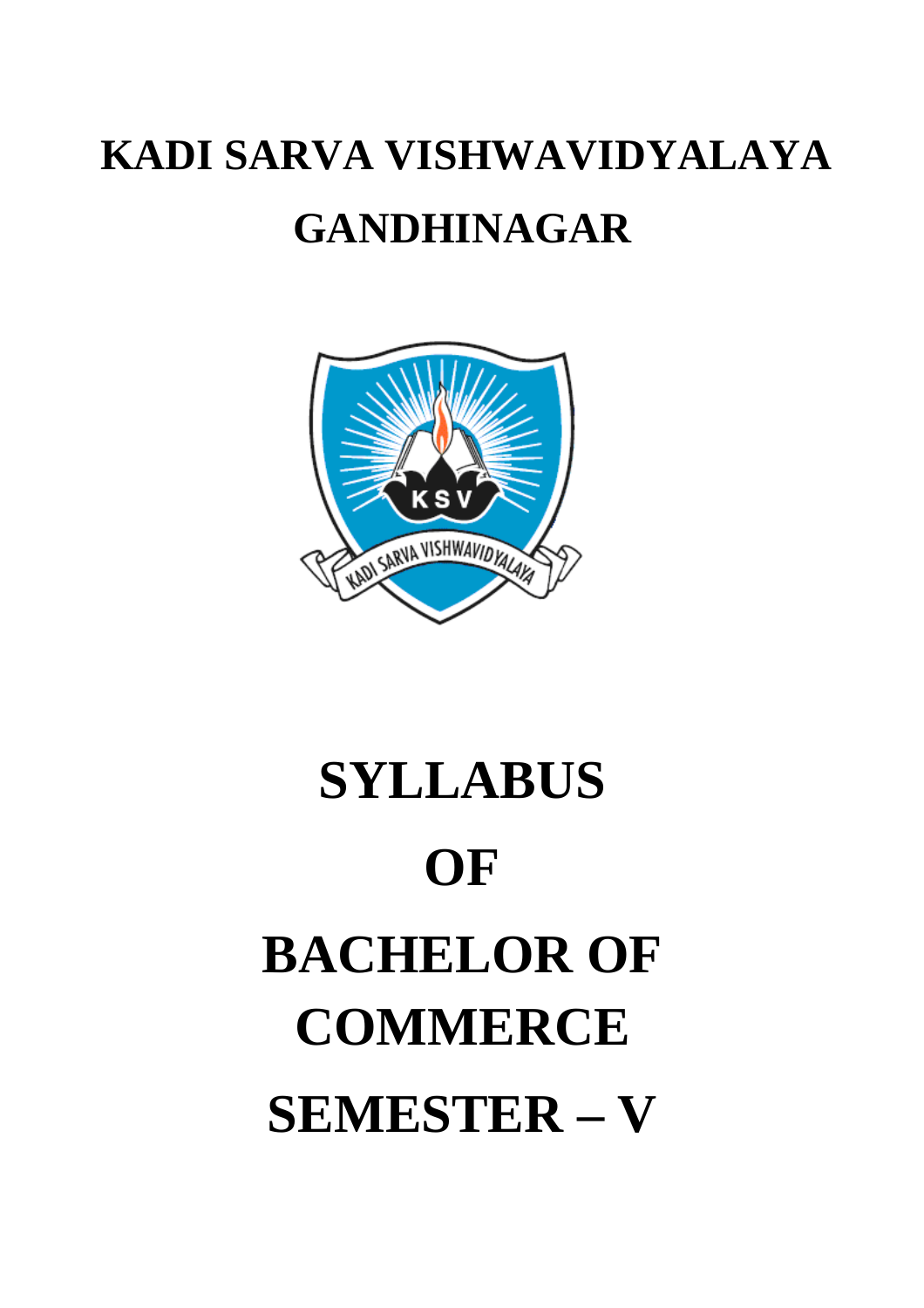# KADI SARVA VISHWAVIDYALAYA

# GANDHINAGAR

# SYLLABUS

# OF

# BACHELOR OF COMMERCE

# SEMESTER – V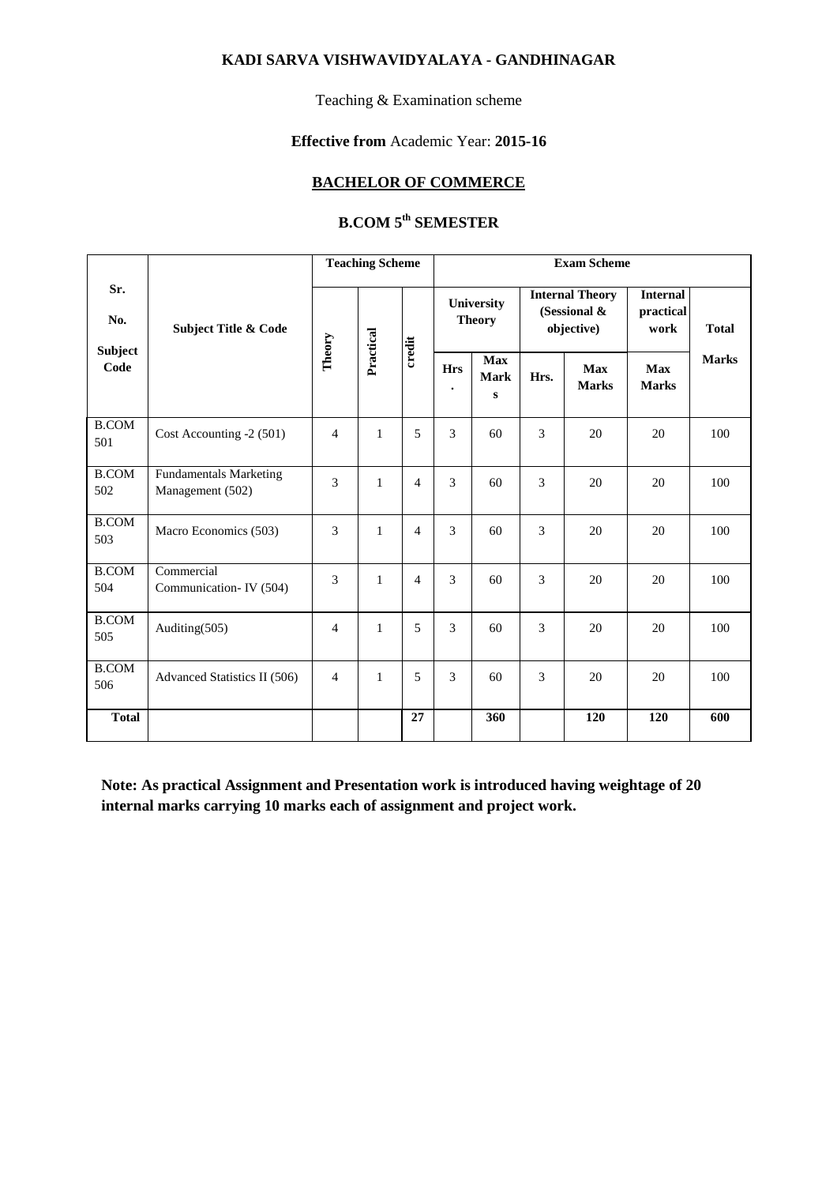**KADI SARVA VISHWAVIDYALAYA - GANDHINAGAR**

Teaching & Examination scheme

**Effective from** Academic Year: **2015-16**

## BACHELOR OF COMMERCE

## B.COM 5th SEMESTER

| Sr. No. Subject Code | Subject Title & Code | Teaching Scheme | | | Exam Scheme | | | | | |
|---|---|---|---|---|---|---|---|---|---|---|
| | | Theory | Practical | credit | University Theory | | Internal Theory (Sessional & objective) | | Internal practical work | Total Marks |
| | | | | | Hrs. | Max Marks | Hrs. | Max Marks | Max Marks | |
| B.COM 501 | Cost Accounting -2 (501) | 4 | 1 | 5 | 3 | 60 | 3 | 20 | 20 | 100 |
| B.COM 502 | Fundamentals Marketing Management (502) | 3 | 1 | 4 | 3 | 60 | 3 | 20 | 20 | 100 |
| B.COM 503 | Macro Economics (503) | 3 | 1 | 4 | 3 | 60 | 3 | 20 | 20 | 100 |
| B.COM 504 | Commercial Communication- IV (504) | 3 | 1 | 4 | 3 | 60 | 3 | 20 | 20 | 100 |
| B.COM 505 | Auditing(505) | 4 | 1 | 5 | 3 | 60 | 3 | 20 | 20 | 100 |
| B.COM 506 | Advanced Statistics II (506) | 4 | 1 | 5 | 3 | 60 | 3 | 20 | 20 | 100 |
| **Total** | | | | **27** | | **360** | | **120** | **120** | **600** |

**Note: As practical Assignment and Presentation work is introduced having weightage of 20 internal marks carrying 10 marks each of assignment and project work.**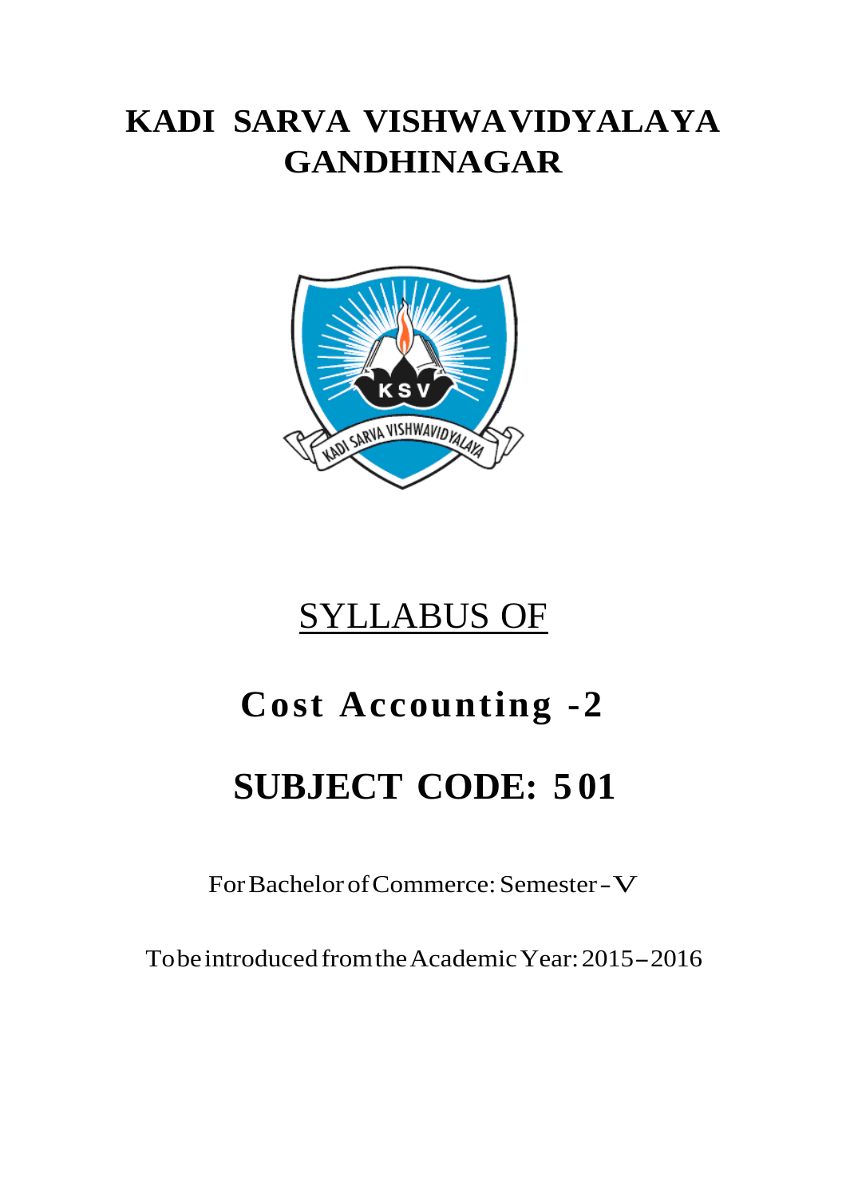# KADI SARVA VISHWAVIDYALAYA
# GANDHINAGAR

## SYLLABUS OF

# Cost Accounting -2

# SUBJECT CODE: 501

For Bachelor of Commerce: Semester-V

To be introduced from the Academic Year: 2015-2016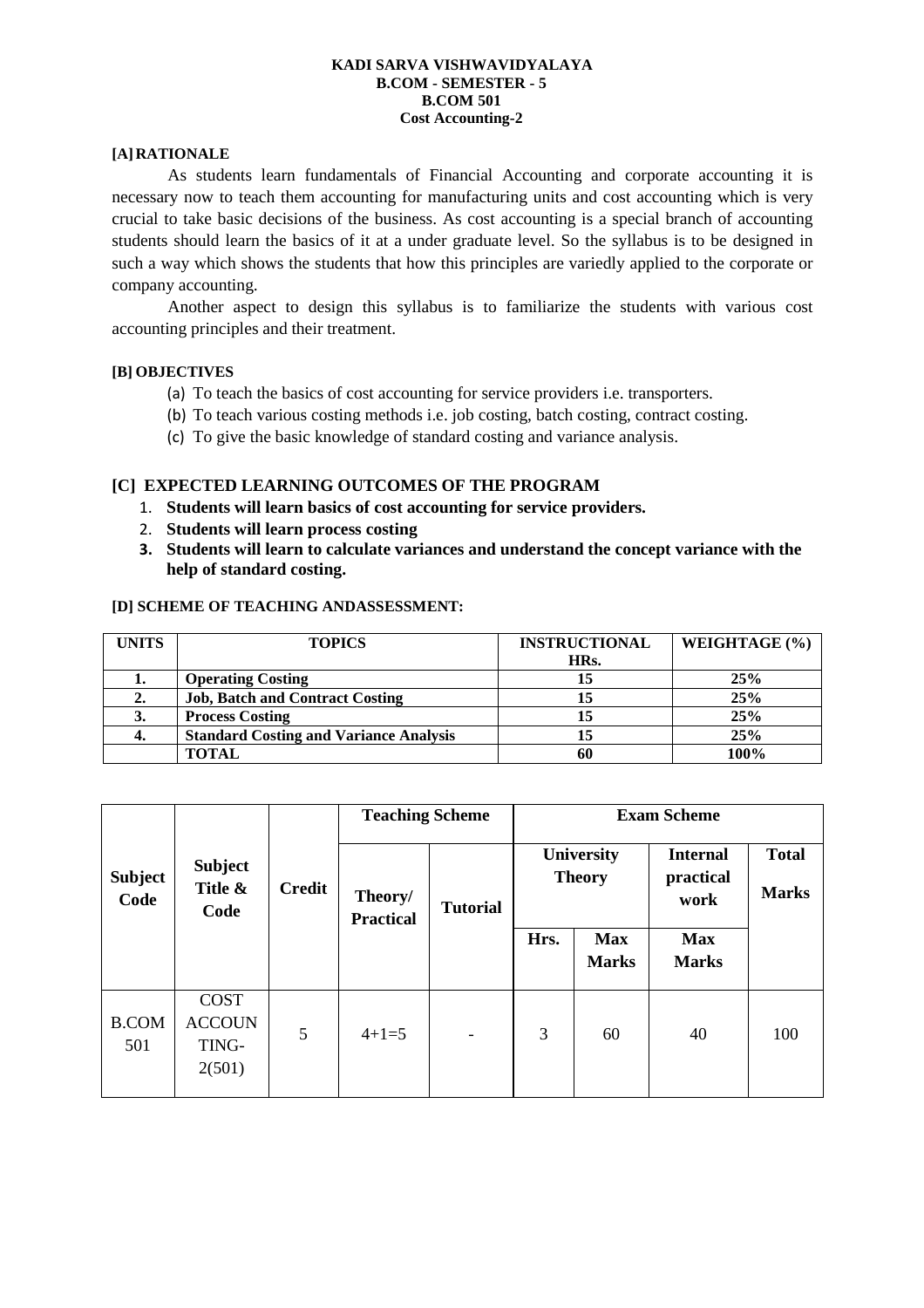**KADI SARVA VISHWAVIDYALAYA**
**B.COM - SEMESTER - 5**
**B.COM 501**
**Cost Accounting-2**

**[A] RATIONALE**

As students learn fundamentals of Financial Accounting and corporate accounting it is necessary now to teach them accounting for manufacturing units and cost accounting which is very crucial to take basic decisions of the business. As cost accounting is a special branch of accounting students should learn the basics of it at a under graduate level. So the syllabus is to be designed in such a way which shows the students that how this principles are variedly applied to the corporate or company accounting.

Another aspect to design this syllabus is to familiarize the students with various cost accounting principles and their treatment.

**[B] OBJECTIVES**

(a) To teach the basics of cost accounting for service providers i.e. transporters.
(b) To teach various costing methods i.e. job costing, batch costing, contract costing.
(c) To give the basic knowledge of standard costing and variance analysis.

**[C] EXPECTED LEARNING OUTCOMES OF THE PROGRAM**

1. **Students will learn basics of cost accounting for service providers.**
2. **Students will learn process costing**
3. **Students will learn to calculate variances and understand the concept variance with the help of standard costing.**

**[D] SCHEME OF TEACHING ANDASSESSMENT:**

| UNITS | TOPICS | INSTRUCTIONAL HRs. | WEIGHTAGE (%) |
|---|---|---|---|
| **1.** | **Operating Costing** | **15** | **25%** |
| **2.** | **Job, Batch and Contract Costing** | **15** | **25%** |
| **3.** | **Process Costing** | **15** | **25%** |
| **4.** | **Standard Costing and Variance Analysis** | **15** | **25%** |
| | **TOTAL** | **60** | **100%** |

| Subject Code | Subject Title & Code | Credit | Teaching Scheme | | Exam Scheme | | | |
|---|---|---|---|---|---|---|---|---|
| | | | Theory/ Practical | Tutorial | University Theory | | Internal practical work | Total Marks |
| | | | | | Hrs. | Max Marks | Max Marks | |
| B.COM 501 | COST ACCOUNTING-2(501) | 5 | 4+1=5 | - | 3 | 60 | 40 | 100 |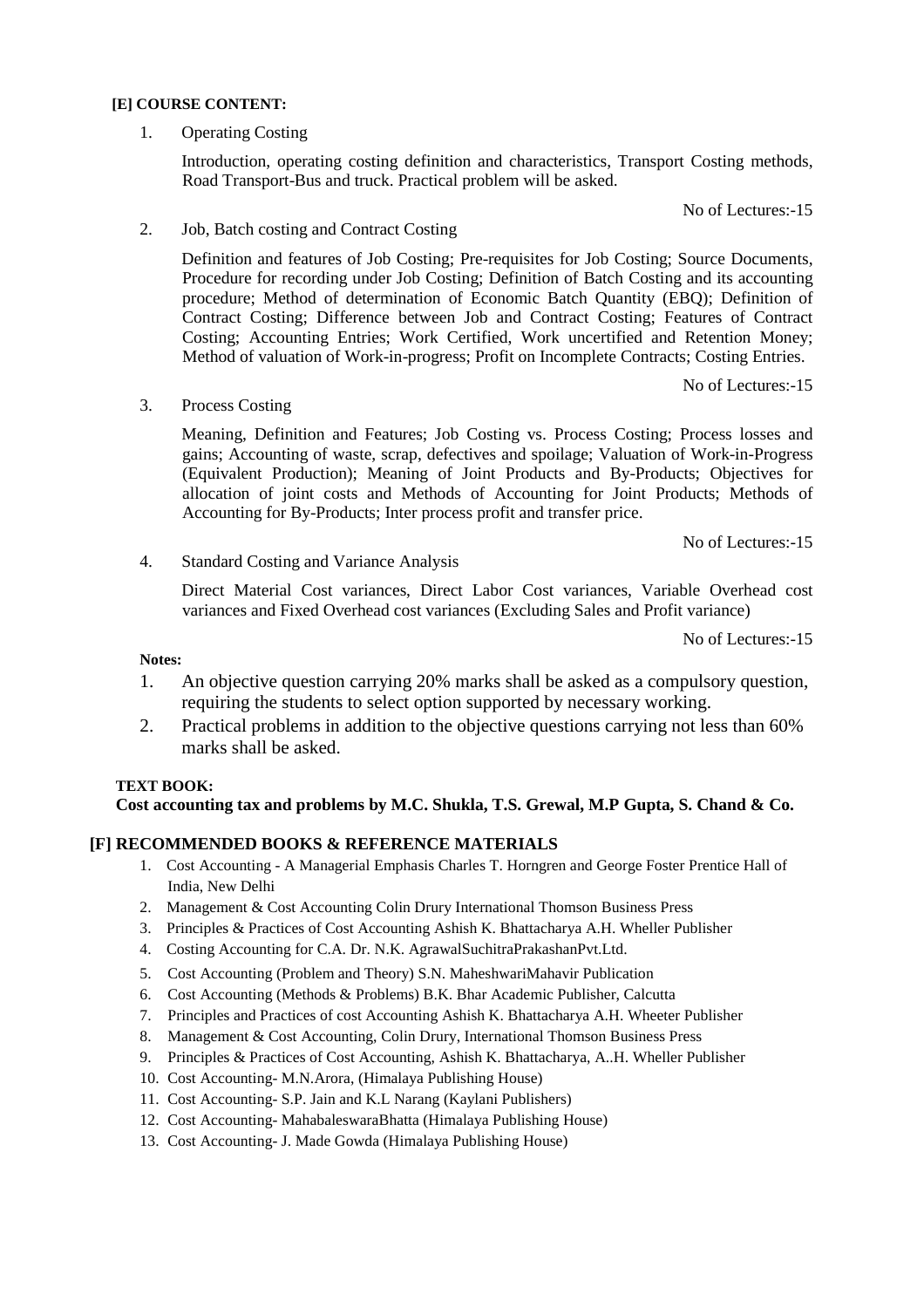**[E] COURSE CONTENT:**

1. Operating Costing

   Introduction, operating costing definition and characteristics, Transport Costing methods, Road Transport-Bus and truck. Practical problem will be asked.

   No of Lectures:-15

2. Job, Batch costing and Contract Costing

   Definition and features of Job Costing; Pre-requisites for Job Costing; Source Documents, Procedure for recording under Job Costing; Definition of Batch Costing and its accounting procedure; Method of determination of Economic Batch Quantity (EBQ); Definition of Contract Costing; Difference between Job and Contract Costing; Features of Contract Costing; Accounting Entries; Work Certified, Work uncertified and Retention Money; Method of valuation of Work-in-progress; Profit on Incomplete Contracts; Costing Entries.

   No of Lectures:-15

3. Process Costing

   Meaning, Definition and Features; Job Costing vs. Process Costing; Process losses and gains; Accounting of waste, scrap, defectives and spoilage; Valuation of Work-in-Progress (Equivalent Production); Meaning of Joint Products and By-Products; Objectives for allocation of joint costs and Methods of Accounting for Joint Products; Methods of Accounting for By-Products; Inter process profit and transfer price.

   No of Lectures:-15

4. Standard Costing and Variance Analysis

   Direct Material Cost variances, Direct Labor Cost variances, Variable Overhead cost variances and Fixed Overhead cost variances (Excluding Sales and Profit variance)

   No of Lectures:-15

**Notes:**

1. An objective question carrying 20% marks shall be asked as a compulsory question, requiring the students to select option supported by necessary working.
2. Practical problems in addition to the objective questions carrying not less than 60% marks shall be asked.

**TEXT BOOK:**

**Cost accounting tax and problems by M.C. Shukla, T.S. Grewal, M.P Gupta, S. Chand & Co.**

**[F] RECOMMENDED BOOKS & REFERENCE MATERIALS**

1. Cost Accounting - A Managerial Emphasis Charles T. Horngren and George Foster Prentice Hall of India, New Delhi
2. Management & Cost Accounting Colin Drury International Thomson Business Press
3. Principles & Practices of Cost Accounting Ashish K. Bhattacharya A.H. Wheller Publisher
4. Costing Accounting for C.A. Dr. N.K. AgrawalSuchitraPrakashanPvt.Ltd.
5. Cost Accounting (Problem and Theory) S.N. MaheshwariMahavir Publication
6. Cost Accounting (Methods & Problems) B.K. Bhar Academic Publisher, Calcutta
7. Principles and Practices of cost Accounting Ashish K. Bhattacharya A.H. Wheeter Publisher
8. Management & Cost Accounting, Colin Drury, International Thomson Business Press
9. Principles & Practices of Cost Accounting, Ashish K. Bhattacharya, A..H. Wheller Publisher
10. Cost Accounting- M.N.Arora, (Himalaya Publishing House)
11. Cost Accounting- S.P. Jain and K.L Narang (Kaylani Publishers)
12. Cost Accounting- MahabaleswaraBhatta (Himalaya Publishing House)
13. Cost Accounting- J. Made Gowda (Himalaya Publishing House)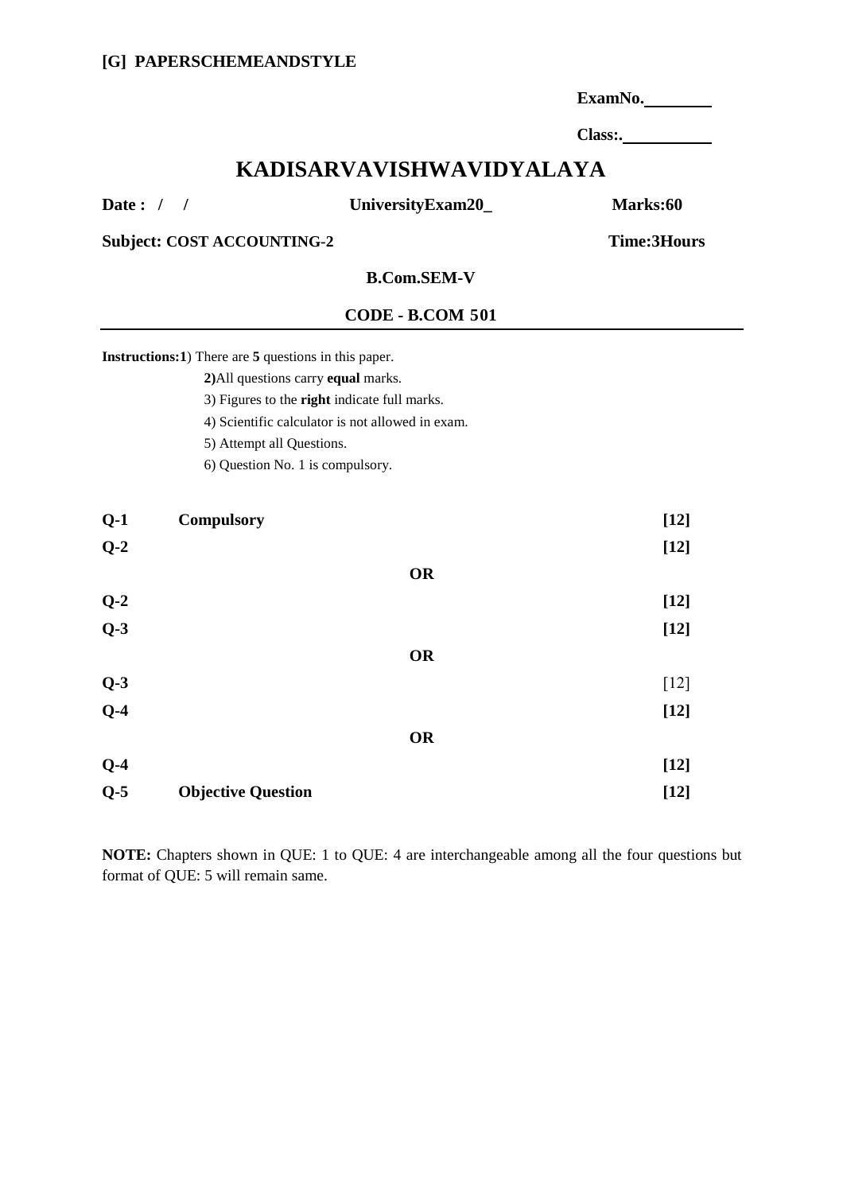**[G] PAPERSCHEMEANDSTYLE**

**ExamNo.________**

**Class:.__________**

# KADISARVAVISHWAVIDYALAYA

**Date : / /** **UniversityExam20_** **Marks:60**

**Subject: COST ACCOUNTING-2** **Time:3Hours**

**B.Com.SEM-V**

**CODE - B.COM 501**

---

**Instructions:1**) There are **5** questions in this paper.

**2)**All questions carry **equal** marks.

3) Figures to the **right** indicate full marks.

4) Scientific calculator is not allowed in exam.

5) Attempt all Questions.

6) Question No. 1 is compulsory.

**Q-1** **Compulsory** **[12]**

**Q-2** **[12]**

**OR**

**Q-2** **[12]**

**Q-3** **[12]**

**OR**

**Q-3** [12]

**Q-4** **[12]**

**OR**

**Q-4** **[12]**

**Q-5** **Objective Question** **[12]**

**NOTE:** Chapters shown in QUE: 1 to QUE: 4 are interchangeable among all the four questions but format of QUE: 5 will remain same.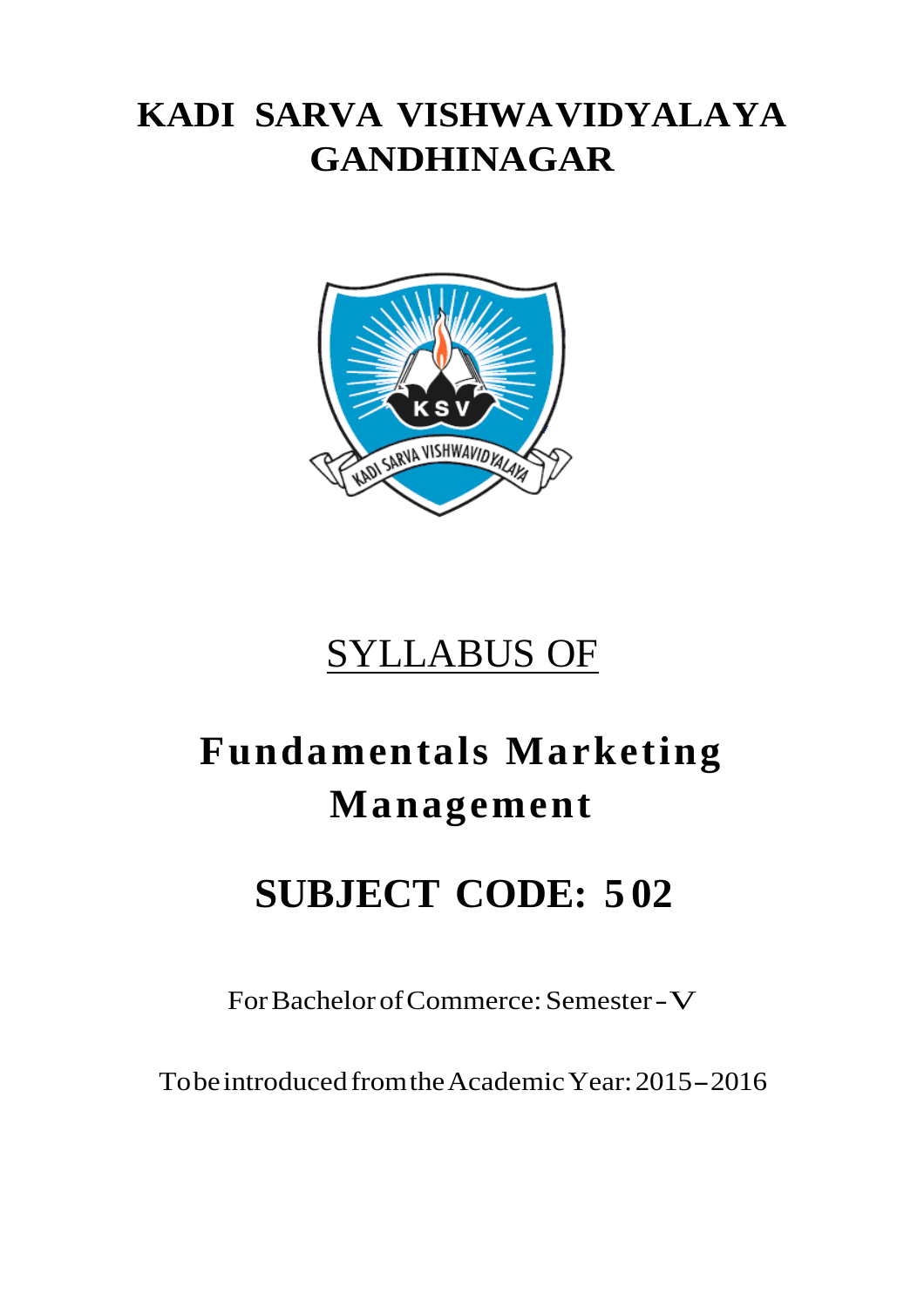# KADI SARVA VISHWAVIDYALAYA GANDHINAGAR

SYLLABUS OF

# Fundamentals Marketing Management

# SUBJECT CODE: 502

For Bachelor of Commerce: Semester - V

To be introduced from the Academic Year: 2015 – 2016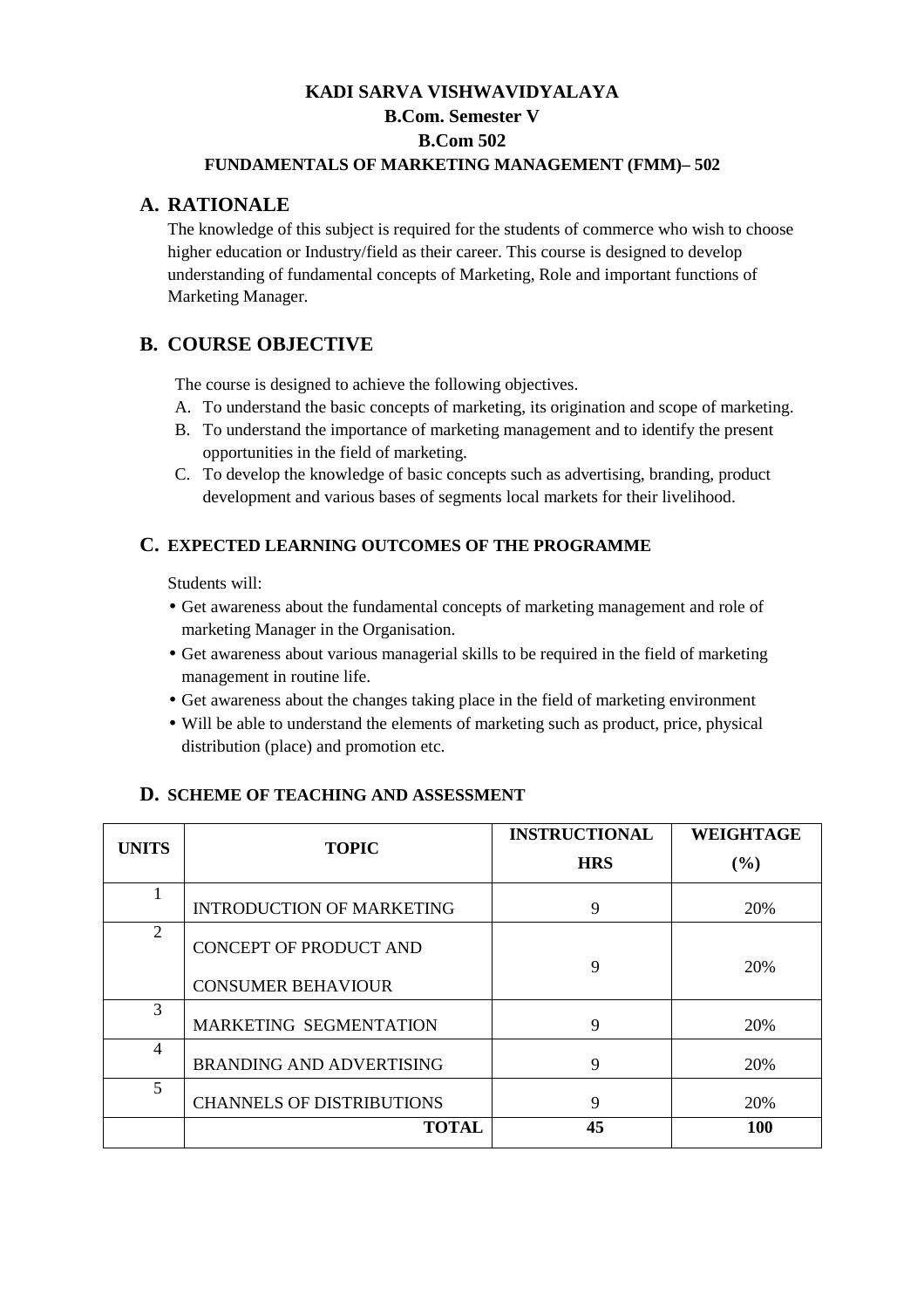**KADI SARVA VISHWAVIDYALAYA**

**B.Com. Semester V**

**B.Com 502**

**FUNDAMENTALS OF MARKETING MANAGEMENT (FMM)– 502**

## A. RATIONALE

The knowledge of this subject is required for the students of commerce who wish to choose higher education or Industry/field as their career. This course is designed to develop understanding of fundamental concepts of Marketing, Role and important functions of Marketing Manager.

## B. COURSE OBJECTIVE

The course is designed to achieve the following objectives.

A. To understand the basic concepts of marketing, its origination and scope of marketing.
B. To understand the importance of marketing management and to identify the present opportunities in the field of marketing.
C. To develop the knowledge of basic concepts such as advertising, branding, product development and various bases of segments local markets for their livelihood.

## C. EXPECTED LEARNING OUTCOMES OF THE PROGRAMME

Students will:

- Get awareness about the fundamental concepts of marketing management and role of marketing Manager in the Organisation.
- Get awareness about various managerial skills to be required in the field of marketing management in routine life.
- Get awareness about the changes taking place in the field of marketing environment
- Will be able to understand the elements of marketing such as product, price, physical distribution (place) and promotion etc.

## D. SCHEME OF TEACHING AND ASSESSMENT

| UNITS | TOPIC | INSTRUCTIONAL HRS | WEIGHTAGE (%) |
|---|---|---|---|
| 1 | INTRODUCTION OF MARKETING | 9 | 20% |
| 2 | CONCEPT OF PRODUCT AND CONSUMER BEHAVIOUR | 9 | 20% |
| 3 | MARKETING SEGMENTATION | 9 | 20% |
| 4 | BRANDING AND ADVERTISING | 9 | 20% |
| 5 | CHANNELS OF DISTRIBUTIONS | 9 | 20% |
| | **TOTAL** | **45** | **100** |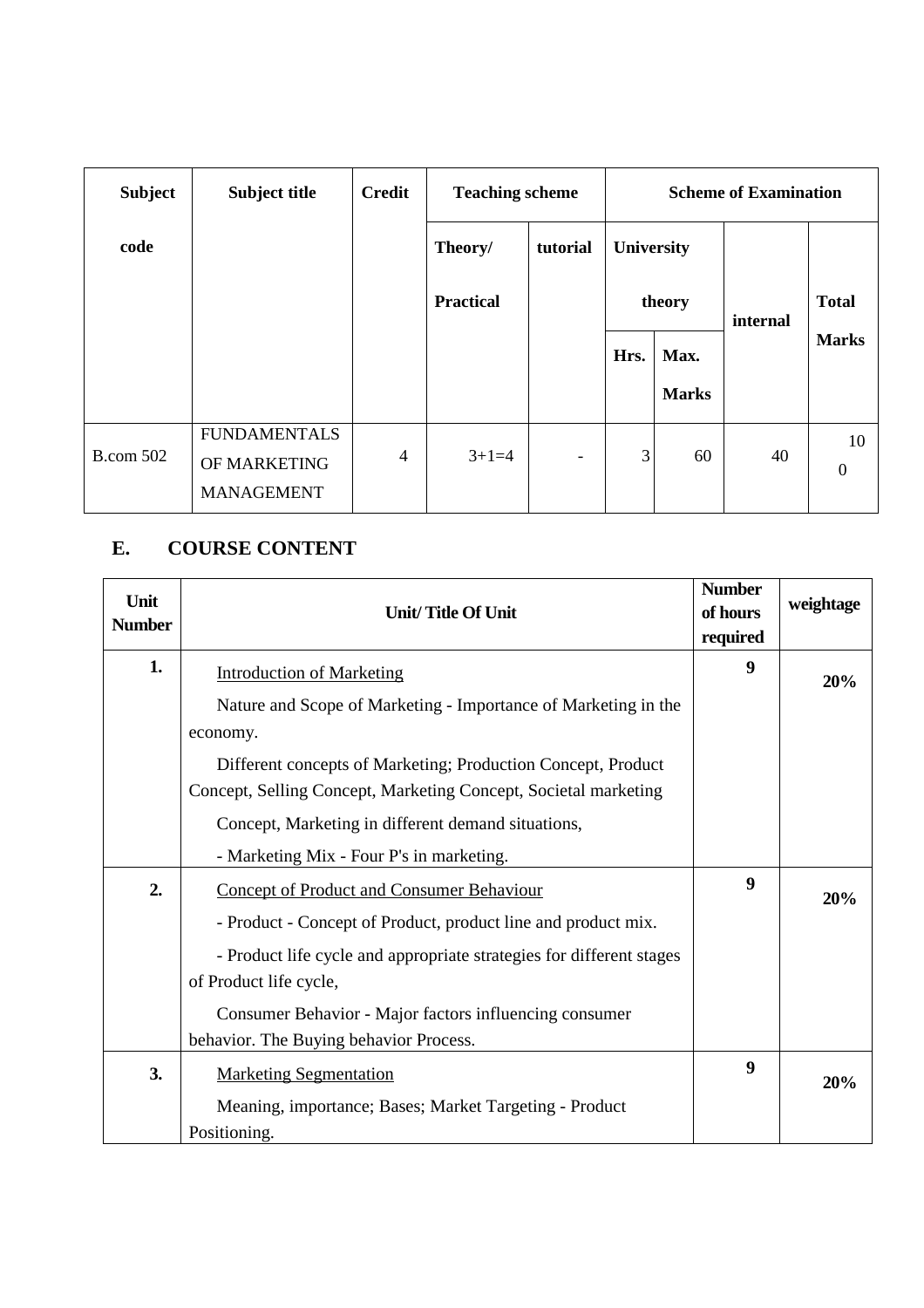| Subject code | Subject title | Credit | Teaching scheme | | Scheme of Examination | | | |
|---|---|---|---|---|---|---|---|---|
| | | | Theory/ Practical | tutorial | University theory | | internal | Total Marks |
| | | | | | Hrs. | Max. Marks | | |
| B.com 502 | FUNDAMENTALS OF MARKETING MANAGEMENT | 4 | 3+1=4 | - | 3 | 60 | 40 | 100 |

## E. COURSE CONTENT

| Unit Number | Unit/ Title Of Unit | Number of hours required | weightage |
|---|---|---|---|
| 1. | Introduction of Marketing<br>Nature and Scope of Marketing - Importance of Marketing in the economy.<br>Different concepts of Marketing; Production Concept, Product Concept, Selling Concept, Marketing Concept, Societal marketing<br>Concept, Marketing in different demand situations,<br>- Marketing Mix - Four P's in marketing. | 9 | 20% |
| 2. | Concept of Product and Consumer Behaviour<br>- Product - Concept of Product, product line and product mix.<br>- Product life cycle and appropriate strategies for different stages of Product life cycle,<br>Consumer Behavior - Major factors influencing consumer behavior. The Buying behavior Process. | 9 | 20% |
| 3. | Marketing Segmentation<br>Meaning, importance; Bases; Market Targeting - Product Positioning. | 9 | 20% |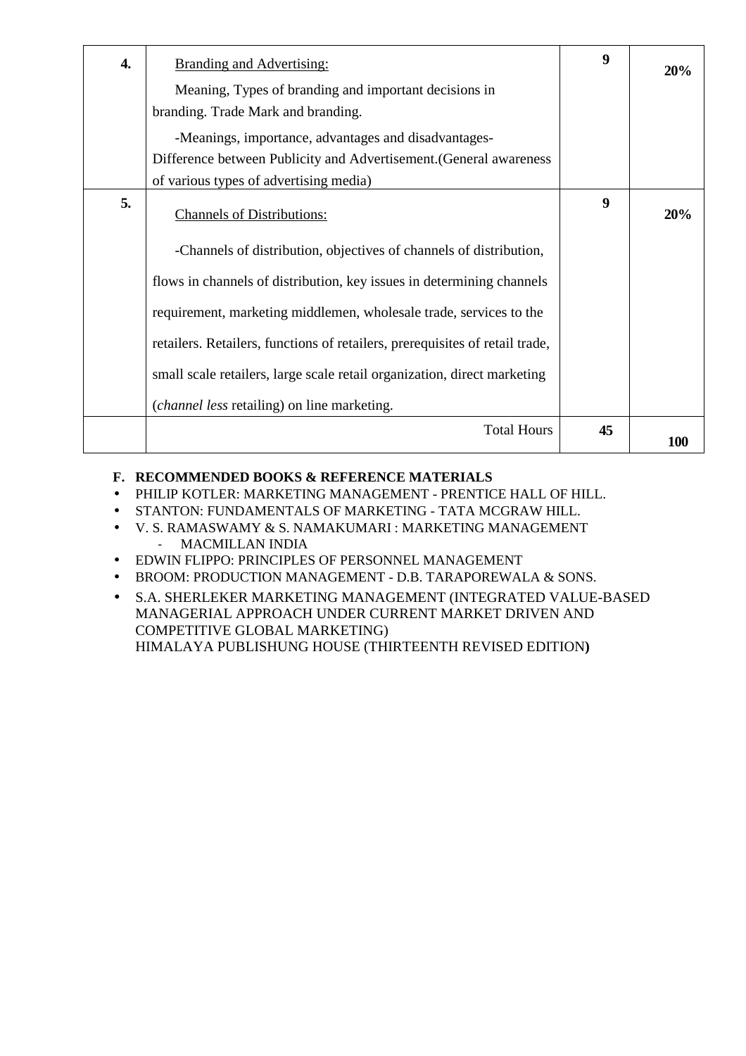| | | | |
|---|---|---|---|
| **4.** | Branding and Advertising:<br>Meaning, Types of branding and important decisions in branding. Trade Mark and branding.<br>-Meanings, importance, advantages and disadvantages-Difference between Publicity and Advertisement.(General awareness of various types of advertising media) | **9** | **20%** |
| **5.** | Channels of Distributions:<br>-Channels of distribution, objectives of channels of distribution, flows in channels of distribution, key issues in determining channels requirement, marketing middlemen, wholesale trade, services to the retailers. Retailers, functions of retailers, prerequisites of retail trade, small scale retailers, large scale retail organization, direct marketing (*channel less* retailing) on line marketing. | **9** | **20%** |
| | Total Hours | **45** | **100** |

**F. RECOMMENDED BOOKS & REFERENCE MATERIALS**

- PHILIP KOTLER: MARKETING MANAGEMENT - PRENTICE HALL OF HILL.
- STANTON: FUNDAMENTALS OF MARKETING - TATA MCGRAW HILL.
- V. S. RAMASWAMY & S. NAMAKUMARI : MARKETING MANAGEMENT
  - MACMILLAN INDIA
- EDWIN FLIPPO: PRINCIPLES OF PERSONNEL MANAGEMENT
- BROOM: PRODUCTION MANAGEMENT - D.B. TARAPOREWALA & SONS.
- S.A. SHERLEKER MARKETING MANAGEMENT (INTEGRATED VALUE-BASED MANAGERIAL APPROACH UNDER CURRENT MARKET DRIVEN AND COMPETITIVE GLOBAL MARKETING)
  HIMALAYA PUBLISHUNG HOUSE (THIRTEENTH REVISED EDITION)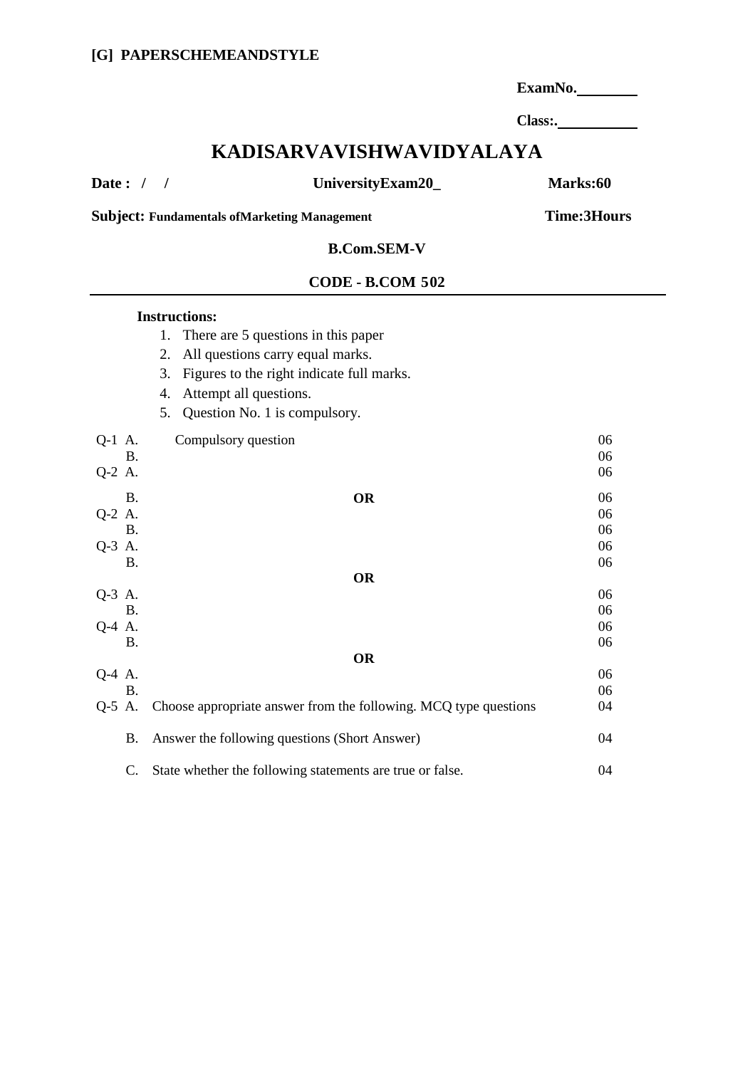**[G] PAPERSCHEMEANDSTYLE**

**ExamNo.\_\_\_\_\_\_\_\_**

**Class:.\_\_\_\_\_\_\_\_\_\_**

# KADISARVAVISHWAVIDYALAYA

**Date : / /** **UniversityExam20_** **Marks:60**

**Subject: Fundamentals ofMarketing Management** **Time:3Hours**

**B.Com.SEM-V**

**CODE - B.COM 502**

---

**Instructions:**

1. There are 5 questions in this paper
2. All questions carry equal marks.
3. Figures to the right indicate full marks.
4. Attempt all questions.
5. Question No. 1 is compulsory.

| | | | |
|---|---|---|---|
| Q-1 | A. | Compulsory question | 06 |
| | B. | | 06 |
| Q-2 | A. | | 06 |
| | B. | | 06 |
| | | **OR** | |
| Q-2 | A. | | 06 |
| | B. | | 06 |
| Q-3 | A. | | 06 |
| | B. | | 06 |
| | | **OR** | |
| Q-3 | A. | | 06 |
| | B. | | 06 |
| Q-4 | A. | | 06 |
| | B. | | 06 |
| | | **OR** | |
| Q-4 | A. | | 06 |
| | B. | | 06 |
| Q-5 | A. | Choose appropriate answer from the following. MCQ type questions | 04 |
| | B. | Answer the following questions (Short Answer) | 04 |
| | C. | State whether the following statements are true or false. | 04 |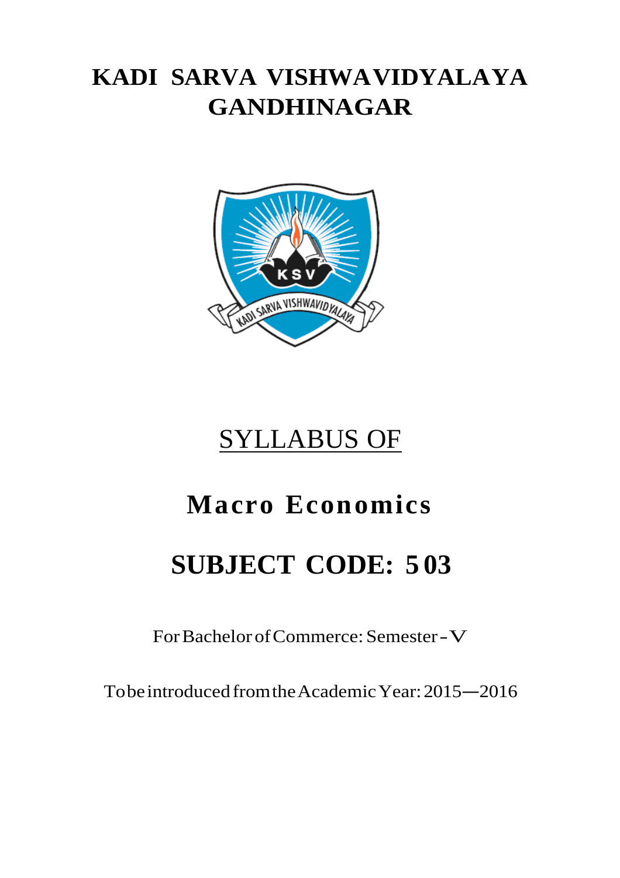# KADI SARVA VISHWAVIDYALAYA
# GANDHINAGAR

SYLLABUS OF

# Macro Economics

# SUBJECT CODE: 503

For Bachelor of Commerce: Semester - V

To be introduced from the Academic Year: 2015—2016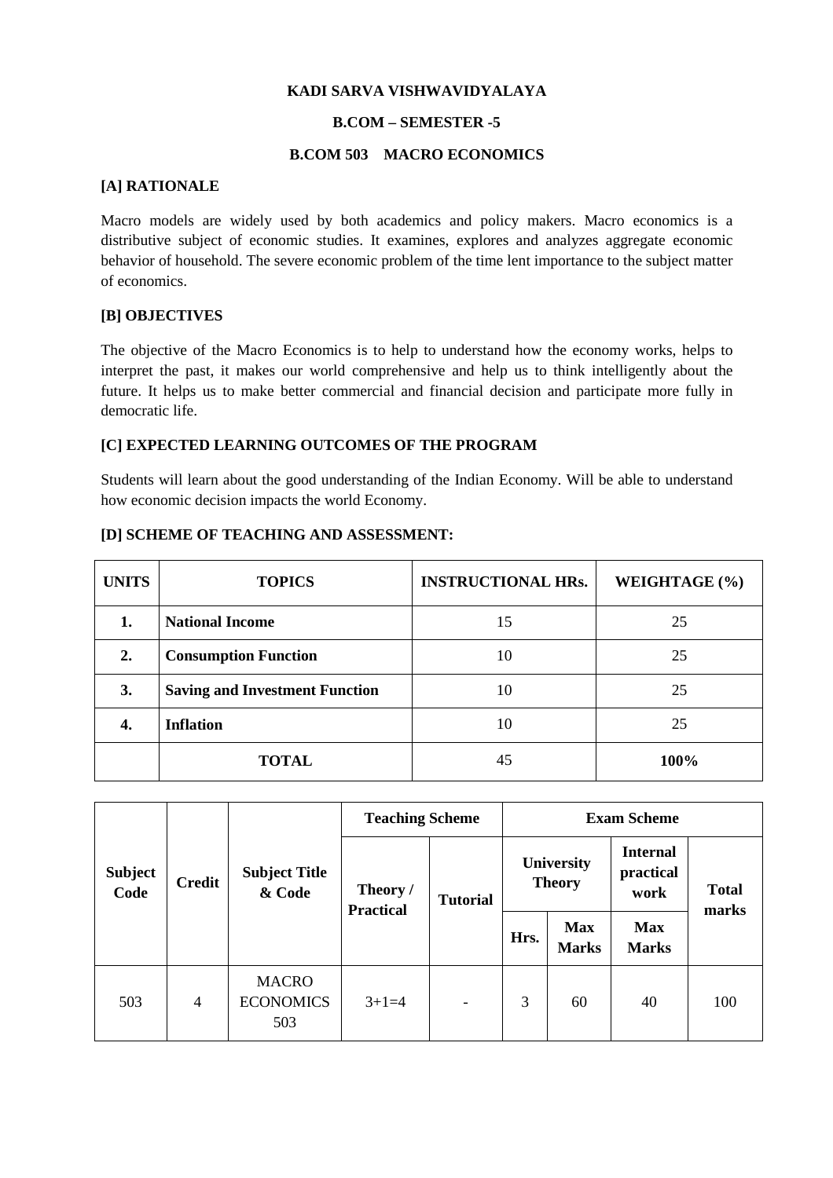**KADI SARVA VISHWAVIDYALAYA**

**B.COM – SEMESTER -5**

**B.COM 503 MACRO ECONOMICS**

### [A] RATIONALE

Macro models are widely used by both academics and policy makers. Macro economics is a distributive subject of economic studies. It examines, explores and analyzes aggregate economic behavior of household. The severe economic problem of the time lent importance to the subject matter of economics.

### [B] OBJECTIVES

The objective of the Macro Economics is to help to understand how the economy works, helps to interpret the past, it makes our world comprehensive and help us to think intelligently about the future. It helps us to make better commercial and financial decision and participate more fully in democratic life.

### [C] EXPECTED LEARNING OUTCOMES OF THE PROGRAM

Students will learn about the good understanding of the Indian Economy. Will be able to understand how economic decision impacts the world Economy.

### [D] SCHEME OF TEACHING AND ASSESSMENT:

| UNITS | TOPICS | INSTRUCTIONAL HRs. | WEIGHTAGE (%) |
|---|---|---|---|
| **1.** | **National Income** | 15 | 25 |
| **2.** | **Consumption Function** | 10 | 25 |
| **3.** | **Saving and Investment Function** | 10 | 25 |
| **4.** | **Inflation** | 10 | 25 |
| | **TOTAL** | 45 | **100%** |

| Subject Code | Credit | Subject Title & Code | Teaching Scheme | | Exam Scheme | | | |
|---|---|---|---|---|---|---|---|---|
| | | | Theory / Practical | Tutorial | University Theory | | Internal practical work | Total marks |
| | | | | | Hrs. | Max Marks | Max Marks | |
| 503 | 4 | MACRO ECONOMICS 503 | 3+1=4 | - | 3 | 60 | 40 | 100 |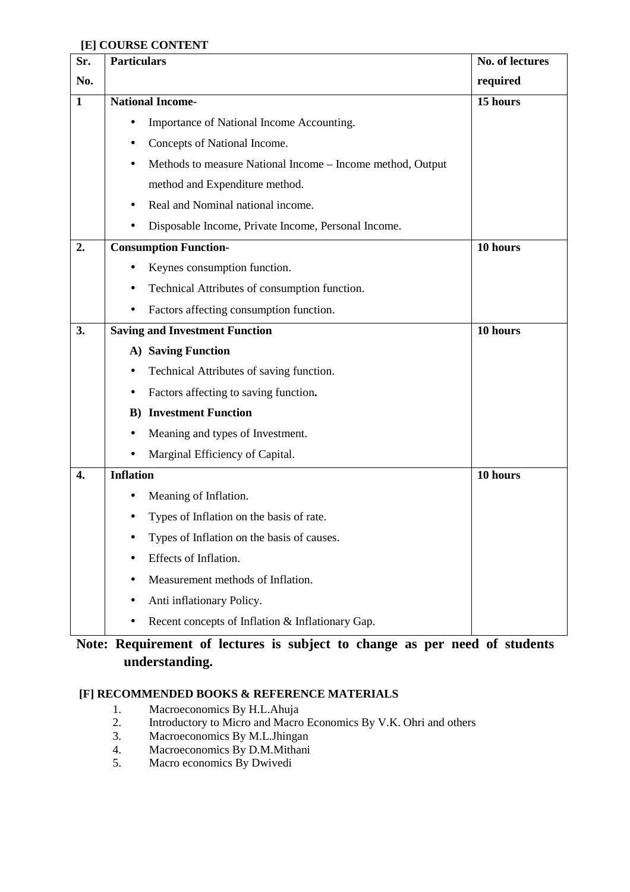**[E] COURSE CONTENT**

| Sr. No. | Particulars | No. of lectures required |
|---|---|---|
| 1 | **National Income-**<br>• Importance of National Income Accounting.<br>• Concepts of National Income.<br>• Methods to measure National Income – Income method, Output method and Expenditure method.<br>• Real and Nominal national income.<br>• Disposable Income, Private Income, Personal Income. | **15 hours** |
| 2. | **Consumption Function-**<br>• Keynes consumption function.<br>• Technical Attributes of consumption function.<br>• Factors affecting consumption function. | **10 hours** |
| 3. | **Saving and Investment Function**<br>**A) Saving Function**<br>• Technical Attributes of saving function.<br>• Factors affecting to saving function.<br>**B) Investment Function**<br>• Meaning and types of Investment.<br>• Marginal Efficiency of Capital. | **10 hours** |
| 4. | **Inflation**<br>• Meaning of Inflation.<br>• Types of Inflation on the basis of rate.<br>• Types of Inflation on the basis of causes.<br>• Effects of Inflation.<br>• Measurement methods of Inflation.<br>• Anti inflationary Policy.<br>• Recent concepts of Inflation & Inflationary Gap. | **10 hours** |

**Note: Requirement of lectures is subject to change as per need of students understanding.**

**[F] RECOMMENDED BOOKS & REFERENCE MATERIALS**

1. Macroeconomics By H.L.Ahuja
2. Introductory to Micro and Macro Economics By V.K. Ohri and others
3. Macroeconomics By M.L.Jhingan
4. Macroeconomics By D.M.Mithani
5. Macro economics By Dwivedi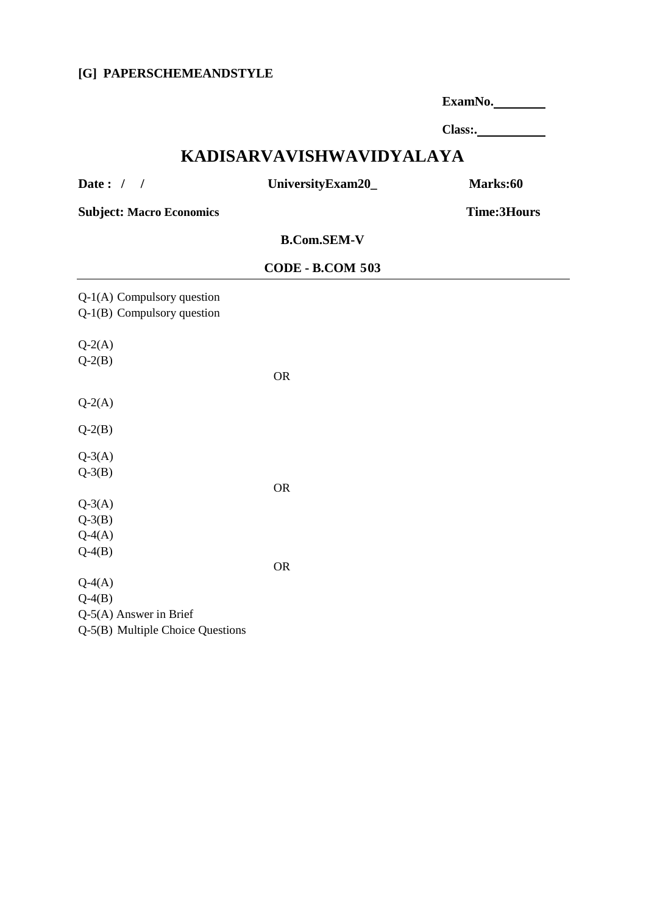**[G] PAPERSCHEMEANDSTYLE**

**ExamNo.________**

**Class:.__________**

# KADISARVAVISHWAVIDYALAYA

**Date : / /** **UniversityExam20_** **Marks:60**

**Subject: Macro Economics** **Time:3Hours**

**B.Com.SEM-V**

**CODE - B.COM 503**

---

Q-1(A) Compulsory question
Q-1(B) Compulsory question

Q-2(A)
Q-2(B)

OR

Q-2(A)

Q-2(B)

Q-3(A)
Q-3(B)

OR

Q-3(A)
Q-3(B)
Q-4(A)
Q-4(B)

OR

Q-4(A)
Q-4(B)
Q-5(A) Answer in Brief
Q-5(B) Multiple Choice Questions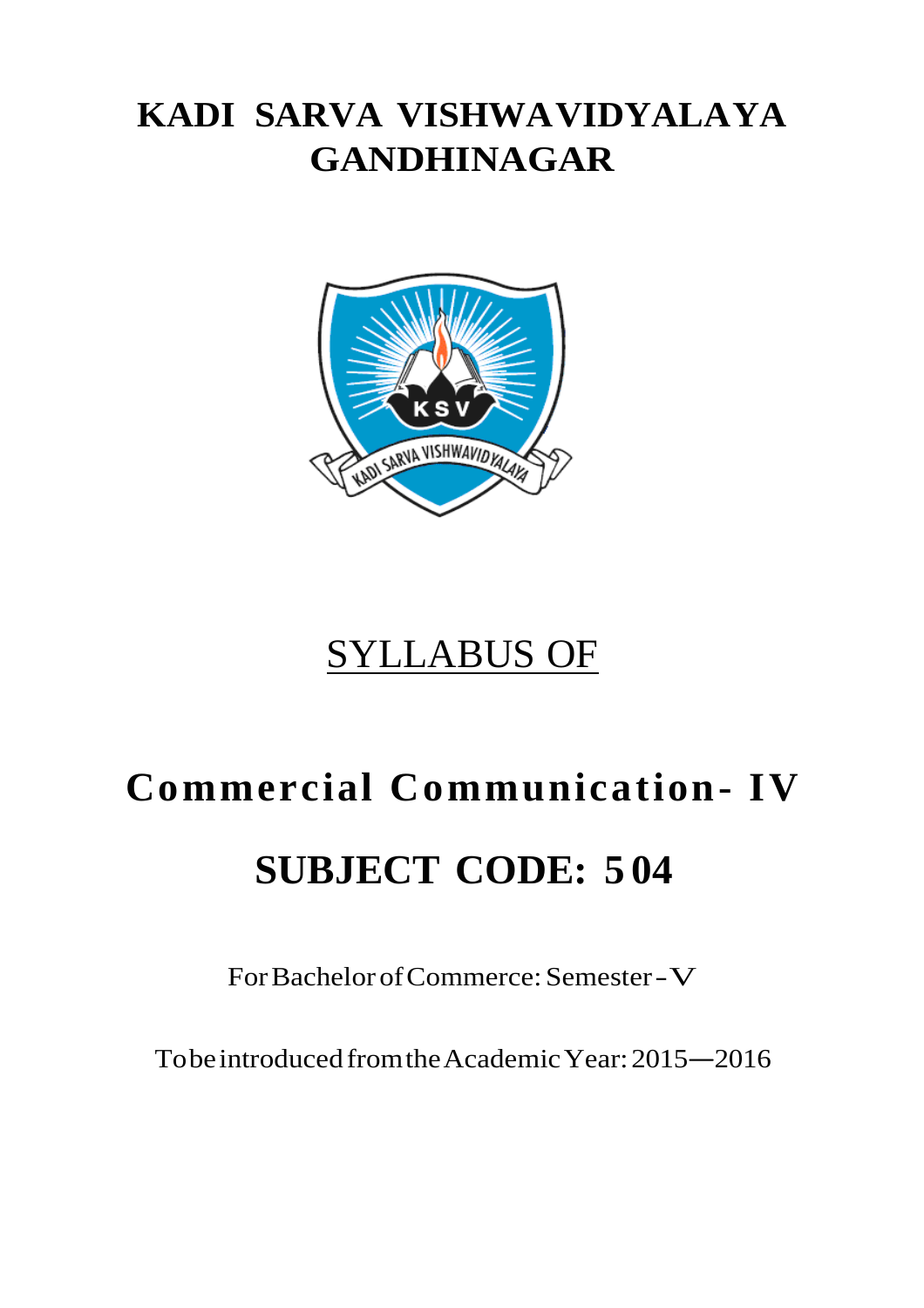# KADI SARVA VISHWAVIDYALAYA GANDHINAGAR

SYLLABUS OF

# Commercial Communication- IV

# SUBJECT CODE: 504

For Bachelor of Commerce: Semester - V

To be introduced from the Academic Year: 2015—2016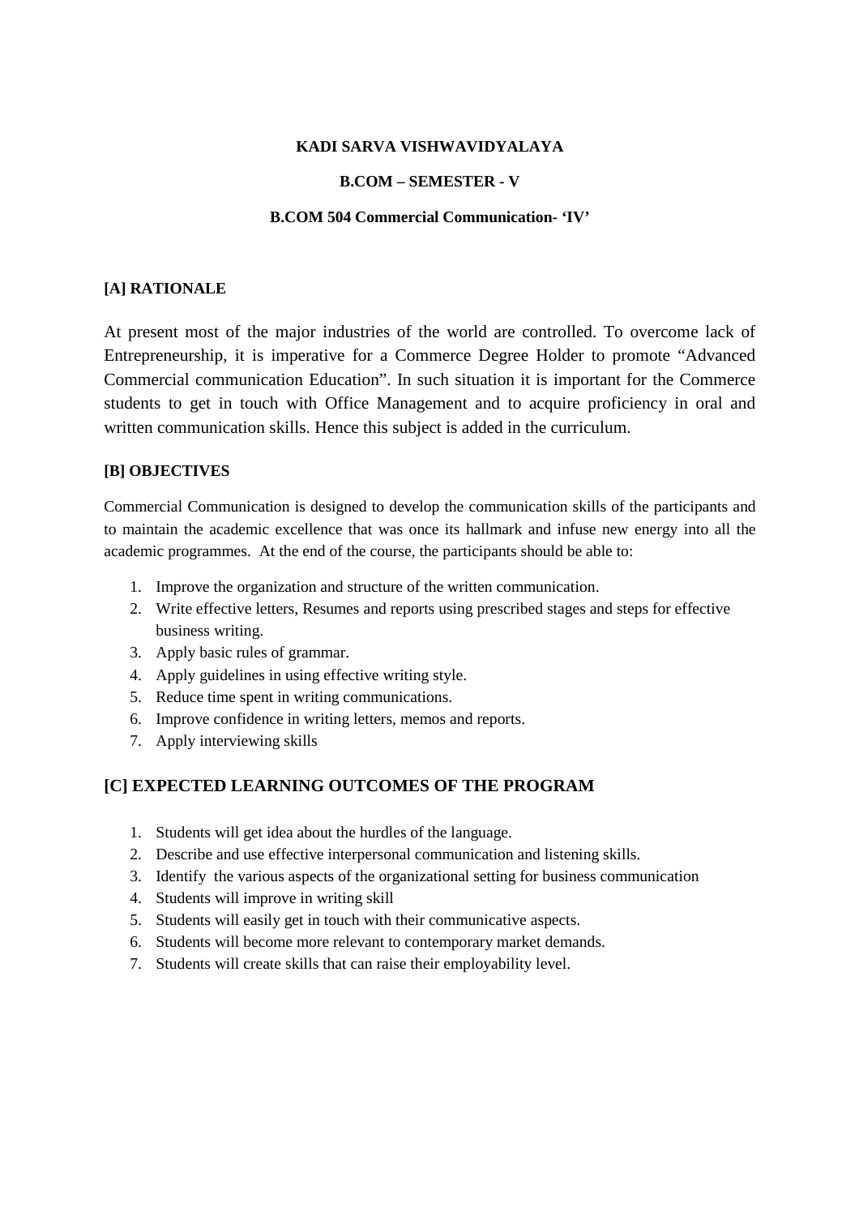**KADI SARVA VISHWAVIDYALAYA**

**B.COM – SEMESTER - V**

**B.COM 504 Commercial Communication- 'IV'**

## [A] RATIONALE

At present most of the major industries of the world are controlled. To overcome lack of Entrepreneurship, it is imperative for a Commerce Degree Holder to promote "Advanced Commercial communication Education". In such situation it is important for the Commerce students to get in touch with Office Management and to acquire proficiency in oral and written communication skills. Hence this subject is added in the curriculum.

## [B] OBJECTIVES

Commercial Communication is designed to develop the communication skills of the participants and to maintain the academic excellence that was once its hallmark and infuse new energy into all the academic programmes. At the end of the course, the participants should be able to:

1. Improve the organization and structure of the written communication.
2. Write effective letters, Resumes and reports using prescribed stages and steps for effective business writing.
3. Apply basic rules of grammar.
4. Apply guidelines in using effective writing style.
5. Reduce time spent in writing communications.
6. Improve confidence in writing letters, memos and reports.
7. Apply interviewing skills

## [C] EXPECTED LEARNING OUTCOMES OF THE PROGRAM

1. Students will get idea about the hurdles of the language.
2. Describe and use effective interpersonal communication and listening skills.
3. Identify the various aspects of the organizational setting for business communication
4. Students will improve in writing skill
5. Students will easily get in touch with their communicative aspects.
6. Students will become more relevant to contemporary market demands.
7. Students will create skills that can raise their employability level.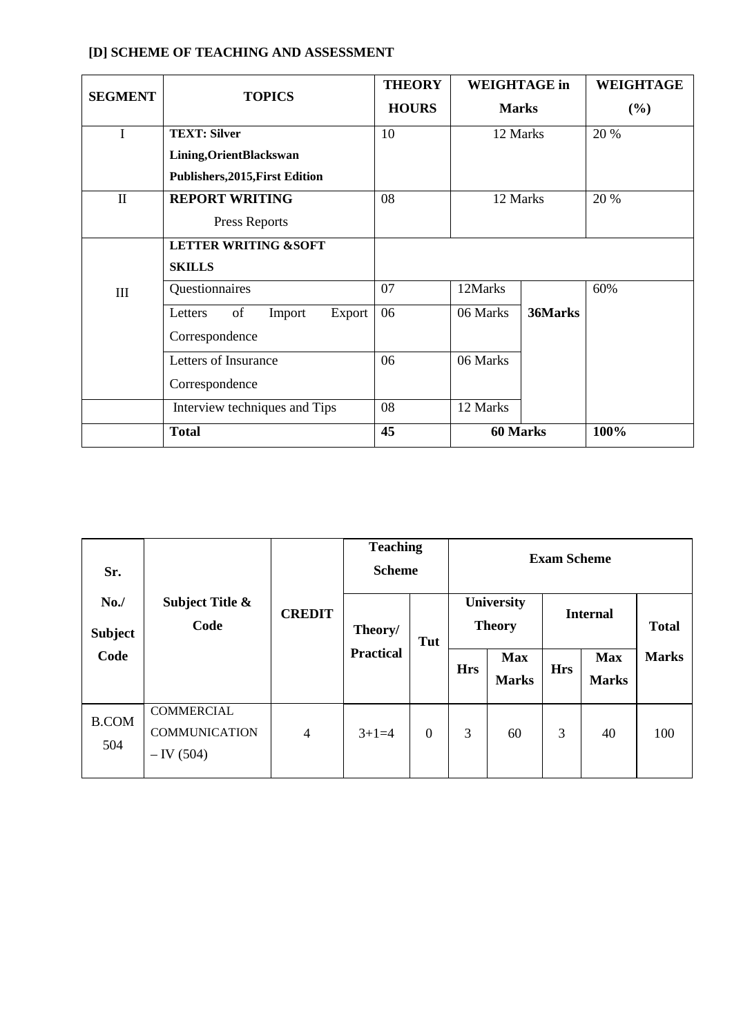### [D] SCHEME OF TEACHING AND ASSESSMENT

| SEGMENT | TOPICS | THEORY HOURS | WEIGHTAGE in Marks | | WEIGHTAGE (%) |
|---|---|---|---|---|---|
| I | **TEXT: Silver Lining,OrientBlackswan Publishers,2015,First Edition** | 10 | 12 Marks | | 20 % |
| II | **REPORT WRITING** Press Reports | 08 | 12 Marks | | 20 % |
| III | **LETTER WRITING &SOFT SKILLS** | | | | |
| | Questionnaires | 07 | 12Marks | **36Marks** | 60% |
| | Letters of Import Export Correspondence | 06 | 06 Marks | | |
| | Letters of Insurance Correspondence | 06 | 06 Marks | | |
| | Interview techniques and Tips | 08 | 12 Marks | | |
| | **Total** | **45** | **60 Marks** | | **100%** |

| Sr. No./ Subject Code | Subject Title & Code | CREDIT | Teaching Scheme | | Exam Scheme | | | | |
|---|---|---|---|---|---|---|---|---|---|
| | | | Theory/ Practical | Tut | University Theory | | Internal | | Total Marks |
| | | | | | Hrs | Max Marks | Hrs | Max Marks | |
| B.COM 504 | COMMERCIAL COMMUNICATION – IV (504) | 4 | 3+1=4 | 0 | 3 | 60 | 3 | 40 | 100 |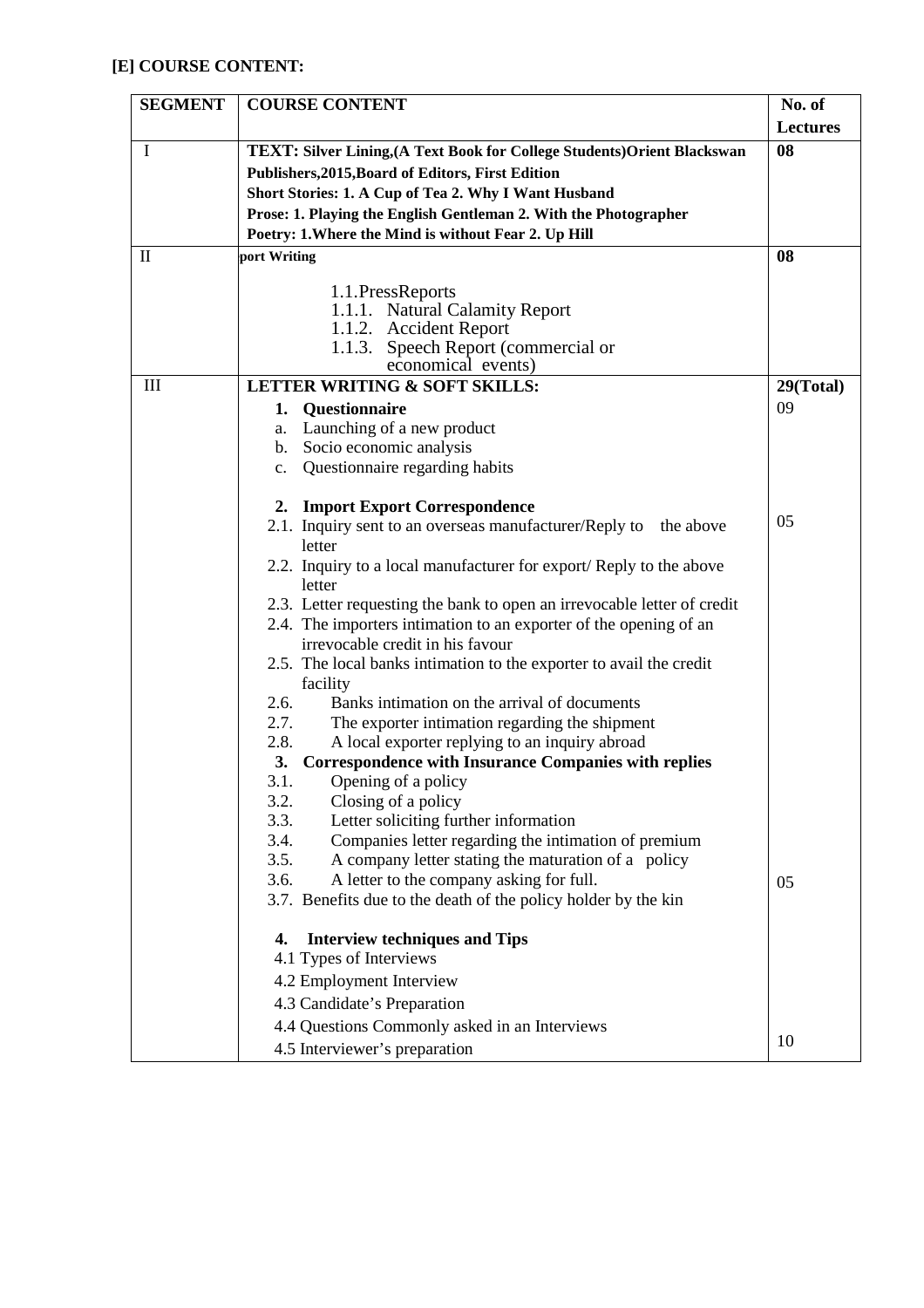**[E] COURSE CONTENT:**

| SEGMENT | COURSE CONTENT | No. of Lectures |
|---|---|---|
| I | **TEXT: Silver Lining,(A Text Book for College Students)Orient Blackswan Publishers,2015,Board of Editors, First Edition**<br>**Short Stories: 1. A Cup of Tea 2. Why I Want Husband**<br>**Prose: 1. Playing the English Gentleman 2. With the Photographer**<br>**Poetry: 1.Where the Mind is without Fear 2. Up Hill** | **08** |
| II | **port Writing**<br>1.1.PressReports<br>1.1.1. Natural Calamity Report<br>1.1.2. Accident Report<br>1.1.3. Speech Report (commercial or economical events) | **08** |
| III | **LETTER WRITING & SOFT SKILLS:** | **29(Total)** |
| | **1. Questionnaire**<br>a. Launching of a new product<br>b. Socio economic analysis<br>c. Questionnaire regarding habits | 09 |
| | **2. Import Export Correspondence**<br>2.1. Inquiry sent to an overseas manufacturer/Reply to the above letter<br>2.2. Inquiry to a local manufacturer for export/ Reply to the above letter<br>2.3. Letter requesting the bank to open an irrevocable letter of credit<br>2.4. The importers intimation to an exporter of the opening of an irrevocable credit in his favour<br>2.5. The local banks intimation to the exporter to avail the credit facility<br>2.6. Banks intimation on the arrival of documents<br>2.7. The exporter intimation regarding the shipment<br>2.8. A local exporter replying to an inquiry abroad | 05 |
| | **3. Correspondence with Insurance Companies with replies**<br>3.1. Opening of a policy<br>3.2. Closing of a policy<br>3.3. Letter soliciting further information<br>3.4. Companies letter regarding the intimation of premium<br>3.5. A company letter stating the maturation of a policy<br>3.6. A letter to the company asking for full.<br>3.7. Benefits due to the death of the policy holder by the kin | 05 |
| | **4. Interview techniques and Tips**<br>4.1 Types of Interviews<br>4.2 Employment Interview<br>4.3 Candidate's Preparation<br>4.4 Questions Commonly asked in an Interviews<br>4.5 Interviewer's preparation | 10 |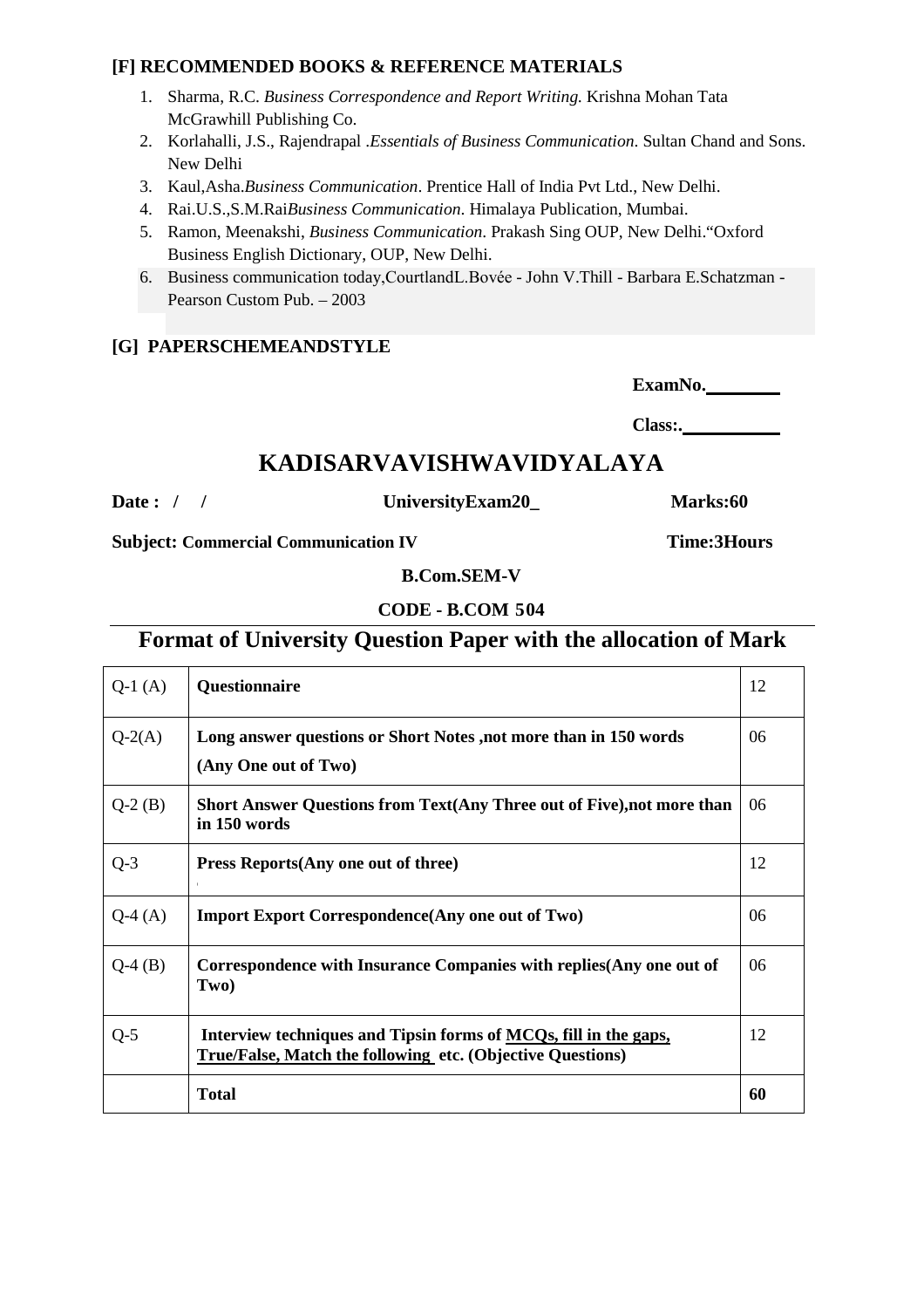### [F] RECOMMENDED BOOKS & REFERENCE MATERIALS

1. Sharma, R.C. *Business Correspondence and Report Writing.* Krishna Mohan Tata McGrawhill Publishing Co.
2. Korlahalli, J.S., Rajendrapal .*Essentials of Business Communication*. Sultan Chand and Sons. New Delhi
3. Kaul,Asha.*Business Communication*. Prentice Hall of India Pvt Ltd., New Delhi.
4. Rai.U.S.,S.M.Rai*Business Communication*. Himalaya Publication, Mumbai.
5. Ramon, Meenakshi, *Business Communication*. Prakash Sing OUP, New Delhi."Oxford Business English Dictionary, OUP, New Delhi.
6. Business communication today,CourtlandL.Bovée - John V.Thill - Barbara E.Schatzman - Pearson Custom Pub. – 2003

### [G] PAPERSCHEMEANDSTYLE

**ExamNo.________**

**Class:.__________**

## KADISARVAVISHWAVIDYALAYA

**Date : / /** **UniversityExam20_** **Marks:60**

**Subject: Commercial Communication IV** **Time:3Hours**

**B.Com.SEM-V**

**CODE - B.COM 504**

## Format of University Question Paper with the allocation of Mark

| Q-1 (A) | **Questionnaire** | 12 |
|---|---|---|
| Q-2(A) | **Long answer questions or Short Notes ,not more than in 150 words (Any One out of Two)** | 06 |
| Q-2 (B) | **Short Answer Questions from Text(Any Three out of Five),not more than in 150 words** | 06 |
| Q-3 | **Press Reports(Any one out of three)** | 12 |
| Q-4 (A) | **Import Export Correspondence(Any one out of Two)** | 06 |
| Q-4 (B) | **Correspondence with Insurance Companies with replies(Any one out of Two)** | 06 |
| Q-5 | **Interview techniques and Tipsin forms of MCQs, fill in the gaps, True/False, Match the following etc. (Objective Questions)** | 12 |
| | **Total** | **60** |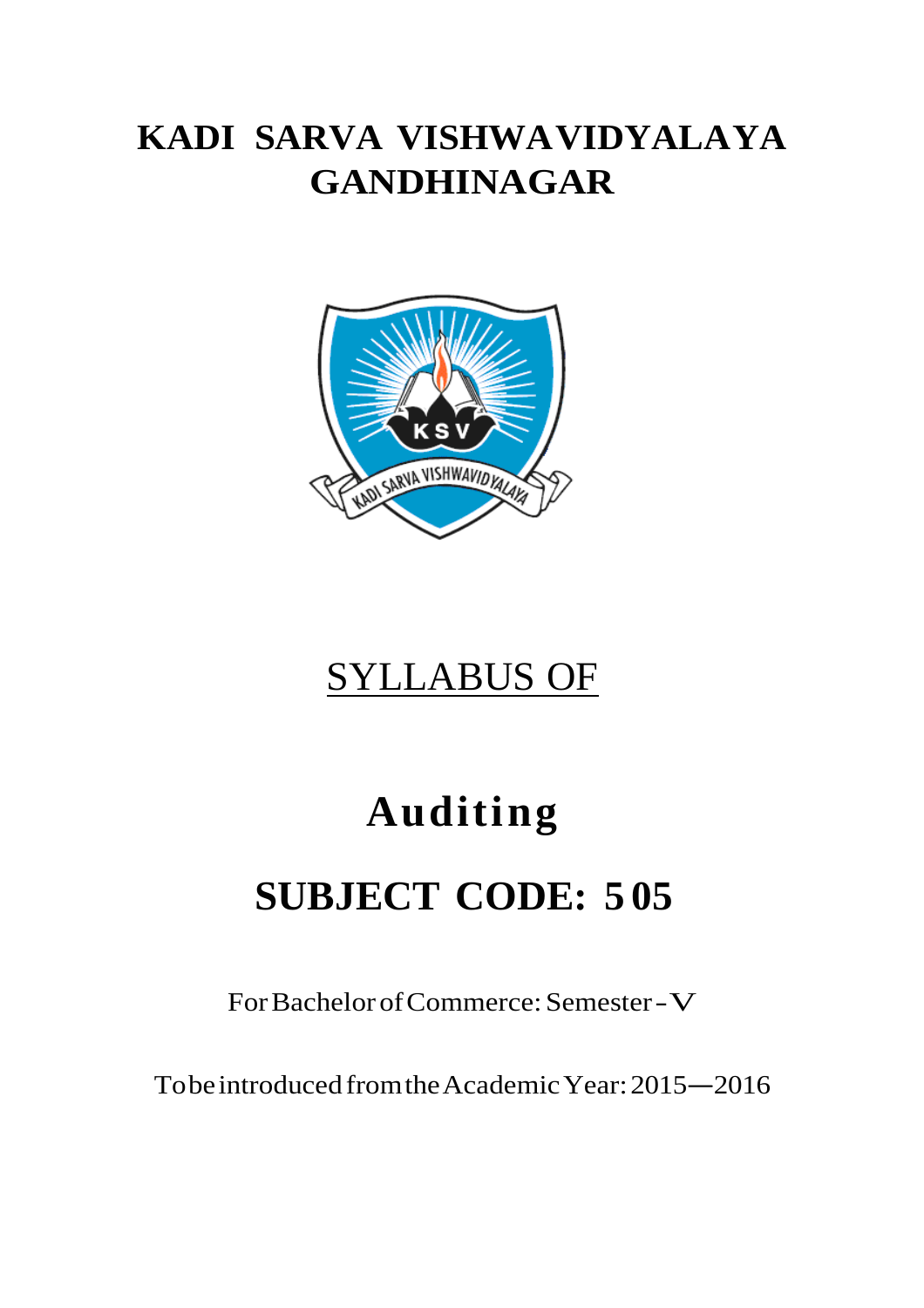# KADI SARVA VISHWAVIDYALAYA GANDHINAGAR

SYLLABUS OF

# Auditing

# SUBJECT CODE: 505

For Bachelor of Commerce: Semester - V

To be introduced from the Academic Year: 2015—2016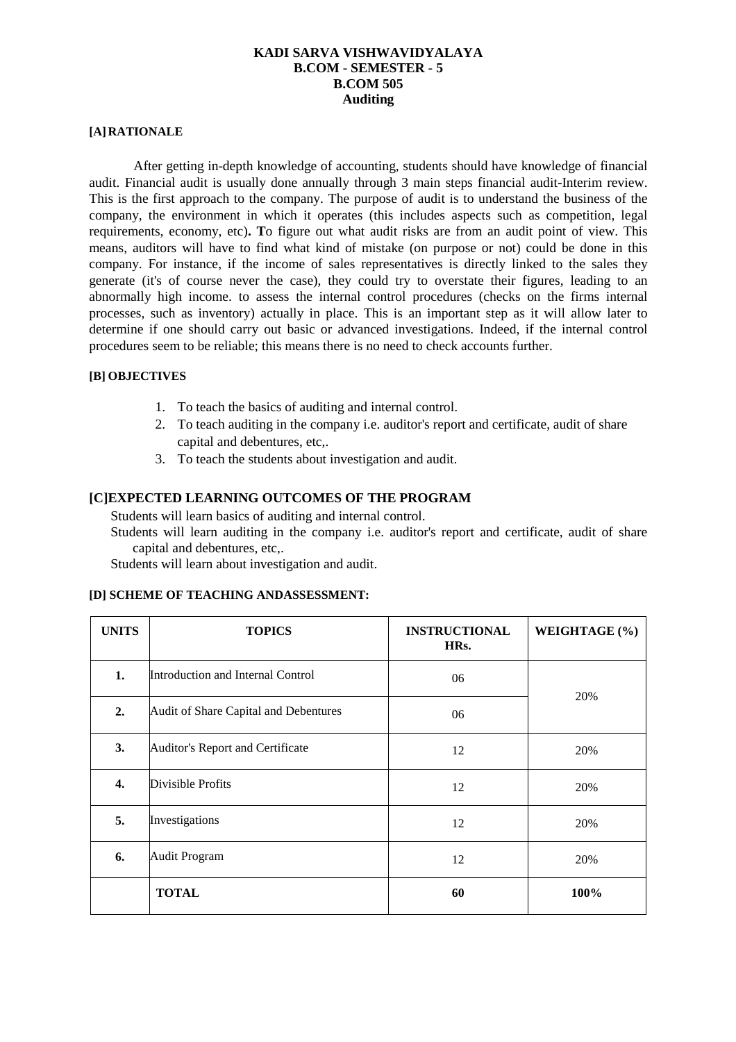**KADI SARVA VISHWAVIDYALAYA**
**B.COM - SEMESTER - 5**
**B.COM 505**
**Auditing**

#### [A] RATIONALE

After getting in-depth knowledge of accounting, students should have knowledge of financial audit. Financial audit is usually done annually through 3 main steps financial audit-Interim review. This is the first approach to the company. The purpose of audit is to understand the business of the company, the environment in which it operates (this includes aspects such as competition, legal requirements, economy, etc)**. T**o figure out what audit risks are from an audit point of view. This means, auditors will have to find what kind of mistake (on purpose or not) could be done in this company. For instance, if the income of sales representatives is directly linked to the sales they generate (it's of course never the case), they could try to overstate their figures, leading to an abnormally high income. to assess the internal control procedures (checks on the firms internal processes, such as inventory) actually in place. This is an important step as it will allow later to determine if one should carry out basic or advanced investigations. Indeed, if the internal control procedures seem to be reliable; this means there is no need to check accounts further.

#### [B] OBJECTIVES

1. To teach the basics of auditing and internal control.
2. To teach auditing in the company i.e. auditor's report and certificate, audit of share capital and debentures, etc,.
3. To teach the students about investigation and audit.

### [C]EXPECTED LEARNING OUTCOMES OF THE PROGRAM

Students will learn basics of auditing and internal control.

Students will learn auditing in the company i.e. auditor's report and certificate, audit of share capital and debentures, etc,.

Students will learn about investigation and audit.

#### [D] SCHEME OF TEACHING ANDASSESSMENT:

| UNITS | TOPICS | INSTRUCTIONAL HRs. | WEIGHTAGE (%) |
|---|---|---|---|
| 1. | Introduction and Internal Control | 06 | 20% |
| 2. | Audit of Share Capital and Debentures | 06 | |
| 3. | Auditor's Report and Certificate | 12 | 20% |
| 4. | Divisible Profits | 12 | 20% |
| 5. | Investigations | 12 | 20% |
| 6. | Audit Program | 12 | 20% |
| | **TOTAL** | **60** | **100%** |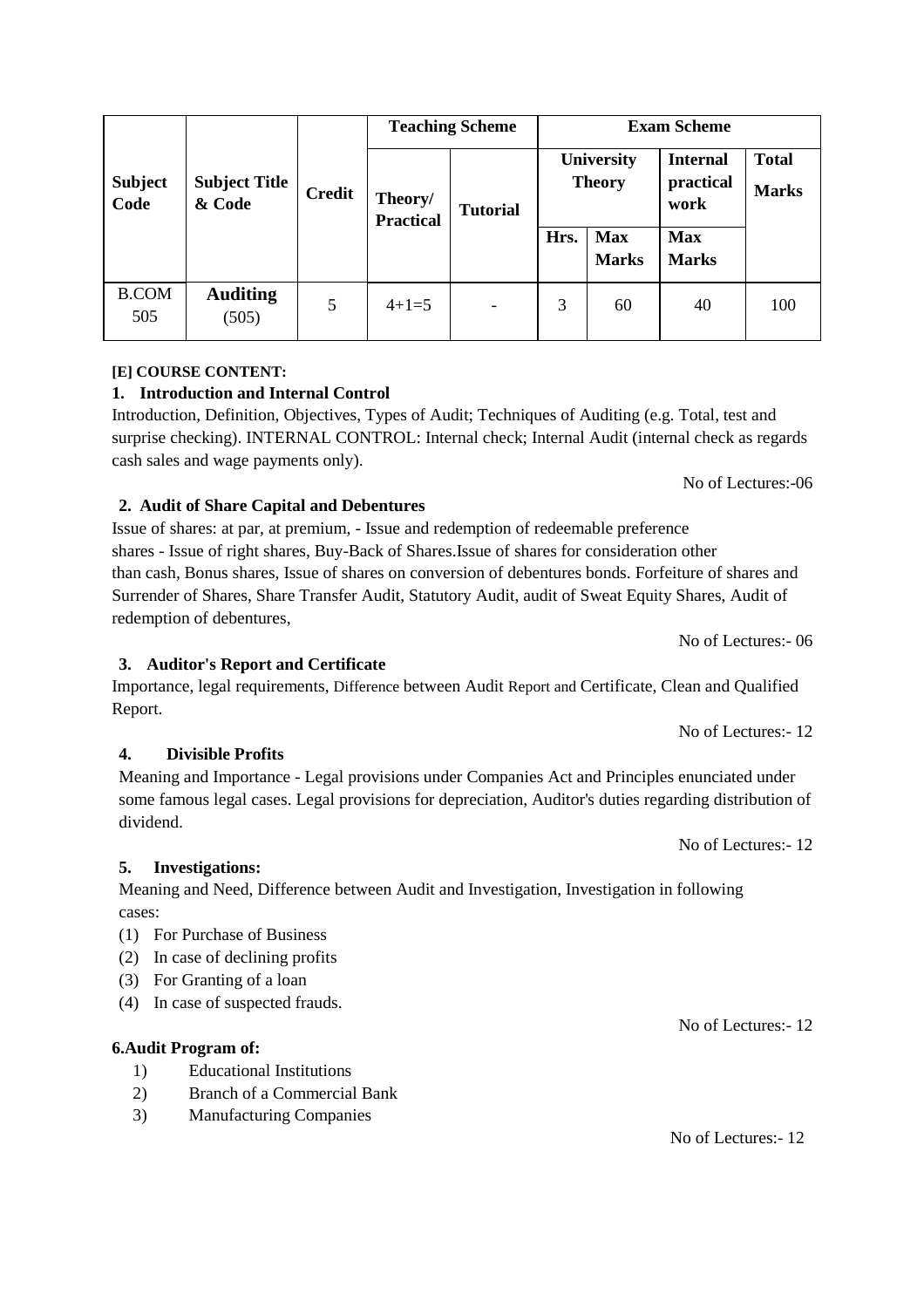| Subject Code | Subject Title & Code | Credit | Teaching Scheme | | Exam Scheme | | | |
|---|---|---|---|---|---|---|---|---|
| | | | Theory/ Practical | Tutorial | University Theory | | Internal practical work | Total Marks |
| | | | | | Hrs. | Max Marks | Max Marks | |
| B.COM 505 | **Auditing** (505) | 5 | 4+1=5 | - | 3 | 60 | 40 | 100 |

**[E] COURSE CONTENT:**

**1. Introduction and Internal Control**

Introduction, Definition, Objectives, Types of Audit; Techniques of Auditing (e.g. Total, test and surprise checking). INTERNAL CONTROL: Internal check; Internal Audit (internal check as regards cash sales and wage payments only).

No of Lectures:-06

**2. Audit of Share Capital and Debentures**

Issue of shares: at par, at premium, - Issue and redemption of redeemable preference shares - Issue of right shares, Buy-Back of Shares.Issue of shares for consideration other than cash, Bonus shares, Issue of shares on conversion of debentures bonds. Forfeiture of shares and Surrender of Shares, Share Transfer Audit, Statutory Audit, audit of Sweat Equity Shares, Audit of redemption of debentures,

No of Lectures:- 06

**3. Auditor's Report and Certificate**

Importance, legal requirements, Difference between Audit Report and Certificate, Clean and Qualified Report.

No of Lectures:- 12

**4. Divisible Profits**

Meaning and Importance - Legal provisions under Companies Act and Principles enunciated under some famous legal cases. Legal provisions for depreciation, Auditor's duties regarding distribution of dividend.

No of Lectures:- 12

**5. Investigations:**

Meaning and Need, Difference between Audit and Investigation, Investigation in following cases:

(1) For Purchase of Business
(2) In case of declining profits
(3) For Granting of a loan
(4) In case of suspected frauds.

No of Lectures:- 12

**6.Audit Program of:**

1) Educational Institutions
2) Branch of a Commercial Bank
3) Manufacturing Companies

No of Lectures:- 12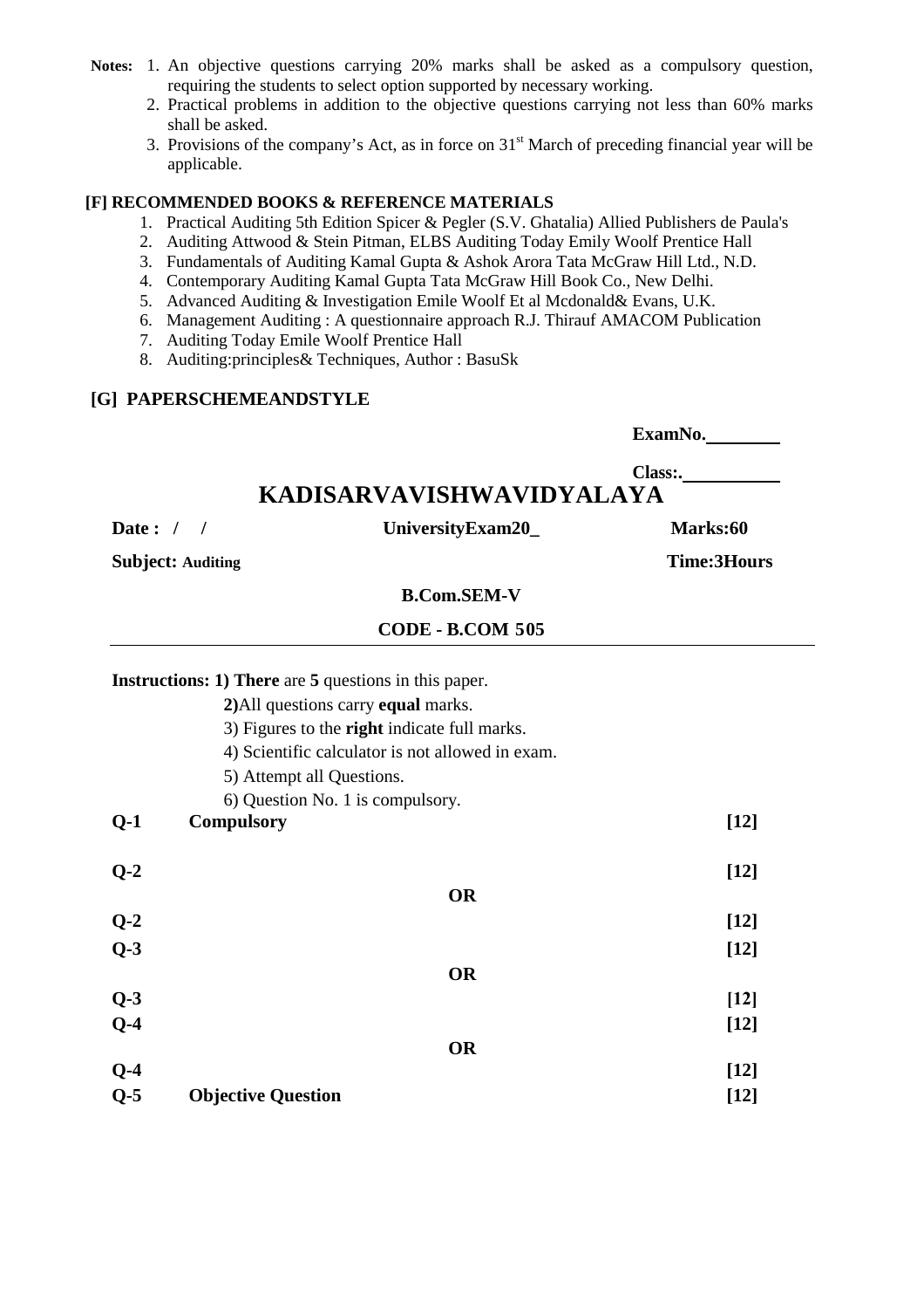**Notes:**

1. An objective questions carrying 20% marks shall be asked as a compulsory question, requiring the students to select option supported by necessary working.
2. Practical problems in addition to the objective questions carrying not less than 60% marks shall be asked.
3. Provisions of the company's Act, as in force on 31st March of preceding financial year will be applicable.

## [F] RECOMMENDED BOOKS & REFERENCE MATERIALS

1. Practical Auditing 5th Edition Spicer & Pegler (S.V. Ghatalia) Allied Publishers de Paula's
2. Auditing Attwood & Stein Pitman, ELBS Auditing Today Emily Woolf Prentice Hall
3. Fundamentals of Auditing Kamal Gupta & Ashok Arora Tata McGraw Hill Ltd., N.D.
4. Contemporary Auditing Kamal Gupta Tata McGraw Hill Book Co., New Delhi.
5. Advanced Auditing & Investigation Emile Woolf Et al Mcdonald& Evans, U.K.
6. Management Auditing : A questionnaire approach R.J. Thirauf AMACOM Publication
7. Auditing Today Emile Woolf Prentice Hall
8. Auditing:principles& Techniques, Author : BasuSk

## [G] PAPERSCHEMEANDSTYLE

**ExamNo.**\_\_\_\_\_\_\_\_

**Class:.**\_\_\_\_\_\_\_\_\_\_

# KADISARVAVISHWAVIDYALAYA

**Date : / /** **UniversityExam20_** **Marks:60**

**Subject: Auditing** **Time:3Hours**

**B.Com.SEM-V**

**CODE - B.COM 505**

---

**Instructions: 1) There** are **5** questions in this paper.

**2)**All questions carry **equal** marks.

3) Figures to the **right** indicate full marks.

4) Scientific calculator is not allowed in exam.

5) Attempt all Questions.

6) Question No. 1 is compulsory.

**Q-1** **Compulsory** **[12]**

**Q-2** **[12]**

**OR**

**Q-2** **[12]**

**Q-3** **[12]**

**OR**

**Q-3** **[12]**

**Q-4** **[12]**

**OR**

**Q-4** **[12]**

**Q-5** **Objective Question** **[12]**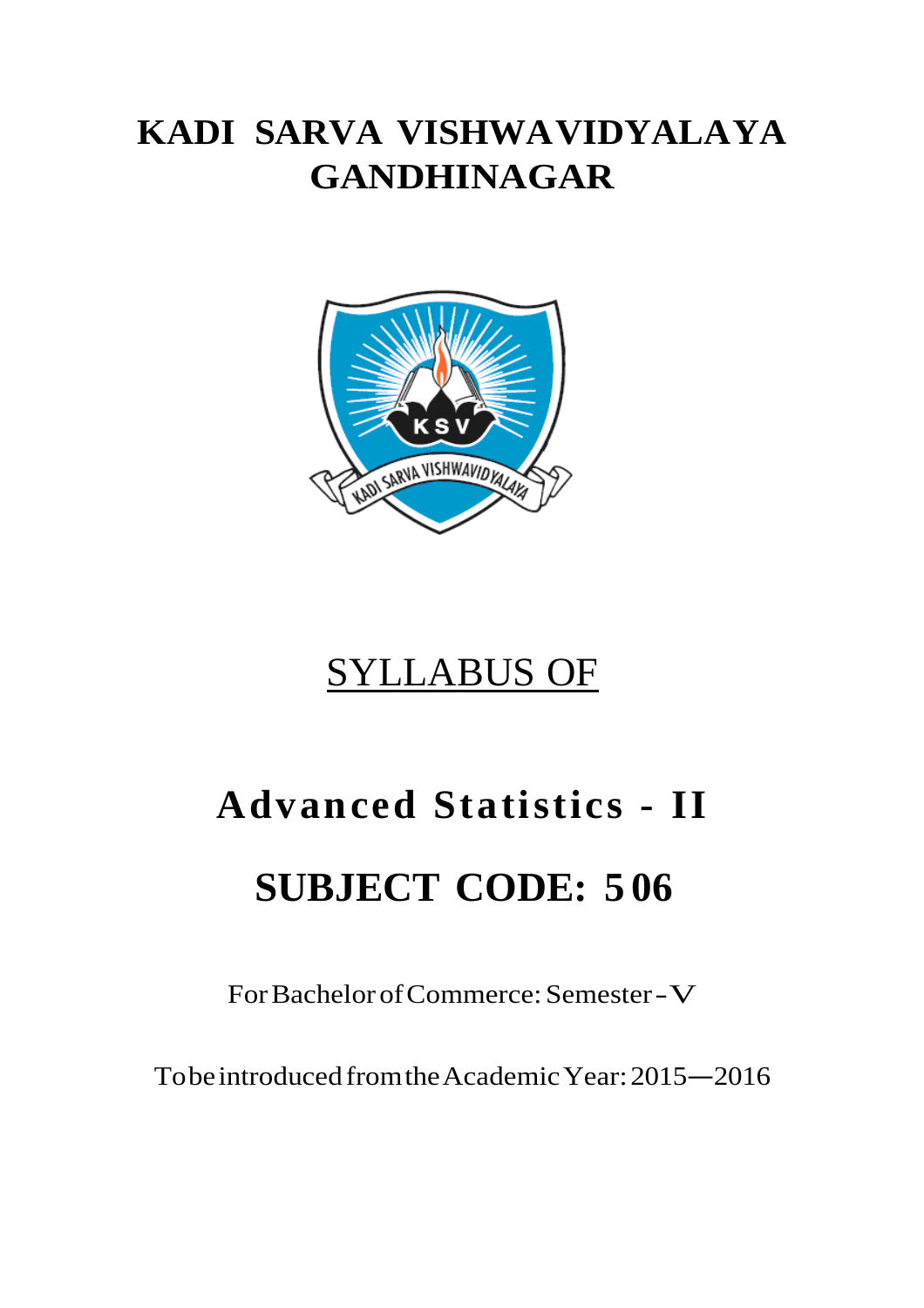# KADI SARVA VISHWAVIDYALAYA GANDHINAGAR

SYLLABUS OF

# Advanced Statistics - II

# SUBJECT CODE: 506

For Bachelor of Commerce: Semester - V

To be introduced from the Academic Year: 2015—2016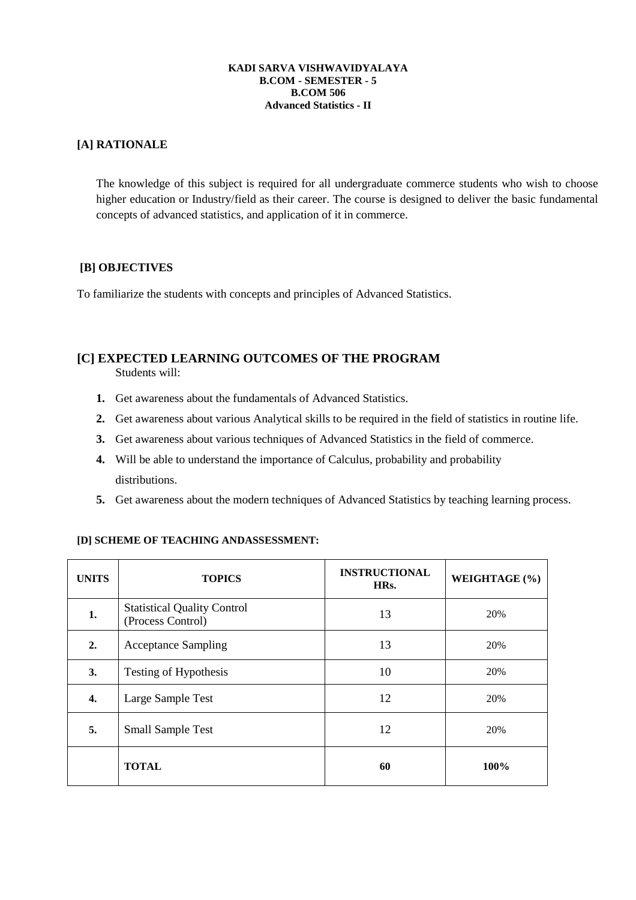**KADI SARVA VISHWAVIDYALAYA**
**B.COM - SEMESTER - 5**
**B.COM 506**
**Advanced Statistics - II**

## [A] RATIONALE

The knowledge of this subject is required for all undergraduate commerce students who wish to choose higher education or Industry/field as their career. The course is designed to deliver the basic fundamental concepts of advanced statistics, and application of it in commerce.

## [B] OBJECTIVES

To familiarize the students with concepts and principles of Advanced Statistics.

## [C] EXPECTED LEARNING OUTCOMES OF THE PROGRAM

Students will:

1. Get awareness about the fundamentals of Advanced Statistics.
2. Get awareness about various Analytical skills to be required in the field of statistics in routine life.
3. Get awareness about various techniques of Advanced Statistics in the field of commerce.
4. Will be able to understand the importance of Calculus, probability and probability distributions.
5. Get awareness about the modern techniques of Advanced Statistics by teaching learning process.

### [D] SCHEME OF TEACHING ANDASSESSMENT:

| UNITS | TOPICS | INSTRUCTIONAL HRs. | WEIGHTAGE (%) |
|---|---|---|---|
| **1.** | Statistical Quality Control (Process Control) | 13 | 20% |
| **2.** | Acceptance Sampling | 13 | 20% |
| **3.** | Testing of Hypothesis | 10 | 20% |
| **4.** | Large Sample Test | 12 | 20% |
| **5.** | Small Sample Test | 12 | 20% |
| | **TOTAL** | **60** | **100%** |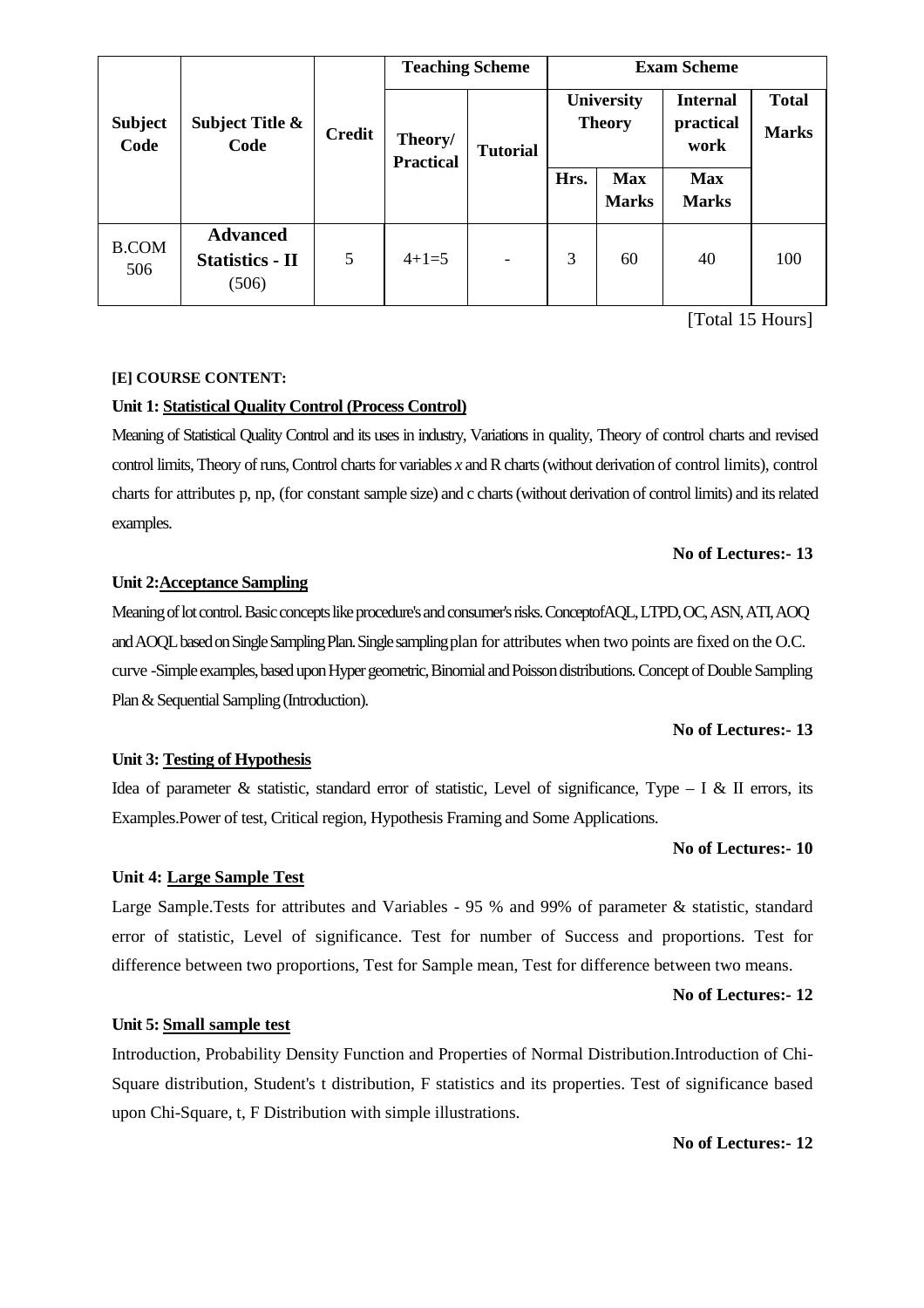| Subject Code | Subject Title & Code | Credit | Teaching Scheme | | Exam Scheme | | | |
|---|---|---|---|---|---|---|---|---|
| | | | Theory/ Practical | Tutorial | University Theory | | Internal practical work | Total Marks |
| | | | | | Hrs. | Max Marks | Max Marks | |
| B.COM 506 | **Advanced Statistics - II** (506) | 5 | 4+1=5 | - | 3 | 60 | 40 | 100 |

[Total 15 Hours]

**[E] COURSE CONTENT:**

**Unit 1: Statistical Quality Control (Process Control)**

Meaning of Statistical Quality Control and its uses in industry, Variations in quality, Theory of control charts and revised control limits, Theory of runs, Control charts for variables *x* and R charts (without derivation of control limits), control charts for attributes p, np, (for constant sample size) and c charts (without derivation of control limits) and its related examples.

**No of Lectures:- 13**

**Unit 2: Acceptance Sampling**

Meaning of lot control. Basic concepts like procedure's and consumer's risks. ConceptofAQL, LTPD, OC, ASN, ATI, AOQ and AOQL based on Single Sampling Plan. Single sampling plan for attributes when two points are fixed on the O.C. curve -Simple examples, based upon Hyper geometric, Binomial and Poisson distributions. Concept of Double Sampling Plan & Sequential Sampling (Introduction).

**No of Lectures:- 13**

**Unit 3: Testing of Hypothesis**

Idea of parameter & statistic, standard error of statistic, Level of significance, Type – I & II errors, its Examples.Power of test, Critical region, Hypothesis Framing and Some Applications.

**No of Lectures:- 10**

**Unit 4: Large Sample Test**

Large Sample.Tests for attributes and Variables - 95 % and 99% of parameter & statistic, standard error of statistic, Level of significance. Test for number of Success and proportions. Test for difference between two proportions, Test for Sample mean, Test for difference between two means.

**No of Lectures:- 12**

**Unit 5: Small sample test**

Introduction, Probability Density Function and Properties of Normal Distribution.Introduction of Chi-Square distribution, Student's t distribution, F statistics and its properties. Test of significance based upon Chi-Square, t, F Distribution with simple illustrations.

**No of Lectures:- 12**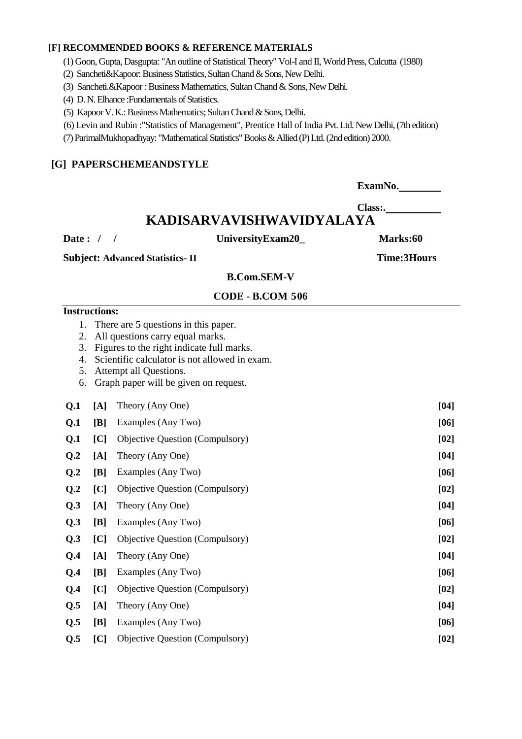**[F] RECOMMENDED BOOKS & REFERENCE MATERIALS**

(1) Goon, Gupta, Dasgupta: "An outline of Statistical Theory" Vol-I and II, World Press, Culcutta (1980)

(2) Sancheti&Kapoor: Business Statistics, Sultan Chand & Sons, New Delhi.

(3) Sancheti.&Kapoor : Business Mathematics, Sultan Chand & Sons, New Delhi.

(4) D. N. Elhance :Fundamentals of Statistics.

(5) Kapoor V. K.: Business Mathematics; Sultan Chand & Sons, Delhi.

(6) Levin and Rubin :"Statistics of Management", Prentice Hall of India Pvt. Ltd. New Delhi, (7th edition)

(7) ParimalMukhopadhyay: "Mathematical Statistics" Books & Allied (P) Ltd. (2nd edition) 2000.

**[G] PAPERSCHEMEANDSTYLE**

**ExamNo.________**

**Class:.__________**

## KADISARVAVISHWAVIDYALAYA

**Date : / /** **UniversityExam20_** **Marks:60**

**Subject: Advanced Statistics- II** **Time:3Hours**

**B.Com.SEM-V**

**CODE - B.COM 506**

**Instructions:**

1. There are 5 questions in this paper.
2. All questions carry equal marks.
3. Figures to the right indicate full marks.
4. Scientific calculator is not allowed in exam.
5. Attempt all Questions.
6. Graph paper will be given on request.

| | | | |
|---|---|---|---|
| **Q.1** | **[A]** | Theory (Any One) | **[04]** |
| **Q.1** | **[B]** | Examples (Any Two) | **[06]** |
| **Q.1** | **[C]** | Objective Question (Compulsory) | **[02]** |
| **Q.2** | **[A]** | Theory (Any One) | **[04]** |
| **Q.2** | **[B]** | Examples (Any Two) | **[06]** |
| **Q.2** | **[C]** | Objective Question (Compulsory) | **[02]** |
| **Q.3** | **[A]** | Theory (Any One) | **[04]** |
| **Q.3** | **[B]** | Examples (Any Two) | **[06]** |
| **Q.3** | **[C]** | Objective Question (Compulsory) | **[02]** |
| **Q.4** | **[A]** | Theory (Any One) | **[04]** |
| **Q.4** | **[B]** | Examples (Any Two) | **[06]** |
| **Q.4** | **[C]** | Objective Question (Compulsory) | **[02]** |
| **Q.5** | **[A]** | Theory (Any One) | **[04]** |
| **Q.5** | **[B]** | Examples (Any Two) | **[06]** |
| **Q.5** | **[C]** | Objective Question (Compulsory) | **[02]** |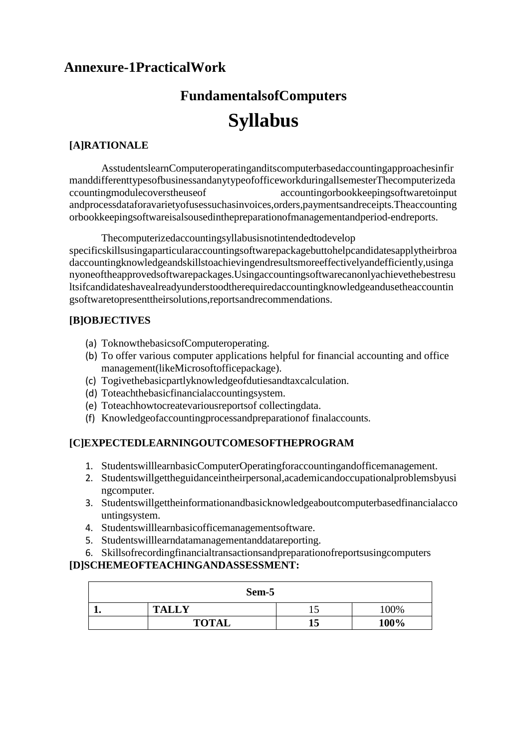# Annexure-1PracticalWork

## FundamentalsofComputers

# Syllabus

### [A]RATIONALE

AsstudentslearnComputeroperatinganditscomputerbasedaccountingapproachesinfirmanddifferenttypesofbusinessandanytypeofofficeworkduringallsemesterThecomputerizedaccountingmodulecoverstheuseof accountingorbookkeepingsoftwaretoinput andprocessdataforavarietyofusessuchasinvoices,orders,paymentsandreceipts.Theaccounting orbookkeepingsoftwareisalsousedinthepreparationofmanagementandperiod-endreports.

Thecomputerizedaccountingsyllabusisnotintendedtodevelop specificskillsusingaparticularaccountingsoftwarepackagebuttohelpcandidatesapplytheirbroadaccountingknowledgeandskillstoachievingendresultsmoreeffectivelyandefficiently,usinganyoneoftheapprovedsoftwarepackages.Usingaccountingsoftwarecanonlyachievethebestresultsifcandidateshavealreadyunderstoodtherequiredaccountingknowledgeandusetheaccountingsoftwaretopresenttheirsolutions,reportsandrecommendations.

### [B]OBJECTIVES

(a) ToknowthebasicsofComputeroperating.
(b) To offer various computer applications helpful for financial accounting and office management(likeMicrosoftofficepackage).
(c) Togivethebasicpartlyknowledgeofdutiesandtaxcalculation.
(d) Toteachthebasicfinancialaccountingsystem.
(e) Toteachhowtocreatevariousreportsof collectingdata.
(f) Knowledgeofaccountingprocessandpreparationof finalaccounts.

### [C]EXPECTEDLEARNINGOUTCOMESOFTHEPROGRAM

1. StudentswilllearnbasicComputerOperatingforaccountingandofficemanagement.
2. Studentswillgettheguidanceintheirpersonal,academicandoccupationalproblemsbyusingcomputer.
3. Studentswillgettheinformationandbasicknowledgeaboutcomputerbasedfinancialaccountingsystem.
4. Studentswilllearnbasicofficemanagementsoftware.
5. Studentswilllearndatamanagementanddatareporting.
6. Skillsofrecordingfinancialtransactionsandpreparationofreportsusingcomputers

### [D]SCHEMEOFTEACHINGANDASSESSMENT:

| Sem-5 | | | |
|---|---|---|---|
| **1.** | **TALLY** | 15 | 100% |
| | **TOTAL** | **15** | **100%** |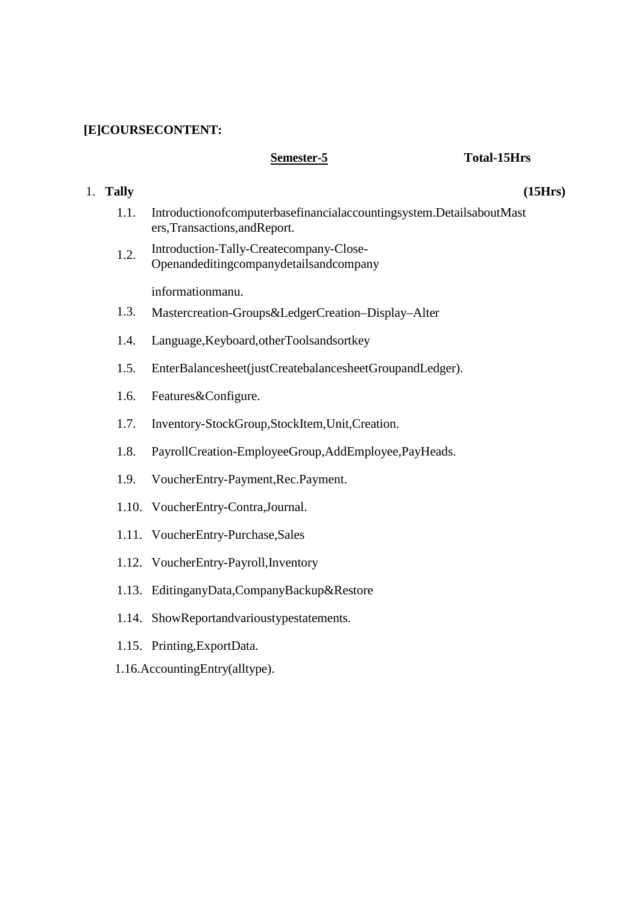**[E]COURSECONTENT:**

**Semester-5** **Total-15Hrs**

1. **Tally** **(15Hrs)**

   1.1. Introductionofcomputerbasefinancialaccountingsystem.DetailsaboutMasters,Transactions,andReport.

   1.2. Introduction-Tally-Createcompany-Close-Openandeditingcompanydetailsandcompany informationmanu.

   1.3. Mastercreation-Groups&LedgerCreation–Display–Alter

   1.4. Language,Keyboard,otherToolsandsortkey

   1.5. EnterBalancesheet(justCreatebalancesheetGroupandLedger).

   1.6. Features&Configure.

   1.7. Inventory-StockGroup,StockItem,Unit,Creation.

   1.8. PayrollCreation-EmployeeGroup,AddEmployee,PayHeads.

   1.9. VoucherEntry-Payment,Rec.Payment.

   1.10. VoucherEntry-Contra,Journal.

   1.11. VoucherEntry-Purchase,Sales

   1.12. VoucherEntry-Payroll,Inventory

   1.13. EditinganyData,CompanyBackup&Restore

   1.14. ShowReportandvarioustypestatements.

   1.15. Printing,ExportData.

   1.16.AccountingEntry(alltype).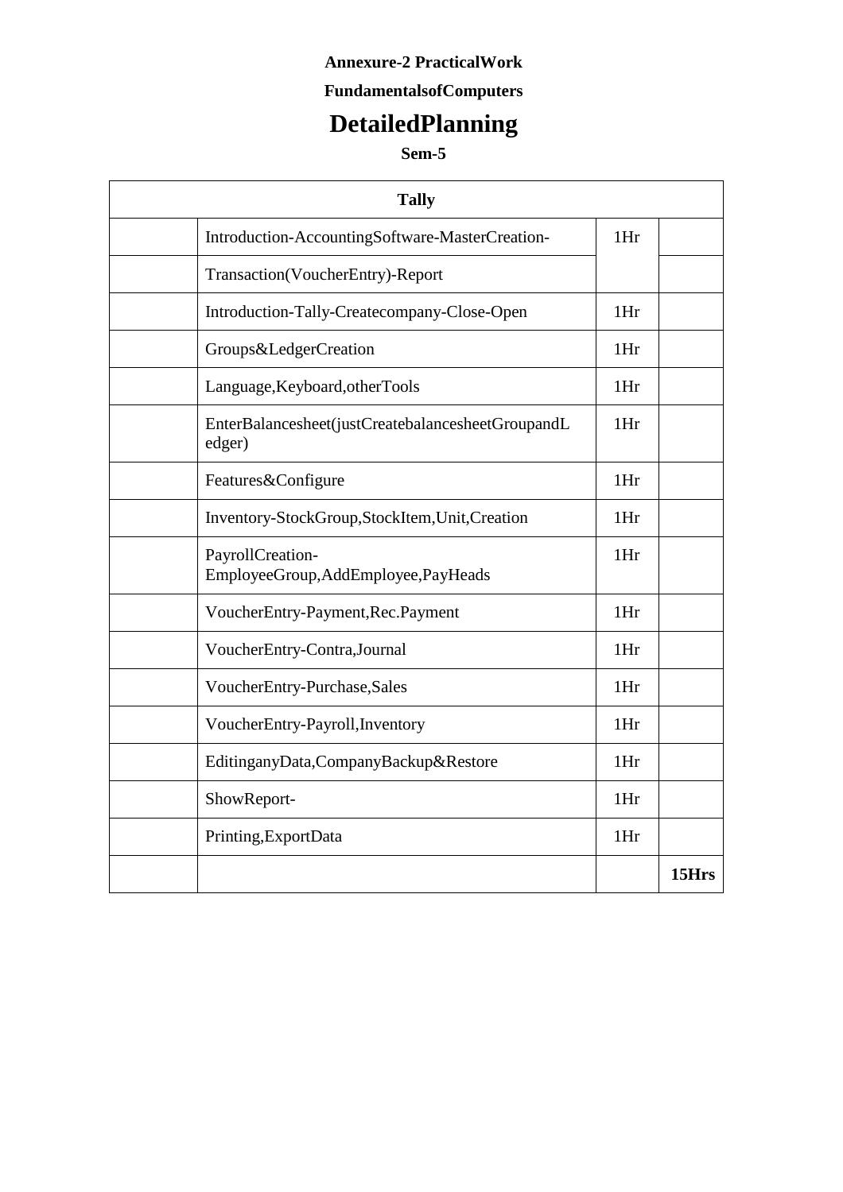**Annexure-2 PracticalWork**

**FundamentalsofComputers**

# DetailedPlanning

**Sem-5**

| **Tally** | | | |
|---|---|---|---|
| | Introduction-AccountingSoftware-MasterCreation- | 1Hr | |
| | Transaction(VoucherEntry)-Report | | |
| | Introduction-Tally-Createcompany-Close-Open | 1Hr | |
| | Groups&LedgerCreation | 1Hr | |
| | Language,Keyboard,otherTools | 1Hr | |
| | EnterBalancesheet(justCreatebalancesheetGroupandLedger) | 1Hr | |
| | Features&Configure | 1Hr | |
| | Inventory-StockGroup,StockItem,Unit,Creation | 1Hr | |
| | PayrollCreation-EmployeeGroup,AddEmployee,PayHeads | 1Hr | |
| | VoucherEntry-Payment,Rec.Payment | 1Hr | |
| | VoucherEntry-Contra,Journal | 1Hr | |
| | VoucherEntry-Purchase,Sales | 1Hr | |
| | VoucherEntry-Payroll,Inventory | 1Hr | |
| | EditinganyData,CompanyBackup&Restore | 1Hr | |
| | ShowReport- | 1Hr | |
| | Printing,ExportData | 1Hr | |
| | | | **15Hrs** |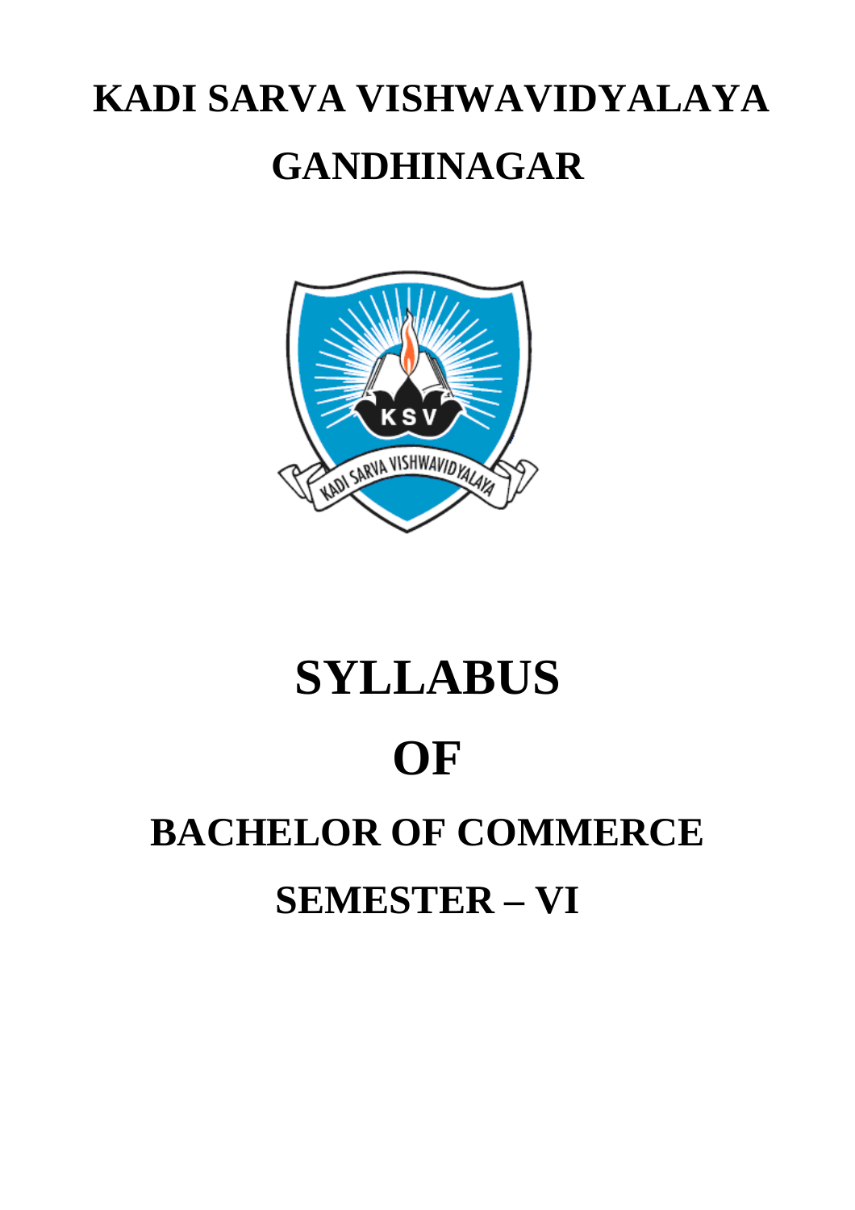# KADI SARVA VISHWAVIDYALAYA

# GANDHINAGAR

# SYLLABUS

# OF

# BACHELOR OF COMMERCE

# SEMESTER – VI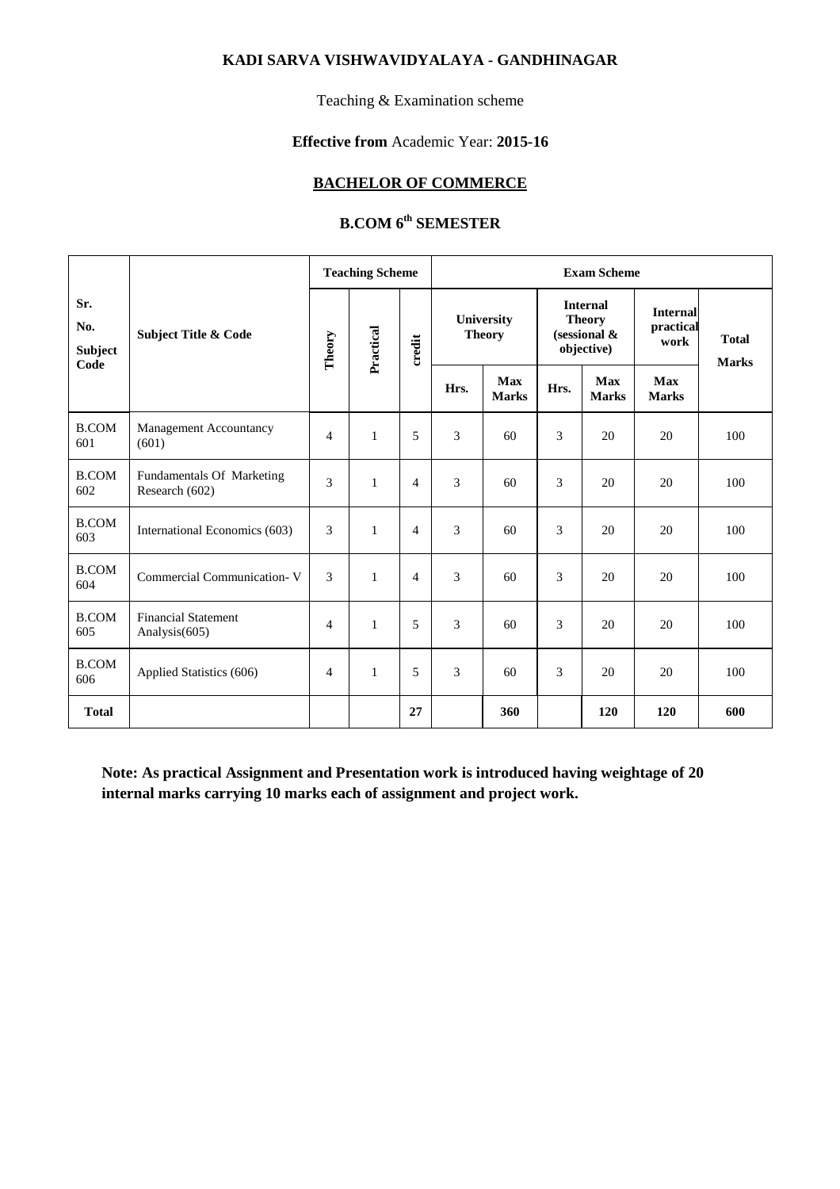**KADI SARVA VISHWAVIDYALAYA - GANDHINAGAR**

Teaching & Examination scheme

**Effective from** Academic Year: **2015-16**

**BACHELOR OF COMMERCE**

**B.COM 6th SEMESTER**

| Sr. No. Subject Code | Subject Title & Code | Teaching Scheme | | | Exam Scheme | | | | | |
|---|---|---|---|---|---|---|---|---|---|---|
| | | Theory | Practical | credit | University Theory | | Internal Theory (sessional & objective) | | Internal practical work | Total Marks |
| | | | | | Hrs. | Max Marks | Hrs. | Max Marks | Max Marks | |
| B.COM 601 | Management Accountancy (601) | 4 | 1 | 5 | 3 | 60 | 3 | 20 | 20 | 100 |
| B.COM 602 | Fundamentals Of Marketing Research (602) | 3 | 1 | 4 | 3 | 60 | 3 | 20 | 20 | 100 |
| B.COM 603 | International Economics (603) | 3 | 1 | 4 | 3 | 60 | 3 | 20 | 20 | 100 |
| B.COM 604 | Commercial Communication- V | 3 | 1 | 4 | 3 | 60 | 3 | 20 | 20 | 100 |
| B.COM 605 | Financial Statement Analysis(605) | 4 | 1 | 5 | 3 | 60 | 3 | 20 | 20 | 100 |
| B.COM 606 | Applied Statistics (606) | 4 | 1 | 5 | 3 | 60 | 3 | 20 | 20 | 100 |
| **Total** | | | | **27** | | **360** | | **120** | **120** | **600** |

**Note: As practical Assignment and Presentation work is introduced having weightage of 20 internal marks carrying 10 marks each of assignment and project work.**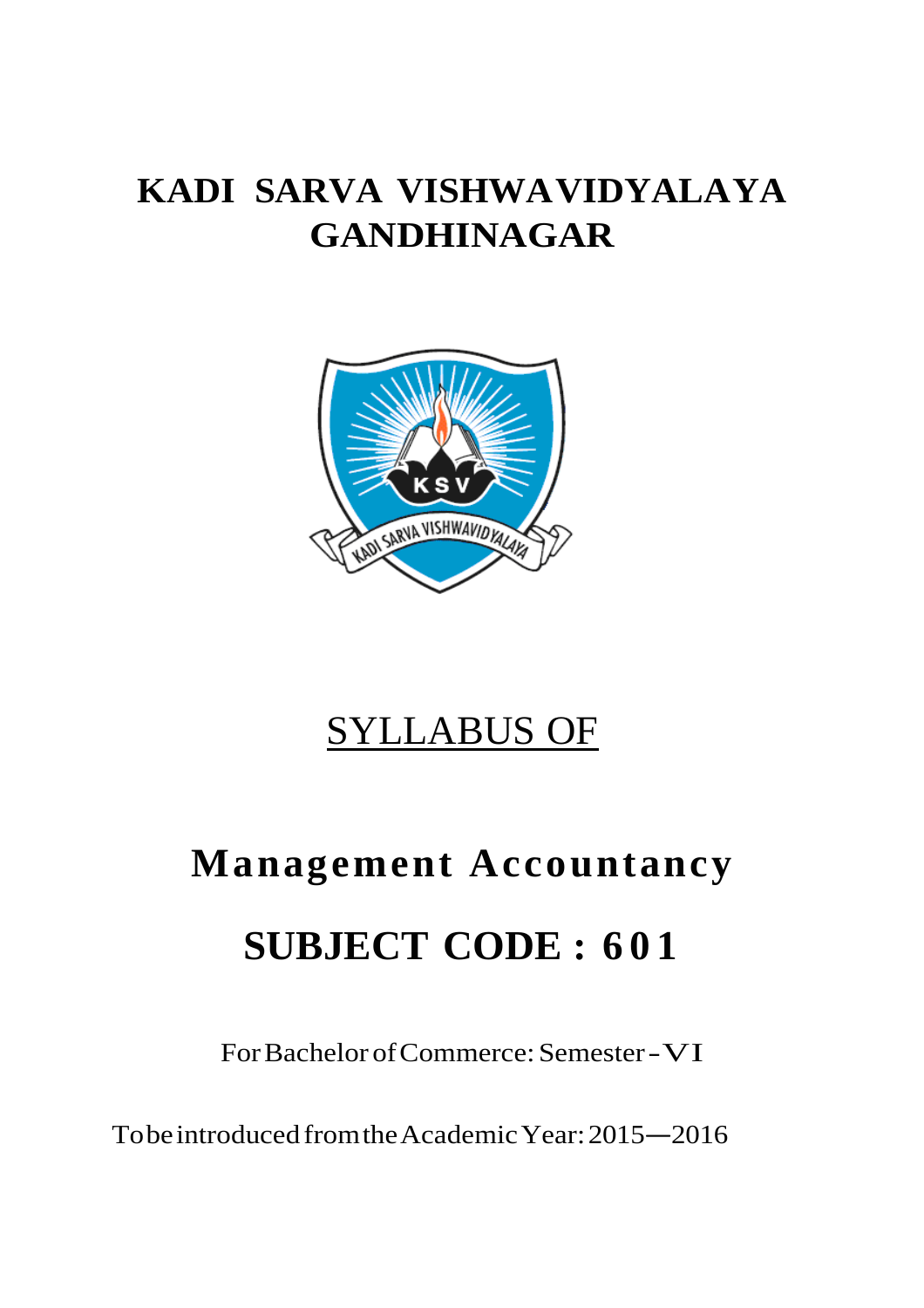# KADI SARVA VISHWAVIDYALAYA GANDHINAGAR

SYLLABUS OF

# Management Accountancy

## SUBJECT CODE : 601

For Bachelor of Commerce: Semester - VI

To be introduced from the Academic Year: 2015—2016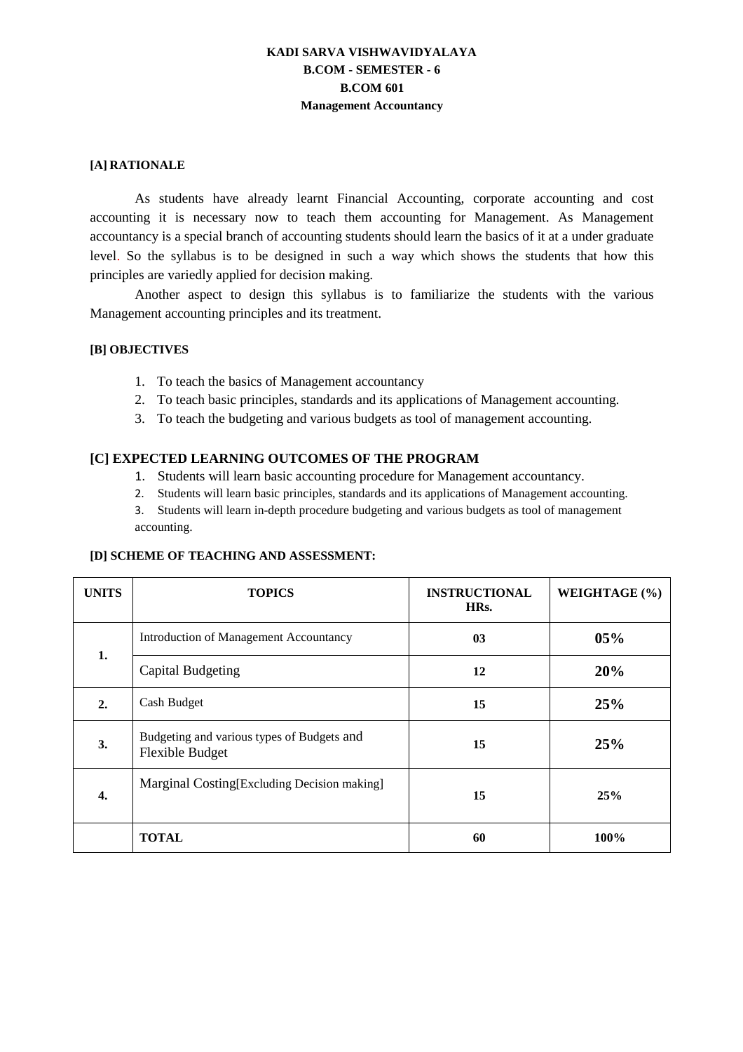**KADI SARVA VISHWAVIDYALAYA**
**B.COM - SEMESTER - 6**
**B.COM 601**
**Management Accountancy**

#### [A] RATIONALE

As students have already learnt Financial Accounting, corporate accounting and cost accounting it is necessary now to teach them accounting for Management. As Management accountancy is a special branch of accounting students should learn the basics of it at a under graduate level. So the syllabus is to be designed in such a way which shows the students that how this principles are variedly applied for decision making.

Another aspect to design this syllabus is to familiarize the students with the various Management accounting principles and its treatment.

#### [B] OBJECTIVES

1. To teach the basics of Management accountancy
2. To teach basic principles, standards and its applications of Management accounting.
3. To teach the budgeting and various budgets as tool of management accounting.

### [C] EXPECTED LEARNING OUTCOMES OF THE PROGRAM

1. Students will learn basic accounting procedure for Management accountancy.
2. Students will learn basic principles, standards and its applications of Management accounting.
3. Students will learn in-depth procedure budgeting and various budgets as tool of management accounting.

#### [D] SCHEME OF TEACHING AND ASSESSMENT:

| UNITS | TOPICS | INSTRUCTIONAL HRs. | WEIGHTAGE (%) |
|---|---|---|---|
| 1. | Introduction of Management Accountancy | 03 | 05% |
| | Capital Budgeting | 12 | 20% |
| 2. | Cash Budget | 15 | 25% |
| 3. | Budgeting and various types of Budgets and Flexible Budget | 15 | 25% |
| 4. | Marginal Costing[Excluding Decision making] | 15 | 25% |
| | **TOTAL** | 60 | 100% |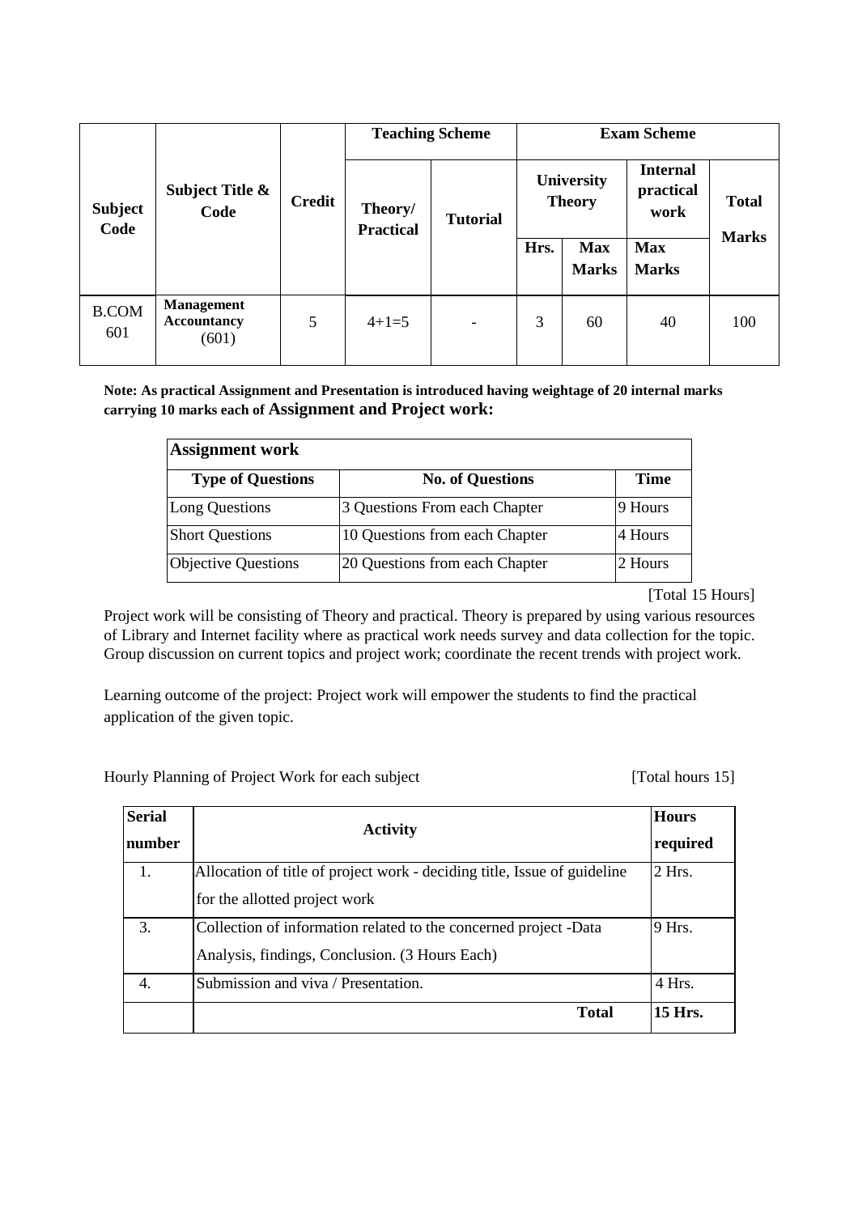| Subject Code | Subject Title & Code | Credit | Teaching Scheme | | Exam Scheme | | | |
|---|---|---|---|---|---|---|---|---|
| | | | Theory/ Practical | Tutorial | University Theory | | Internal practical work | Total Marks |
| | | | | | Hrs. | Max Marks | Max Marks | |
| B.COM 601 | **Management Accountancy** (601) | 5 | 4+1=5 | - | 3 | 60 | 40 | 100 |

**Note: As practical Assignment and Presentation is introduced having weightage of 20 internal marks carrying 10 marks each of Assignment and Project work:**

| Assignment work | | |
|---|---|---|
| **Type of Questions** | **No. of Questions** | **Time** |
| Long Questions | 3 Questions From each Chapter | 9 Hours |
| Short Questions | 10 Questions from each Chapter | 4 Hours |
| Objective Questions | 20 Questions from each Chapter | 2 Hours |

[Total 15 Hours]

Project work will be consisting of Theory and practical. Theory is prepared by using various resources of Library and Internet facility where as practical work needs survey and data collection for the topic. Group discussion on current topics and project work; coordinate the recent trends with project work.

Learning outcome of the project: Project work will empower the students to find the practical application of the given topic.

Hourly Planning of Project Work for each subject [Total hours 15]

| Serial number | Activity | Hours required |
|---|---|---|
| 1. | Allocation of title of project work - deciding title, Issue of guideline for the allotted project work | 2 Hrs. |
| 3. | Collection of information related to the concerned project -Data Analysis, findings, Conclusion. (3 Hours Each) | 9 Hrs. |
| 4. | Submission and viva / Presentation. | 4 Hrs. |
| | **Total** | **15 Hrs.** |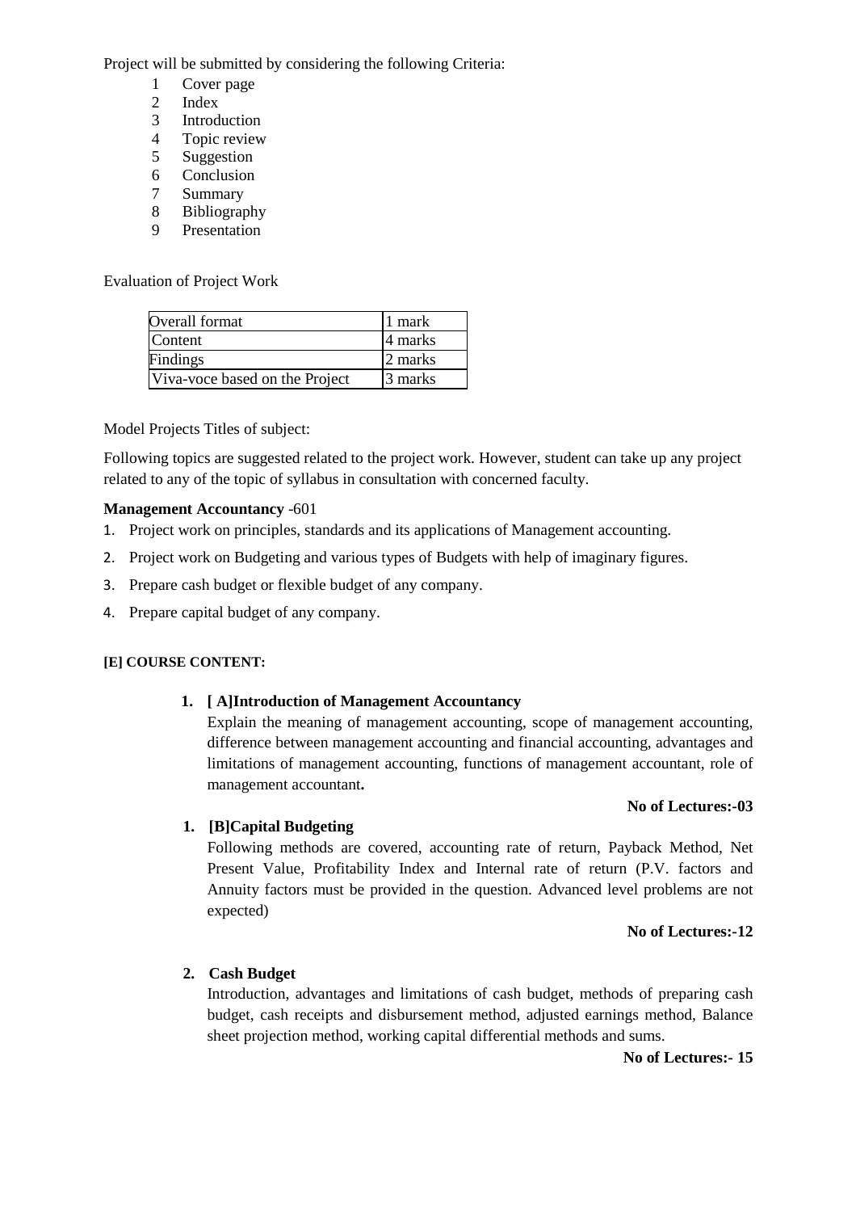Project will be submitted by considering the following Criteria:

1. Cover page
2. Index
3. Introduction
4. Topic review
5. Suggestion
6. Conclusion
7. Summary
8. Bibliography
9. Presentation

Evaluation of Project Work

| Overall format | 1 mark |
|---|---|
| Content | 4 marks |
| Findings | 2 marks |
| Viva-voce based on the Project | 3 marks |

Model Projects Titles of subject:

Following topics are suggested related to the project work. However, student can take up any project related to any of the topic of syllabus in consultation with concerned faculty.

**Management Accountancy** -601

1. Project work on principles, standards and its applications of Management accounting.
2. Project work on Budgeting and various types of Budgets with help of imaginary figures.
3. Prepare cash budget or flexible budget of any company.
4. Prepare capital budget of any company.

**[E] COURSE CONTENT:**

**1. [ A]Introduction of Management Accountancy**

Explain the meaning of management accounting, scope of management accounting, difference between management accounting and financial accounting, advantages and limitations of management accounting, functions of management accountant, role of management accountant**.**

**No of Lectures:-03**

**1. [B]Capital Budgeting**

Following methods are covered, accounting rate of return, Payback Method, Net Present Value, Profitability Index and Internal rate of return (P.V. factors and Annuity factors must be provided in the question. Advanced level problems are not expected)

**No of Lectures:-12**

**2. Cash Budget**

Introduction, advantages and limitations of cash budget, methods of preparing cash budget, cash receipts and disbursement method, adjusted earnings method, Balance sheet projection method, working capital differential methods and sums.

**No of Lectures:- 15**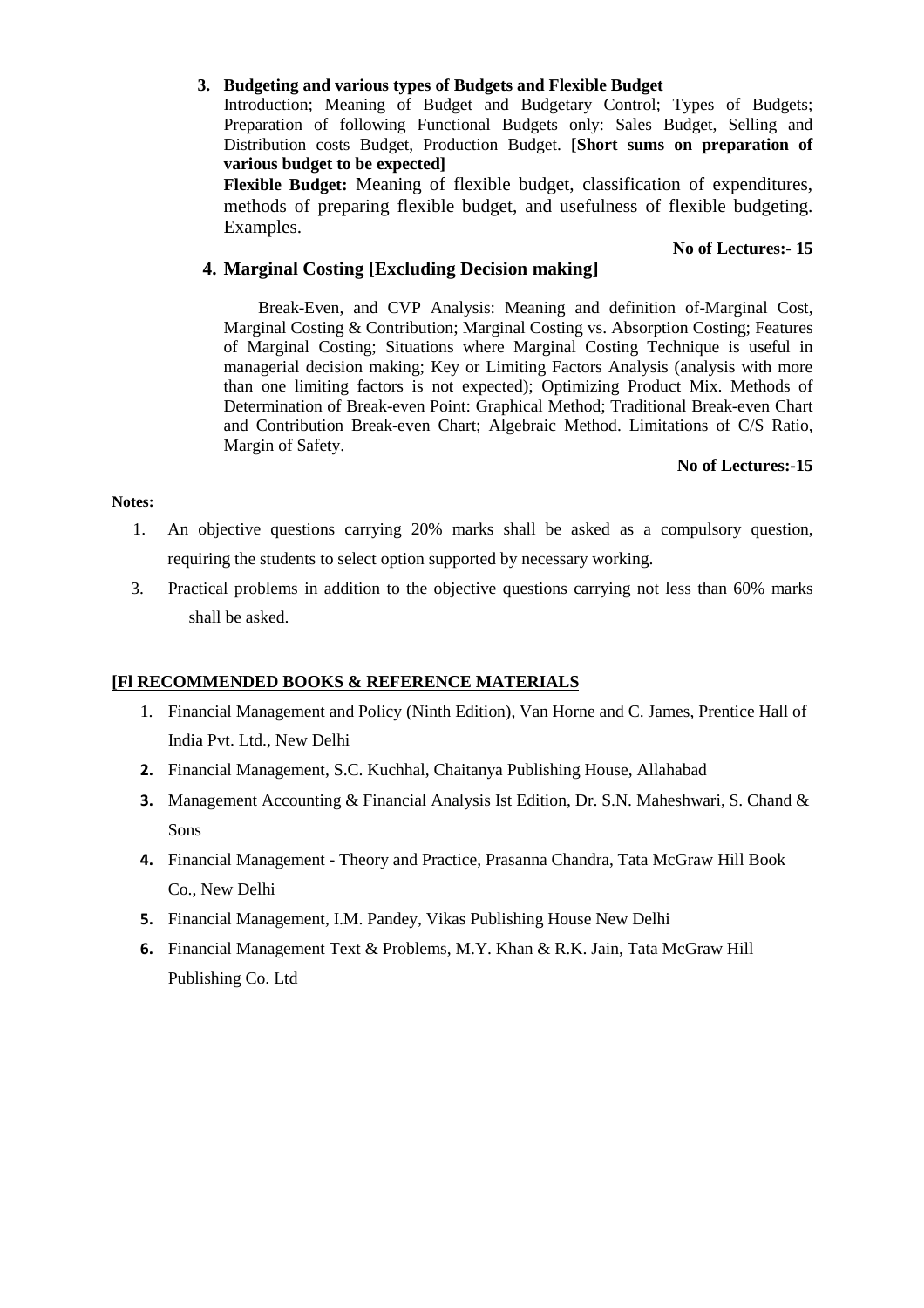3. **Budgeting and various types of Budgets and Flexible Budget**

   Introduction; Meaning of Budget and Budgetary Control; Types of Budgets; Preparation of following Functional Budgets only: Sales Budget, Selling and Distribution costs Budget, Production Budget. **[Short sums on preparation of various budget to be expected]**

   **Flexible Budget:** Meaning of flexible budget, classification of expenditures, methods of preparing flexible budget, and usefulness of flexible budgeting. Examples.

   **No of Lectures:- 15**

4. **Marginal Costing [Excluding Decision making]**

   Break-Even, and CVP Analysis: Meaning and definition of-Marginal Cost, Marginal Costing & Contribution; Marginal Costing vs. Absorption Costing; Features of Marginal Costing; Situations where Marginal Costing Technique is useful in managerial decision making; Key or Limiting Factors Analysis (analysis with more than one limiting factors is not expected); Optimizing Product Mix. Methods of Determination of Break-even Point: Graphical Method; Traditional Break-even Chart and Contribution Break-even Chart; Algebraic Method. Limitations of C/S Ratio, Margin of Safety.

   **No of Lectures:-15**

**Notes:**

1. An objective questions carrying 20% marks shall be asked as a compulsory question, requiring the students to select option supported by necessary working.
3. Practical problems in addition to the objective questions carrying not less than 60% marks shall be asked.

**[Fl RECOMMENDED BOOKS & REFERENCE MATERIALS**

1. Financial Management and Policy (Ninth Edition), Van Horne and C. James, Prentice Hall of India Pvt. Ltd., New Delhi
2. Financial Management, S.C. Kuchhal, Chaitanya Publishing House, Allahabad
3. Management Accounting & Financial Analysis Ist Edition, Dr. S.N. Maheshwari, S. Chand & Sons
4. Financial Management - Theory and Practice, Prasanna Chandra, Tata McGraw Hill Book Co., New Delhi
5. Financial Management, I.M. Pandey, Vikas Publishing House New Delhi
6. Financial Management Text & Problems, M.Y. Khan & R.K. Jain, Tata McGraw Hill Publishing Co. Ltd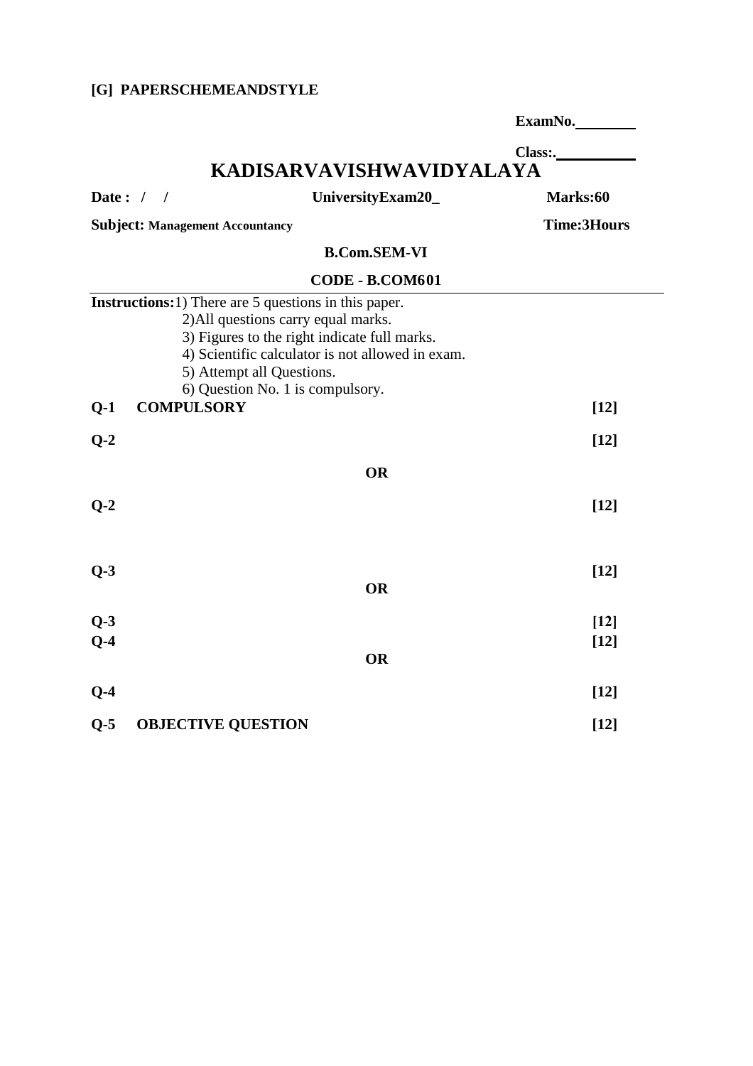**[G] PAPERSCHEMEANDSTYLE**

**ExamNo.________**

**Class:.__________**

# KADISARVAVISHWAVIDYALAYA

**Date : / /** **UniversityExam20_** **Marks:60**

**Subject: Management Accountancy** **Time:3Hours**

**B.Com.SEM-VI**

**CODE - B.COM601**

---

**Instructions:**1) There are 5 questions in this paper.
2)All questions carry equal marks.
3) Figures to the right indicate full marks.
4) Scientific calculator is not allowed in exam.
5) Attempt all Questions.
6) Question No. 1 is compulsory.

**Q-1 COMPULSORY** **[12]**

**Q-2** **[12]**

**OR**

**Q-2** **[12]**

**Q-3** **[12]**

**OR**

**Q-3** **[12]**

**Q-4** **[12]**

**OR**

**Q-4** **[12]**

**Q-5 OBJECTIVE QUESTION** **[12]**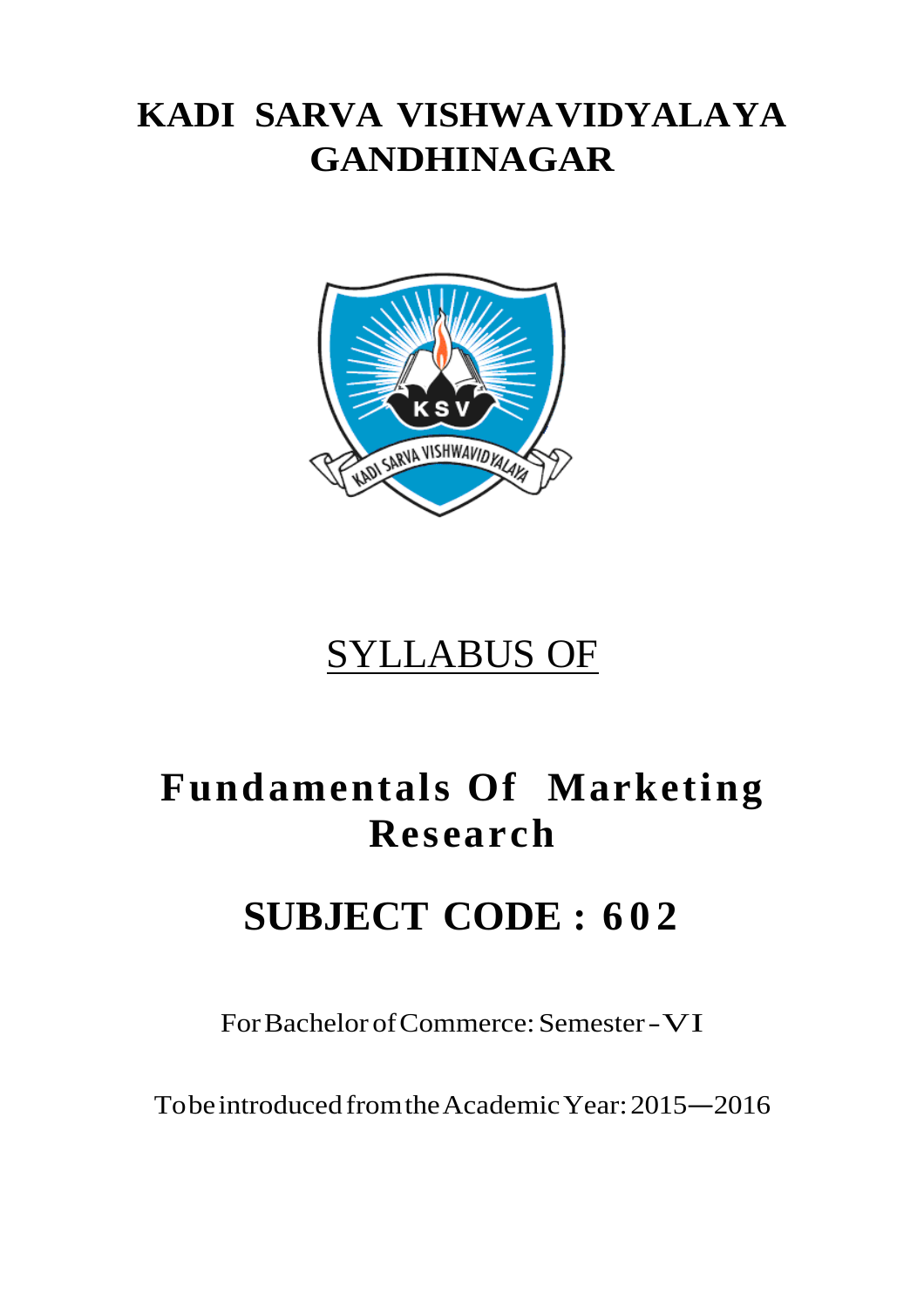# KADI SARVA VISHWAVIDYALAYA GANDHINAGAR

## SYLLABUS OF

# Fundamentals Of Marketing Research

## SUBJECT CODE : 602

For Bachelor of Commerce: Semester - VI

To be introduced from the Academic Year: 2015—2016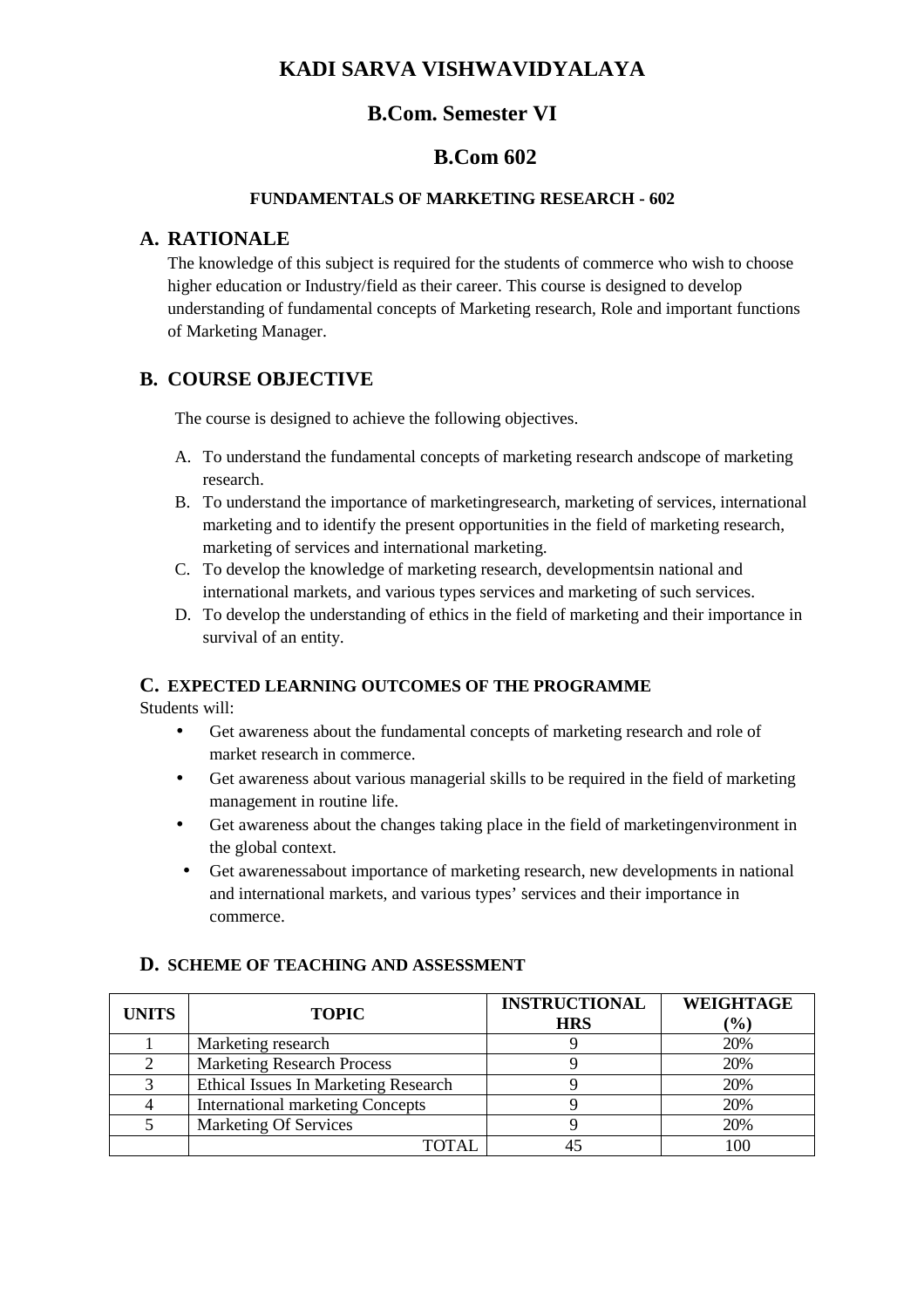# KADI SARVA VISHWAVIDYALAYA

## B.Com. Semester VI

## B.Com 602

### FUNDAMENTALS OF MARKETING RESEARCH - 602

## A. RATIONALE

The knowledge of this subject is required for the students of commerce who wish to choose higher education or Industry/field as their career. This course is designed to develop understanding of fundamental concepts of Marketing research, Role and important functions of Marketing Manager.

## B. COURSE OBJECTIVE

The course is designed to achieve the following objectives.

A. To understand the fundamental concepts of marketing research andscope of marketing research.
B. To understand the importance of marketingresearch, marketing of services, international marketing and to identify the present opportunities in the field of marketing research, marketing of services and international marketing.
C. To develop the knowledge of marketing research, developmentsin national and international markets, and various types services and marketing of such services.
D. To develop the understanding of ethics in the field of marketing and their importance in survival of an entity.

## C. EXPECTED LEARNING OUTCOMES OF THE PROGRAMME

Students will:

- Get awareness about the fundamental concepts of marketing research and role of market research in commerce.
- Get awareness about various managerial skills to be required in the field of marketing management in routine life.
- Get awareness about the changes taking place in the field of marketingenvironment in the global context.
- Get awarenessabout importance of marketing research, new developments in national and international markets, and various types' services and their importance in commerce.

## D. SCHEME OF TEACHING AND ASSESSMENT

| UNITS | TOPIC | INSTRUCTIONAL HRS | WEIGHTAGE (%) |
|---|---|---|---|
| 1 | Marketing research | 9 | 20% |
| 2 | Marketing Research Process | 9 | 20% |
| 3 | Ethical Issues In Marketing Research | 9 | 20% |
| 4 | International marketing Concepts | 9 | 20% |
| 5 | Marketing Of Services | 9 | 20% |
| | TOTAL | 45 | 100 |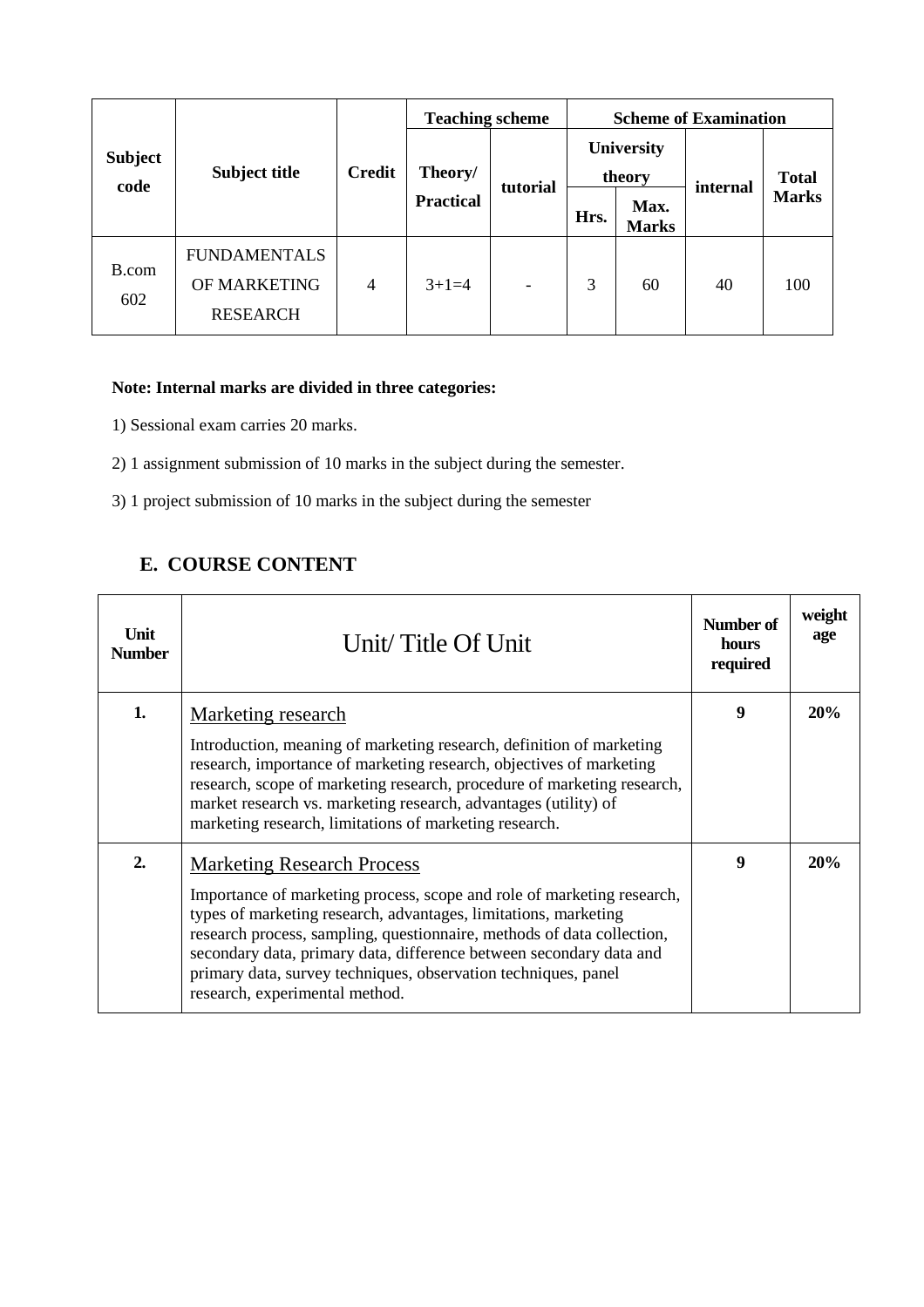| Subject code | Subject title | Credit | Teaching scheme | | Scheme of Examination | | | |
|---|---|---|---|---|---|---|---|---|
| | | | Theory/ Practical | tutorial | University theory | | internal | Total Marks |
| | | | | | Hrs. | Max. Marks | | |
| B.com 602 | FUNDAMENTALS OF MARKETING RESEARCH | 4 | 3+1=4 | - | 3 | 60 | 40 | 100 |

**Note: Internal marks are divided in three categories:**

1) Sessional exam carries 20 marks.

2) 1 assignment submission of 10 marks in the subject during the semester.

3) 1 project submission of 10 marks in the subject during the semester

## E. COURSE CONTENT

| Unit Number | Unit/ Title Of Unit | Number of hours required | weight age |
|---|---|---|---|
| 1. | Marketing research<br>Introduction, meaning of marketing research, definition of marketing research, importance of marketing research, objectives of marketing research, scope of marketing research, procedure of marketing research, market research vs. marketing research, advantages (utility) of marketing research, limitations of marketing research. | 9 | 20% |
| 2. | Marketing Research Process<br>Importance of marketing process, scope and role of marketing research, types of marketing research, advantages, limitations, marketing research process, sampling, questionnaire, methods of data collection, secondary data, primary data, difference between secondary data and primary data, survey techniques, observation techniques, panel research, experimental method. | 9 | 20% |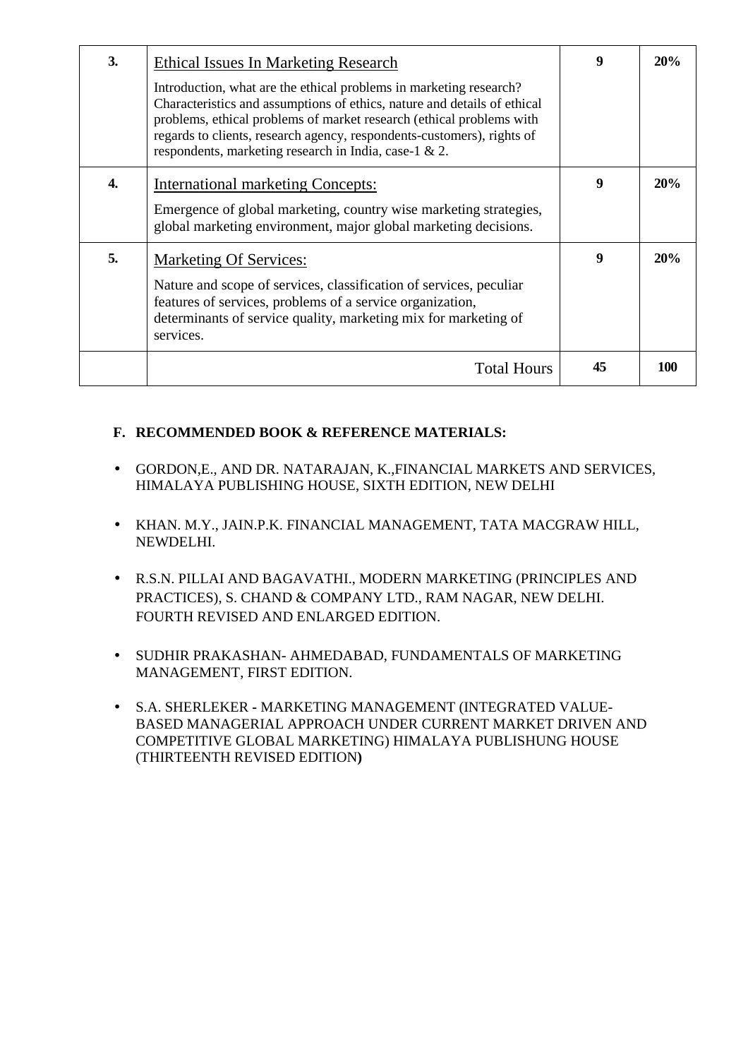| | | | |
|---|---|---|---|
| **3.** | Ethical Issues In Marketing Research<br><br>Introduction, what are the ethical problems in marketing research? Characteristics and assumptions of ethics, nature and details of ethical problems, ethical problems of market research (ethical problems with regards to clients, research agency, respondents-customers), rights of respondents, marketing research in India, case-1 & 2. | **9** | **20%** |
| **4.** | International marketing Concepts:<br><br>Emergence of global marketing, country wise marketing strategies, global marketing environment, major global marketing decisions. | **9** | **20%** |
| **5.** | Marketing Of Services:<br><br>Nature and scope of services, classification of services, peculiar features of services, problems of a service organization, determinants of service quality, marketing mix for marketing of services. | **9** | **20%** |
| | Total Hours | **45** | **100** |

**F. RECOMMENDED BOOK & REFERENCE MATERIALS:**

- GORDON,E., AND DR. NATARAJAN, K.,FINANCIAL MARKETS AND SERVICES, HIMALAYA PUBLISHING HOUSE, SIXTH EDITION, NEW DELHI
- KHAN. M.Y., JAIN.P.K. FINANCIAL MANAGEMENT, TATA MACGRAW HILL, NEWDELHI.
- R.S.N. PILLAI AND BAGAVATHI., MODERN MARKETING (PRINCIPLES AND PRACTICES), S. CHAND & COMPANY LTD., RAM NAGAR, NEW DELHI. FOURTH REVISED AND ENLARGED EDITION.
- SUDHIR PRAKASHAN- AHMEDABAD, FUNDAMENTALS OF MARKETING MANAGEMENT, FIRST EDITION.
- S.A. SHERLEKER - MARKETING MANAGEMENT (INTEGRATED VALUE-BASED MANAGERIAL APPROACH UNDER CURRENT MARKET DRIVEN AND COMPETITIVE GLOBAL MARKETING) HIMALAYA PUBLISHUNG HOUSE (THIRTEENTH REVISED EDITION)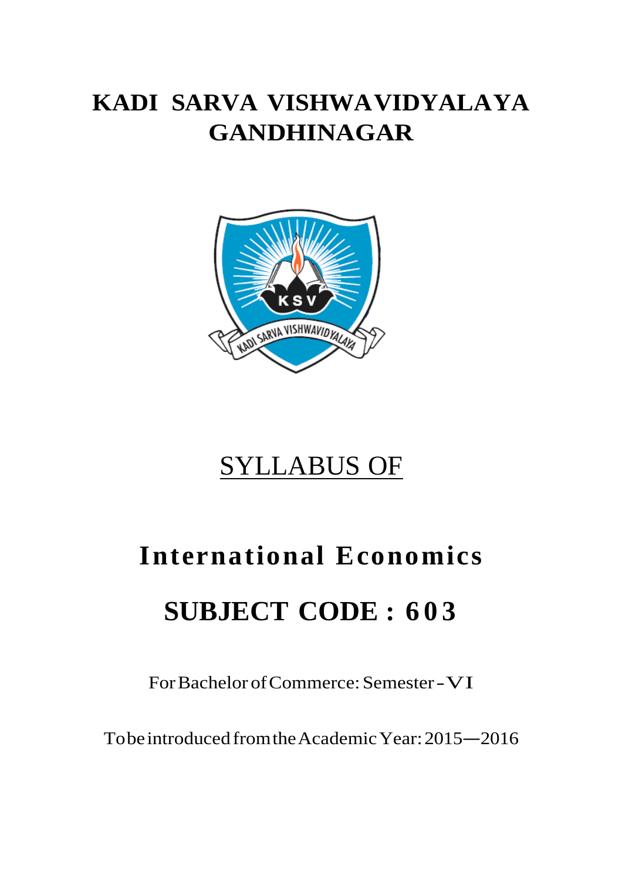# KADI SARVA VISHWAVIDYALAYA
# GANDHINAGAR

## SYLLABUS OF

# International Economics

# SUBJECT CODE : 603

For Bachelor of Commerce: Semester - VI

To be introduced from the Academic Year: 2015—2016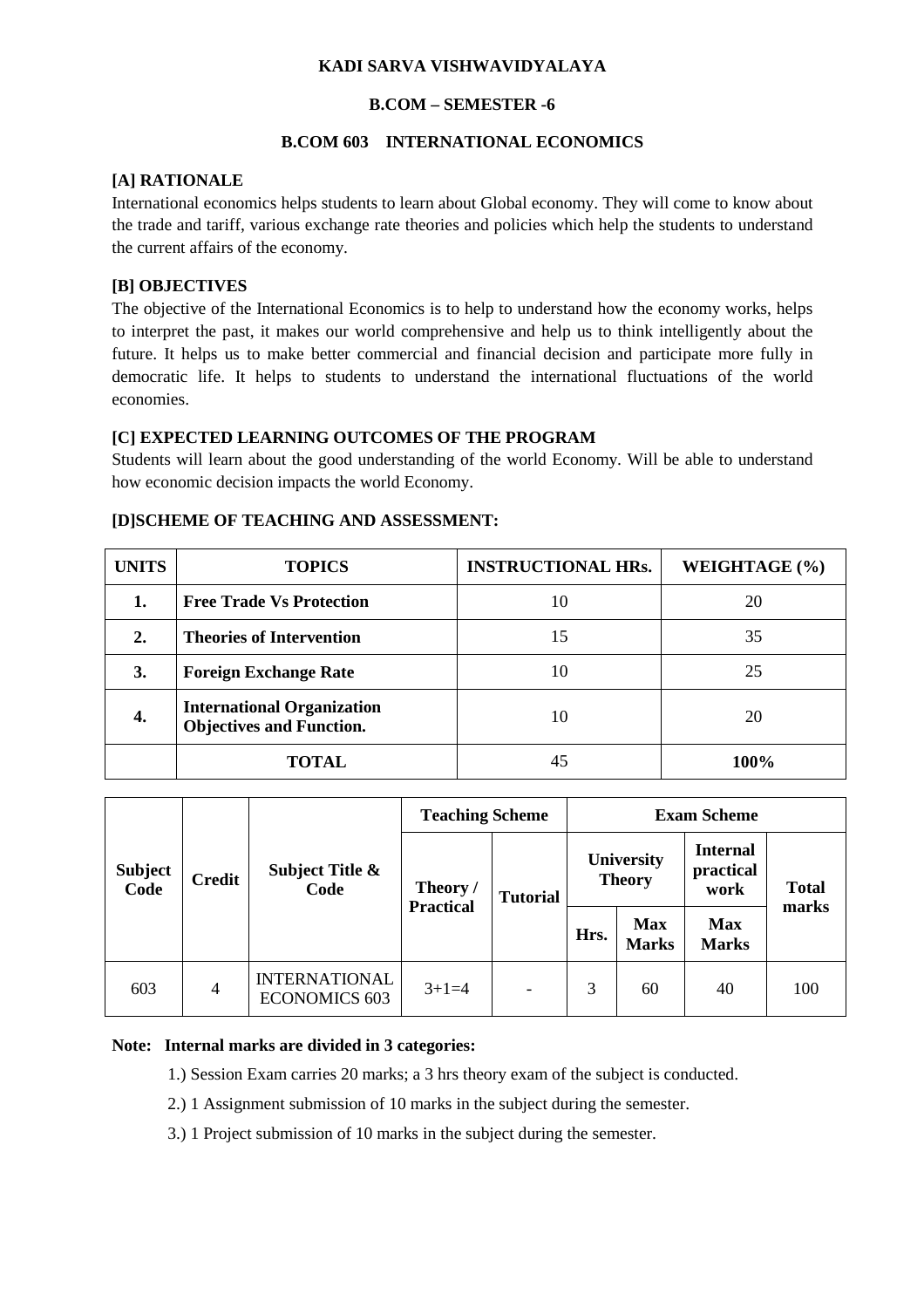**KADI SARVA VISHWAVIDYALAYA**

**B.COM – SEMESTER -6**

**B.COM 603 INTERNATIONAL ECONOMICS**

**[A] RATIONALE**

International economics helps students to learn about Global economy. They will come to know about the trade and tariff, various exchange rate theories and policies which help the students to understand the current affairs of the economy.

**[B] OBJECTIVES**

The objective of the International Economics is to help to understand how the economy works, helps to interpret the past, it makes our world comprehensive and help us to think intelligently about the future. It helps us to make better commercial and financial decision and participate more fully in democratic life. It helps to students to understand the international fluctuations of the world economies.

**[C] EXPECTED LEARNING OUTCOMES OF THE PROGRAM**

Students will learn about the good understanding of the world Economy. Will be able to understand how economic decision impacts the world Economy.

**[D]SCHEME OF TEACHING AND ASSESSMENT:**

| UNITS | TOPICS | INSTRUCTIONAL HRs. | WEIGHTAGE (%) |
|---|---|---|---|
| **1.** | **Free Trade Vs Protection** | 10 | 20 |
| **2.** | **Theories of Intervention** | 15 | 35 |
| **3.** | **Foreign Exchange Rate** | 10 | 25 |
| **4.** | **International Organization Objectives and Function.** | 10 | 20 |
| | **TOTAL** | 45 | **100%** |

| Subject Code | Credit | Subject Title & Code | Teaching Scheme | | Exam Scheme | | | |
|---|---|---|---|---|---|---|---|---|
| | | | Theory / Practical | Tutorial | University Theory | | Internal practical work | Total marks |
| | | | | | Hrs. | Max Marks | Max Marks | |
| 603 | 4 | INTERNATIONAL ECONOMICS 603 | 3+1=4 | - | 3 | 60 | 40 | 100 |

**Note: Internal marks are divided in 3 categories:**

1.) Session Exam carries 20 marks; a 3 hrs theory exam of the subject is conducted.

2.) 1 Assignment submission of 10 marks in the subject during the semester.

3.) 1 Project submission of 10 marks in the subject during the semester.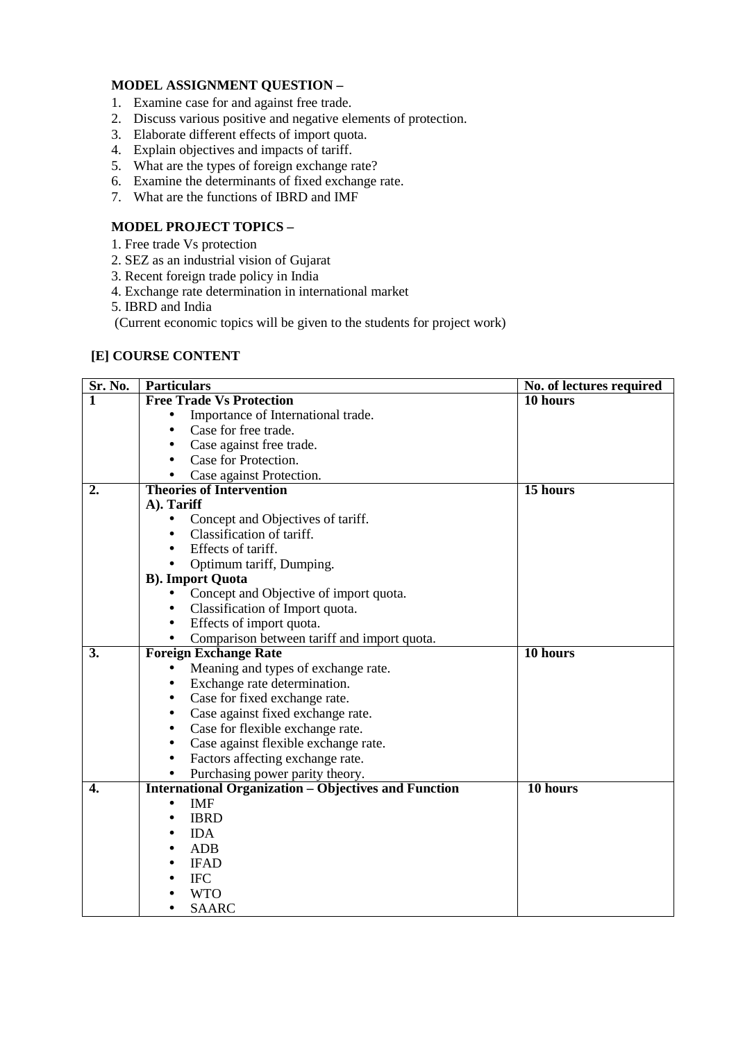**MODEL ASSIGNMENT QUESTION –**

1. Examine case for and against free trade.
2. Discuss various positive and negative elements of protection.
3. Elaborate different effects of import quota.
4. Explain objectives and impacts of tariff.
5. What are the types of foreign exchange rate?
6. Examine the determinants of fixed exchange rate.
7. What are the functions of IBRD and IMF

**MODEL PROJECT TOPICS –**

1. Free trade Vs protection
2. SEZ as an industrial vision of Gujarat
3. Recent foreign trade policy in India
4. Exchange rate determination in international market
5. IBRD and India

(Current economic topics will be given to the students for project work)

**[E] COURSE CONTENT**

| Sr. No. | Particulars | No. of lectures required |
|---|---|---|
| **1** | **Free Trade Vs Protection**<br>• Importance of International trade.<br>• Case for free trade.<br>• Case against free trade.<br>• Case for Protection.<br>• Case against Protection. | **10 hours** |
| **2.** | **Theories of Intervention**<br>**A). Tariff**<br>• Concept and Objectives of tariff.<br>• Classification of tariff.<br>• Effects of tariff.<br>• Optimum tariff, Dumping.<br>**B). Import Quota**<br>• Concept and Objective of import quota.<br>• Classification of Import quota.<br>• Effects of import quota.<br>• Comparison between tariff and import quota. | **15 hours** |
| **3.** | **Foreign Exchange Rate**<br>• Meaning and types of exchange rate.<br>• Exchange rate determination.<br>• Case for fixed exchange rate.<br>• Case against fixed exchange rate.<br>• Case for flexible exchange rate.<br>• Case against flexible exchange rate.<br>• Factors affecting exchange rate.<br>• Purchasing power parity theory. | **10 hours** |
| **4.** | **International Organization – Objectives and Function**<br>• IMF<br>• IBRD<br>• IDA<br>• ADB<br>• IFAD<br>• IFC<br>• WTO<br>• SAARC | **10 hours** |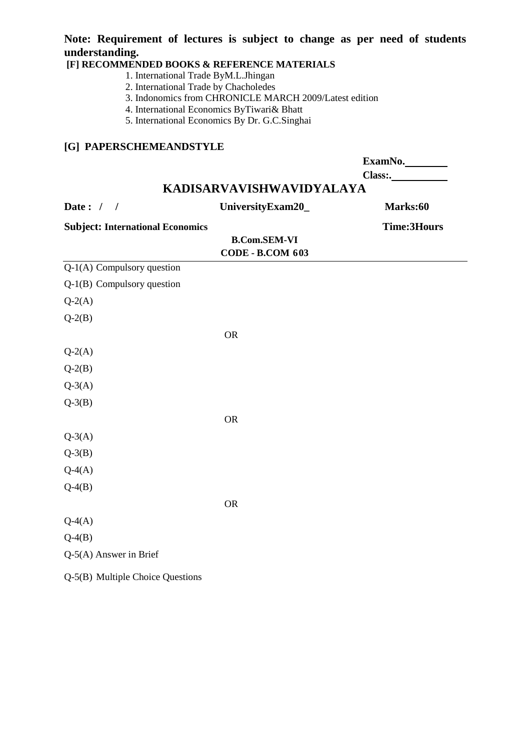**Note: Requirement of lectures is subject to change as per need of students understanding.**

**[F] RECOMMENDED BOOKS & REFERENCE MATERIALS**

1. International Trade ByM.L.Jhingan
2. International Trade by Chacholedes
3. Indonomics from CHRONICLE MARCH 2009/Latest edition
4. International Economics ByTiwari& Bhatt
5. International Economics By Dr. G.C.Singhai

**[G] PAPERSCHEMEANDSTYLE**

**ExamNo.________**

**Class:.__________**

## KADISARVAVISHWAVIDYALAYA

**Date : / /** **UniversityExam20_** **Marks:60**

**Subject: International Economics** **Time:3Hours**

**B.Com.SEM-VI**

**CODE - B.COM 603**

---

Q-1(A) Compulsory question

Q-1(B) Compulsory question

Q-2(A)

Q-2(B)

OR

Q-2(A)

Q-2(B)

Q-3(A)

Q-3(B)

OR

Q-3(A)

Q-3(B)

Q-4(A)

Q-4(B)

OR

Q-4(A)

Q-4(B)

Q-5(A) Answer in Brief

Q-5(B) Multiple Choice Questions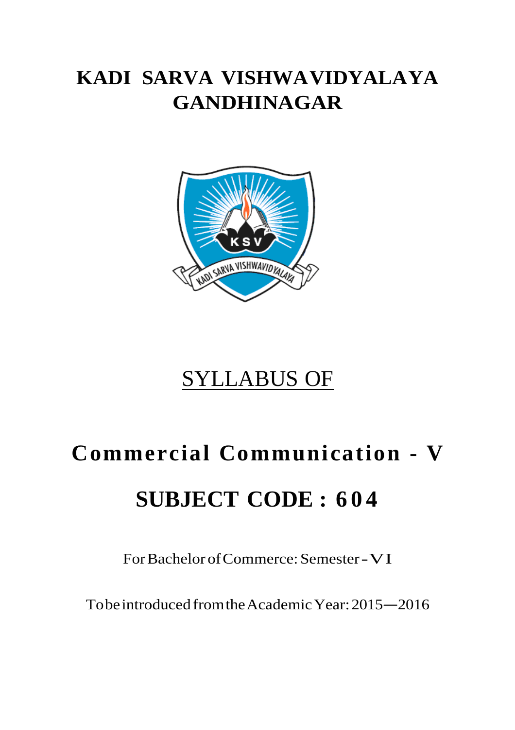# KADI SARVA VISHWAVIDYALAYA GANDHINAGAR

## SYLLABUS OF

# Commercial Communication - V

# SUBJECT CODE : 604

For Bachelor of Commerce: Semester - VI

To be introduced from the Academic Year: 2015—2016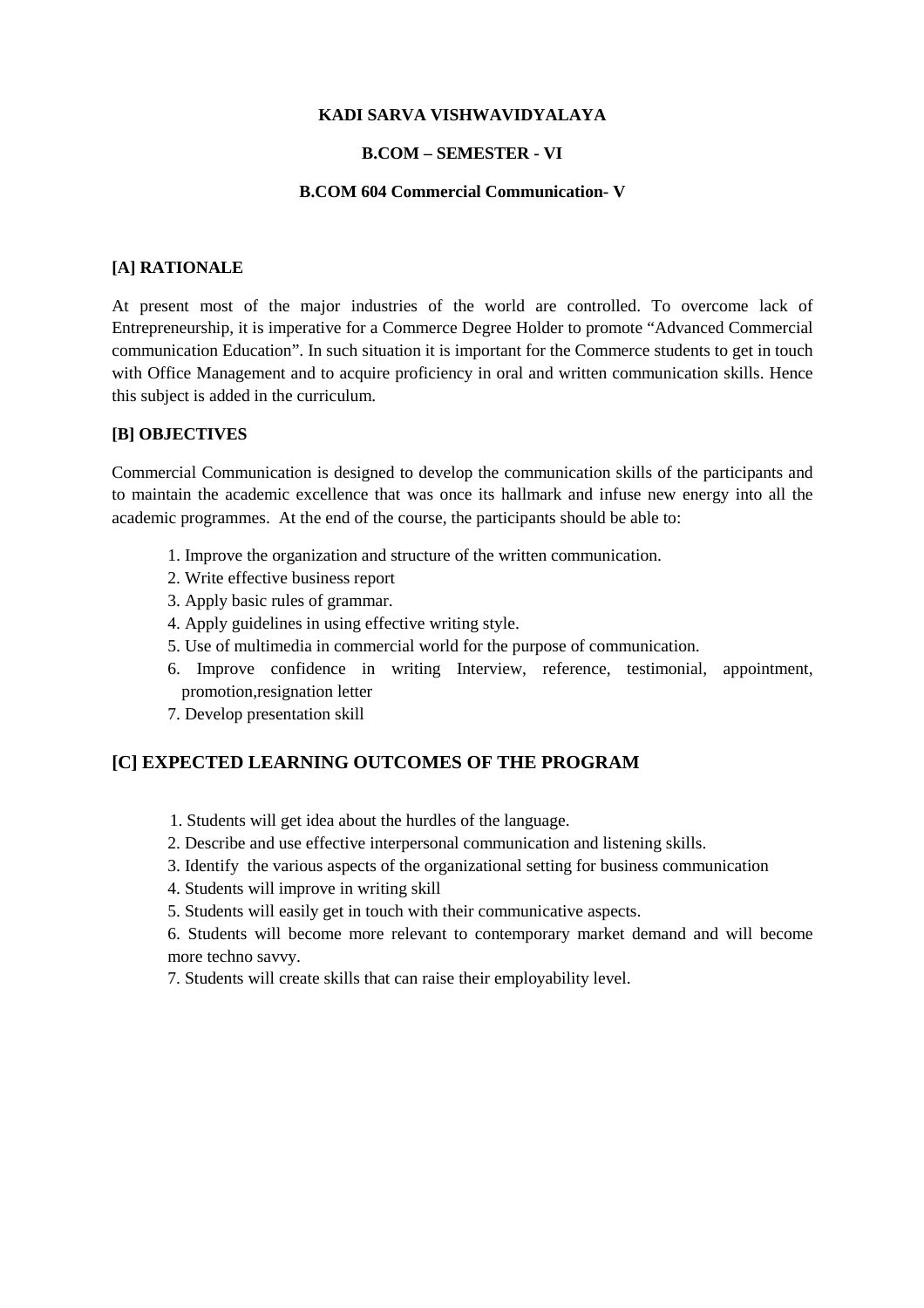**KADI SARVA VISHWAVIDYALAYA**

**B.COM – SEMESTER - VI**

**B.COM 604 Commercial Communication- V**

**[A] RATIONALE**

At present most of the major industries of the world are controlled. To overcome lack of Entrepreneurship, it is imperative for a Commerce Degree Holder to promote "Advanced Commercial communication Education". In such situation it is important for the Commerce students to get in touch with Office Management and to acquire proficiency in oral and written communication skills. Hence this subject is added in the curriculum.

**[B] OBJECTIVES**

Commercial Communication is designed to develop the communication skills of the participants and to maintain the academic excellence that was once its hallmark and infuse new energy into all the academic programmes. At the end of the course, the participants should be able to:

1. Improve the organization and structure of the written communication.
2. Write effective business report
3. Apply basic rules of grammar.
4. Apply guidelines in using effective writing style.
5. Use of multimedia in commercial world for the purpose of communication.
6. Improve confidence in writing Interview, reference, testimonial, appointment, promotion,resignation letter
7. Develop presentation skill

## [C] EXPECTED LEARNING OUTCOMES OF THE PROGRAM

1. Students will get idea about the hurdles of the language.
2. Describe and use effective interpersonal communication and listening skills.
3. Identify the various aspects of the organizational setting for business communication
4. Students will improve in writing skill
5. Students will easily get in touch with their communicative aspects.
6. Students will become more relevant to contemporary market demand and will become more techno savvy.
7. Students will create skills that can raise their employability level.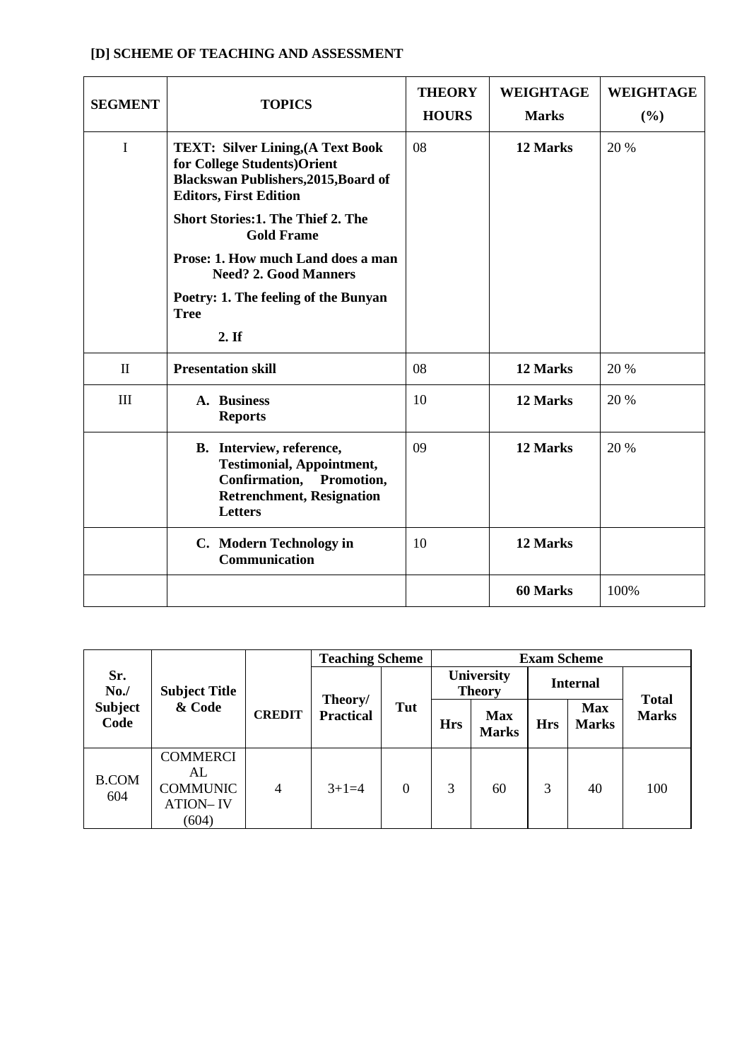### [D] SCHEME OF TEACHING AND ASSESSMENT

| SEGMENT | TOPICS | THEORY HOURS | WEIGHTAGE Marks | WEIGHTAGE (%) |
|---|---|---|---|---|
| I | **TEXT: Silver Lining,(A Text Book for College Students)Orient Blackswan Publishers,2015,Board of Editors, First Edition**<br>**Short Stories:1. The Thief 2. The Gold Frame**<br>**Prose: 1. How much Land does a man Need? 2. Good Manners**<br>**Poetry: 1. The feeling of the Bunyan Tree**<br>**2. If** | 08 | **12 Marks** | 20 % |
| II | **Presentation skill** | 08 | **12 Marks** | 20 % |
| III | **A. Business Reports** | 10 | **12 Marks** | 20 % |
| | **B. Interview, reference, Testimonial, Appointment, Confirmation, Promotion, Retrenchment, Resignation Letters** | 09 | **12 Marks** | 20 % |
| | **C. Modern Technology in Communication** | 10 | **12 Marks** | |
| | | | **60 Marks** | 100% |

| Sr. No./ Subject Code | Subject Title & Code | CREDIT | Teaching Scheme | | Exam Scheme | | | | |
|---|---|---|---|---|---|---|---|---|---|
| | | | Theory/ Practical | Tut | University Theory | | Internal | | Total Marks |
| | | | | | Hrs | Max Marks | Hrs | Max Marks | |
| B.COM 604 | COMMERCIAL COMMUNICATION– IV (604) | 4 | 3+1=4 | 0 | 3 | 60 | 3 | 40 | 100 |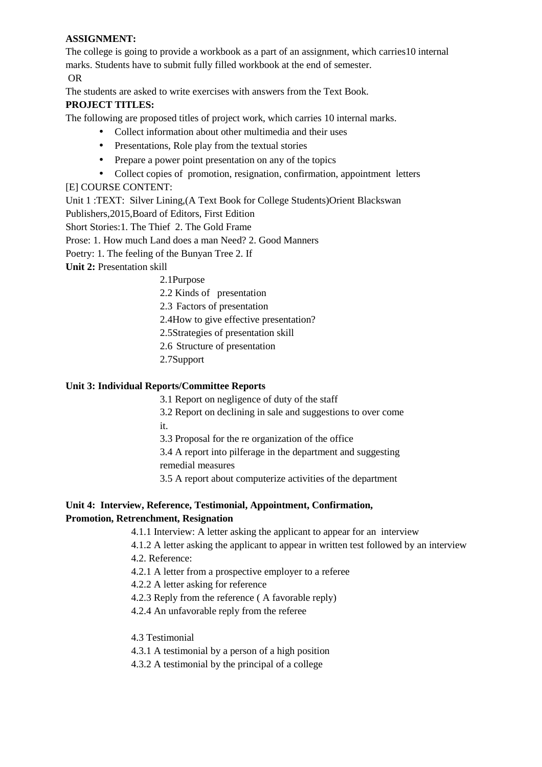**ASSIGNMENT:**

The college is going to provide a workbook as a part of an assignment, which carries10 internal marks. Students have to submit fully filled workbook at the end of semester.

OR

The students are asked to write exercises with answers from the Text Book.

**PROJECT TITLES:**

The following are proposed titles of project work, which carries 10 internal marks.

- Collect information about other multimedia and their uses
- Presentations, Role play from the textual stories
- Prepare a power point presentation on any of the topics
- Collect copies of promotion, resignation, confirmation, appointment letters

[E] COURSE CONTENT:

Unit 1 :TEXT: Silver Lining,(A Text Book for College Students)Orient Blackswan Publishers,2015,Board of Editors, First Edition

Short Stories:1. The Thief 2. The Gold Frame

Prose: 1. How much Land does a man Need? 2. Good Manners

Poetry: 1. The feeling of the Bunyan Tree 2. If

**Unit 2:** Presentation skill

2.1Purpose

2.2 Kinds of presentation

2.3 Factors of presentation

2.4How to give effective presentation?

2.5Strategies of presentation skill

2.6 Structure of presentation

2.7Support

**Unit 3: Individual Reports/Committee Reports**

3.1 Report on negligence of duty of the staff

3.2 Report on declining in sale and suggestions to over come it.

3.3 Proposal for the re organization of the office

3.4 A report into pilferage in the department and suggesting remedial measures

3.5 A report about computerize activities of the department

**Unit 4: Interview, Reference, Testimonial, Appointment, Confirmation, Promotion, Retrenchment, Resignation**

4.1.1 Interview: A letter asking the applicant to appear for an interview

4.1.2 A letter asking the applicant to appear in written test followed by an interview

4.2. Reference:

4.2.1 A letter from a prospective employer to a referee

4.2.2 A letter asking for reference

4.2.3 Reply from the reference ( A favorable reply)

4.2.4 An unfavorable reply from the referee

4.3 Testimonial

4.3.1 A testimonial by a person of a high position

4.3.2 A testimonial by the principal of a college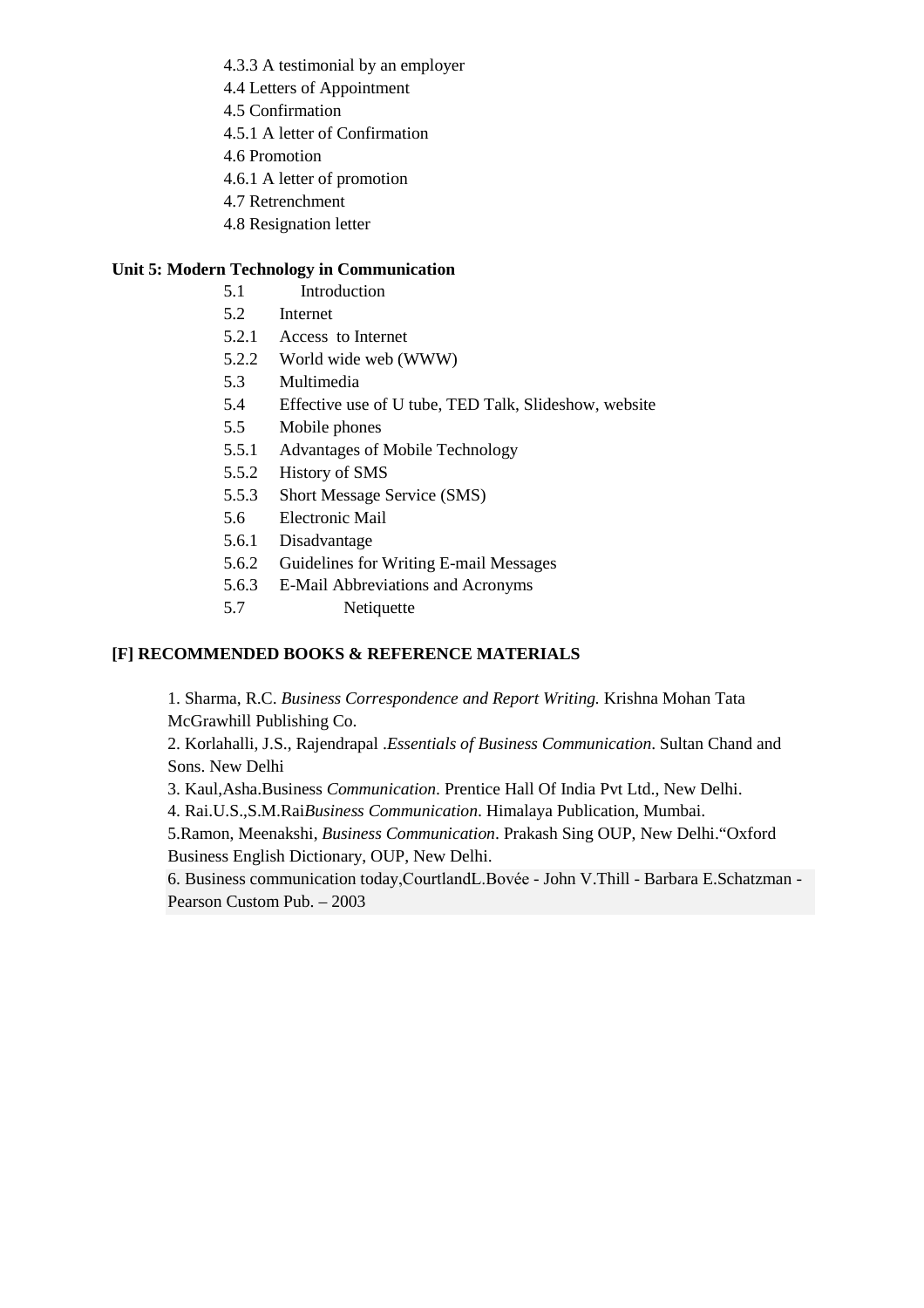4.3.3 A testimonial by an employer
4.4 Letters of Appointment
4.5 Confirmation
4.5.1 A letter of Confirmation
4.6 Promotion
4.6.1 A letter of promotion
4.7 Retrenchment
4.8 Resignation letter

**Unit 5: Modern Technology in Communication**

5.1 Introduction
5.2 Internet
5.2.1 Access to Internet
5.2.2 World wide web (WWW)
5.3 Multimedia
5.4 Effective use of U tube, TED Talk, Slideshow, website
5.5 Mobile phones
5.5.1 Advantages of Mobile Technology
5.5.2 History of SMS
5.5.3 Short Message Service (SMS)
5.6 Electronic Mail
5.6.1 Disadvantage
5.6.2 Guidelines for Writing E-mail Messages
5.6.3 E-Mail Abbreviations and Acronyms
5.7 Netiquette

**[F] RECOMMENDED BOOKS & REFERENCE MATERIALS**

1. Sharma, R.C. *Business Correspondence and Report Writing.* Krishna Mohan Tata McGrawhill Publishing Co.
2. Korlahalli, J.S., Rajendrapal .*Essentials of Business Communication*. Sultan Chand and Sons. New Delhi
3. Kaul,Asha.Business *Communication*. Prentice Hall Of India Pvt Ltd., New Delhi.
4. Rai.U.S.,S.M.Rai*Business Communication*. Himalaya Publication, Mumbai.
5. Ramon, Meenakshi, *Business Communication*. Prakash Sing OUP, New Delhi."Oxford Business English Dictionary, OUP, New Delhi.
6. Business communication today,CourtlandL.Bovée - John V.Thill - Barbara E.Schatzman - Pearson Custom Pub. – 2003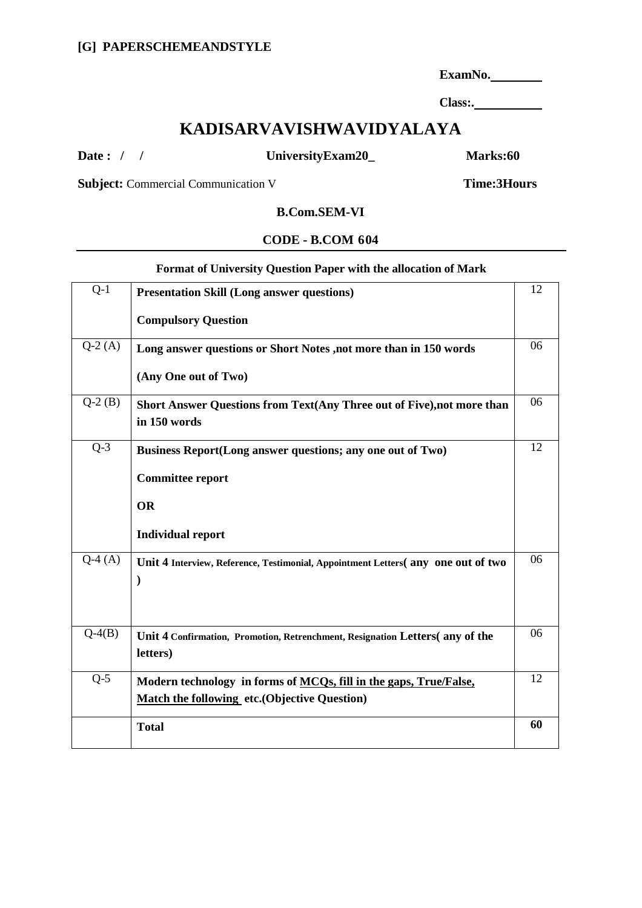**[G] PAPERSCHEMEANDSTYLE**

**ExamNo.________**

**Class:.__________**

# KADISARVAVISHWAVIDYALAYA

**Date : / /** **UniversityExam20_** **Marks:60**

**Subject:** Commercial Communication V **Time:3Hours**

**B.Com.SEM-VI**

**CODE - B.COM 604**

---

**Format of University Question Paper with the allocation of Mark**

| | | |
|---|---|---|
| Q-1 | **Presentation Skill (Long answer questions)**<br><br>**Compulsory Question** | 12 |
| Q-2 (A) | **Long answer questions or Short Notes ,not more than in 150 words**<br><br>**(Any One out of Two)** | 06 |
| Q-2 (B) | **Short Answer Questions from Text(Any Three out of Five),not more than in 150 words** | 06 |
| Q-3 | **Business Report(Long answer questions; any one out of Two)**<br><br>**Committee report**<br><br>**OR**<br><br>**Individual report** | 12 |
| Q-4 (A) | **Unit 4** Interview, Reference, Testimonial, Appointment Letters**( any one out of two )** | 06 |
| Q-4(B) | **Unit 4** Confirmation, Promotion, Retrenchment, Resignation **Letters( any of the letters)** | 06 |
| Q-5 | **Modern technology in forms of MCQs, fill in the gaps, True/False, Match the following etc.(Objective Question)** | 12 |
| | **Total** | **60** |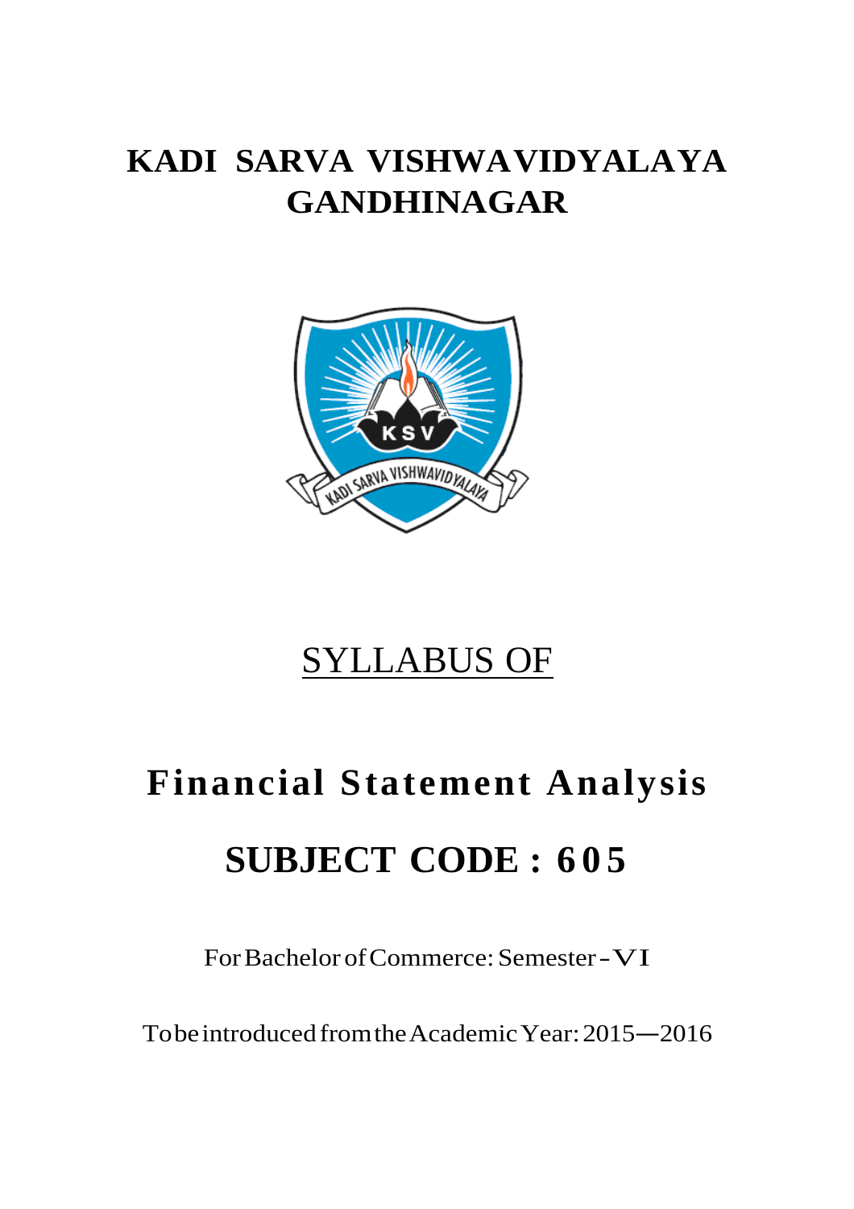# KADI SARVA VISHWAVIDYALAYA
# GANDHINAGAR

## SYLLABUS OF

# Financial Statement Analysis

## SUBJECT CODE : 605

For Bachelor of Commerce: Semester - VI

To be introduced from the Academic Year: 2015—2016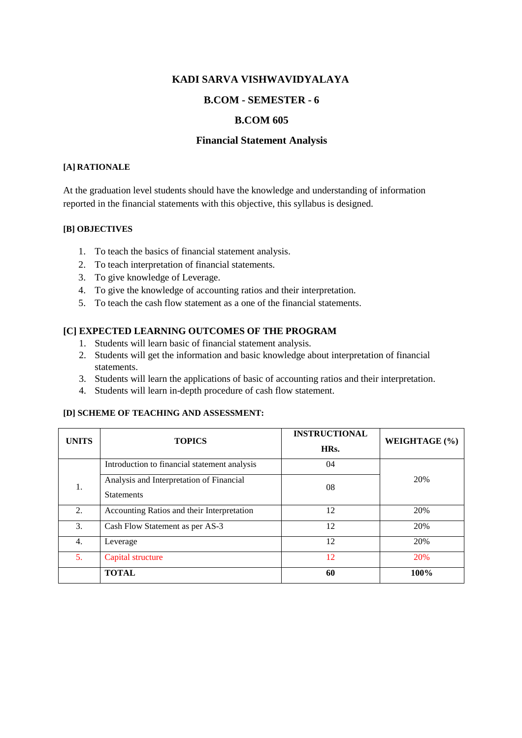# KADI SARVA VISHWAVIDYALAYA

## B.COM - SEMESTER - 6

## B.COM 605

## Financial Statement Analysis

**[A] RATIONALE**

At the graduation level students should have the knowledge and understanding of information reported in the financial statements with this objective, this syllabus is designed.

**[B] OBJECTIVES**

1. To teach the basics of financial statement analysis.
2. To teach interpretation of financial statements.
3. To give knowledge of Leverage.
4. To give the knowledge of accounting ratios and their interpretation.
5. To teach the cash flow statement as a one of the financial statements.

**[C] EXPECTED LEARNING OUTCOMES OF THE PROGRAM**

1. Students will learn basic of financial statement analysis.
2. Students will get the information and basic knowledge about interpretation of financial statements.
3. Students will learn the applications of basic of accounting ratios and their interpretation.
4. Students will learn in-depth procedure of cash flow statement.

**[D] SCHEME OF TEACHING AND ASSESSMENT:**

| UNITS | TOPICS | INSTRUCTIONAL HRs. | WEIGHTAGE (%) |
|---|---|---|---|
| 1. | Introduction to financial statement analysis | 04 | 20% |
| | Analysis and Interpretation of Financial Statements | 08 | |
| 2. | Accounting Ratios and their Interpretation | 12 | 20% |
| 3. | Cash Flow Statement as per AS-3 | 12 | 20% |
| 4. | Leverage | 12 | 20% |
| 5. | Capital structure | 12 | 20% |
| | **TOTAL** | **60** | **100%** |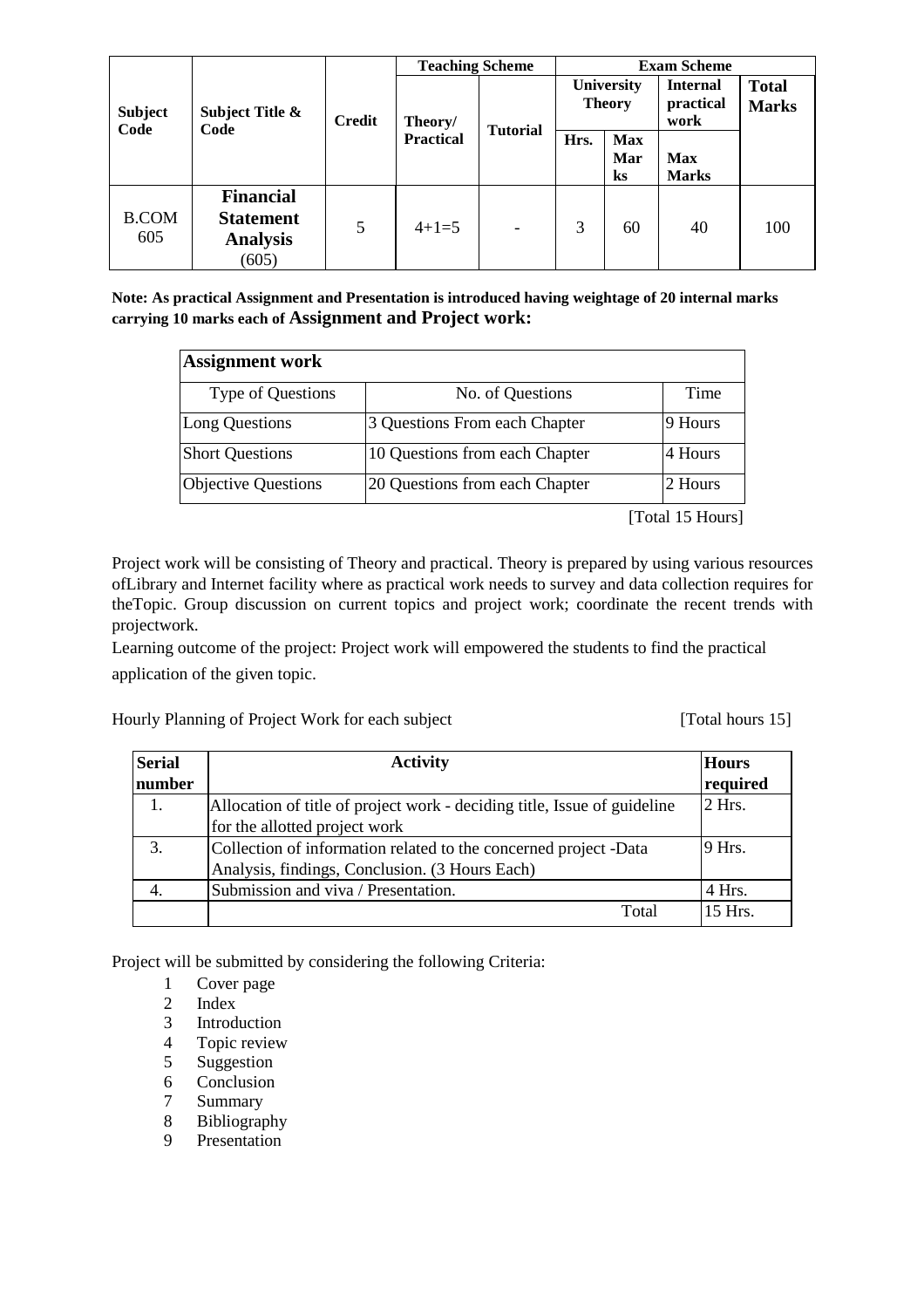| Subject Code | Subject Title & Code | Credit | Teaching Scheme | | Exam Scheme | | | |
|---|---|---|---|---|---|---|---|---|
| | | | Theory/ Practical | Tutorial | University Theory | | Internal practical work | Total Marks |
| | | | | | Hrs. | Max Marks | Max Marks | |
| B.COM 605 | **Financial Statement Analysis** (605) | 5 | 4+1=5 | - | 3 | 60 | 40 | 100 |

**Note: As practical Assignment and Presentation is introduced having weightage of 20 internal marks carrying 10 marks each of Assignment and Project work:**

| **Assignment work** | | |
|---|---|---|
| Type of Questions | No. of Questions | Time |
| Long Questions | 3 Questions From each Chapter | 9 Hours |
| Short Questions | 10 Questions from each Chapter | 4 Hours |
| Objective Questions | 20 Questions from each Chapter | 2 Hours |

[Total 15 Hours]

Project work will be consisting of Theory and practical. Theory is prepared by using various resources ofLibrary and Internet facility where as practical work needs to survey and data collection requires for theTopic. Group discussion on current topics and project work; coordinate the recent trends with projectwork.

Learning outcome of the project: Project work will empowered the students to find the practical application of the given topic.

Hourly Planning of Project Work for each subject [Total hours 15]

| Serial number | Activity | Hours required |
|---|---|---|
| 1. | Allocation of title of project work - deciding title, Issue of guideline for the allotted project work | 2 Hrs. |
| 3. | Collection of information related to the concerned project -Data Analysis, findings, Conclusion. (3 Hours Each) | 9 Hrs. |
| 4. | Submission and viva / Presentation. | 4 Hrs. |
| | Total | 15 Hrs. |

Project will be submitted by considering the following Criteria:

1. Cover page
2. Index
3. Introduction
4. Topic review
5. Suggestion
6. Conclusion
7. Summary
8. Bibliography
9. Presentation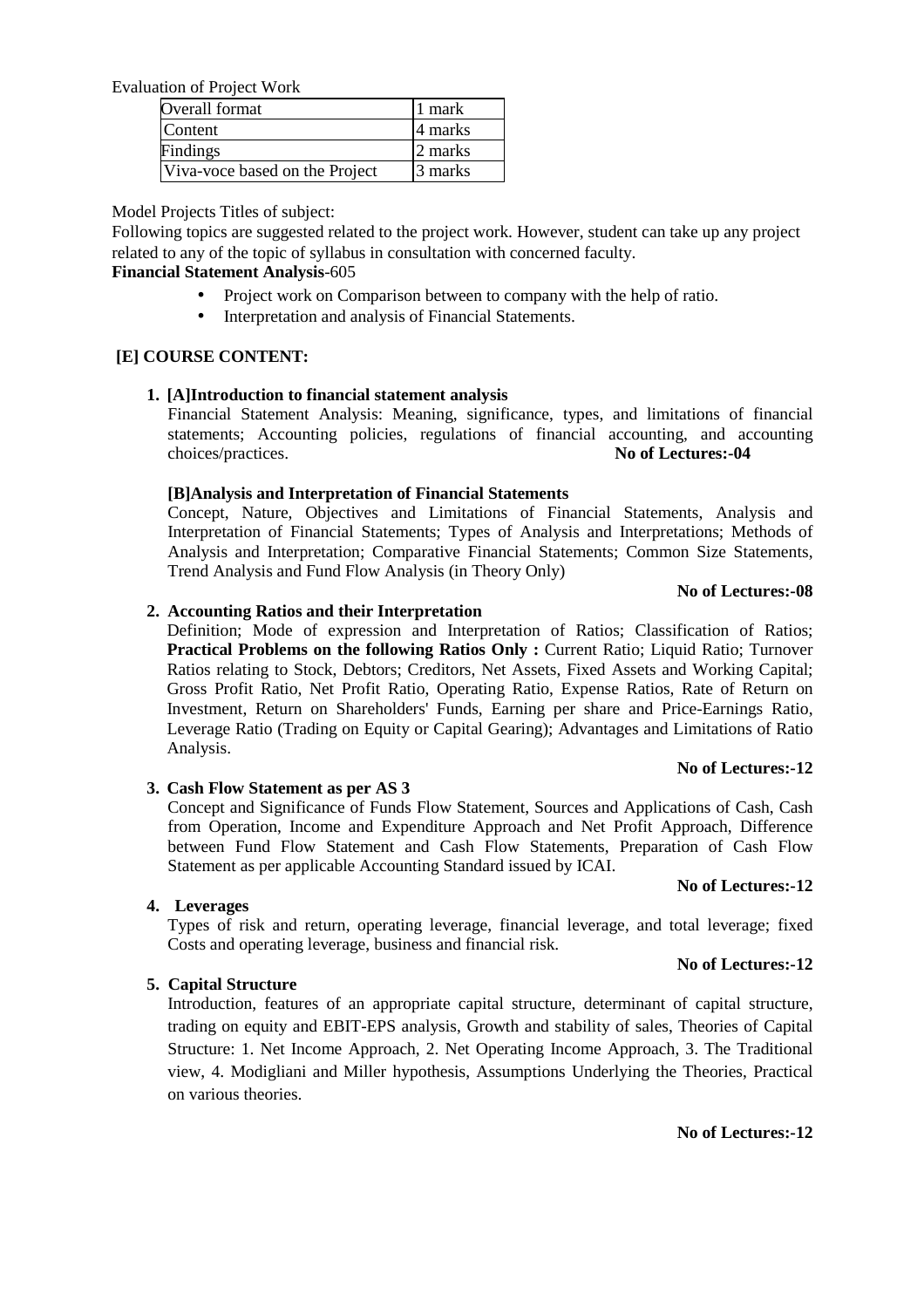Evaluation of Project Work

| Overall format | 1 mark |
|---|---|
| Content | 4 marks |
| Findings | 2 marks |
| Viva-voce based on the Project | 3 marks |

Model Projects Titles of subject:

Following topics are suggested related to the project work. However, student can take up any project related to any of the topic of syllabus in consultation with concerned faculty.

**Financial Statement Analysis**-605

- Project work on Comparison between to company with the help of ratio.
- Interpretation and analysis of Financial Statements.

**[E] COURSE CONTENT:**

1. **[A]Introduction to financial statement analysis**

   Financial Statement Analysis: Meaning, significance, types, and limitations of financial statements; Accounting policies, regulations of financial accounting, and accounting choices/practices. **No of Lectures:-04**

   **[B]Analysis and Interpretation of Financial Statements**

   Concept, Nature, Objectives and Limitations of Financial Statements, Analysis and Interpretation of Financial Statements; Types of Analysis and Interpretations; Methods of Analysis and Interpretation; Comparative Financial Statements; Common Size Statements, Trend Analysis and Fund Flow Analysis (in Theory Only)

   **No of Lectures:-08**

2. **Accounting Ratios and their Interpretation**

   Definition; Mode of expression and Interpretation of Ratios; Classification of Ratios; **Practical Problems on the following Ratios Only :** Current Ratio; Liquid Ratio; Turnover Ratios relating to Stock, Debtors; Creditors, Net Assets, Fixed Assets and Working Capital; Gross Profit Ratio, Net Profit Ratio, Operating Ratio, Expense Ratios, Rate of Return on Investment, Return on Shareholders' Funds, Earning per share and Price-Earnings Ratio, Leverage Ratio (Trading on Equity or Capital Gearing); Advantages and Limitations of Ratio Analysis.

   **No of Lectures:-12**

3. **Cash Flow Statement as per AS 3**

   Concept and Significance of Funds Flow Statement, Sources and Applications of Cash, Cash from Operation, Income and Expenditure Approach and Net Profit Approach, Difference between Fund Flow Statement and Cash Flow Statements, Preparation of Cash Flow Statement as per applicable Accounting Standard issued by ICAI.

   **No of Lectures:-12**

4. **Leverages**

   Types of risk and return, operating leverage, financial leverage, and total leverage; fixed Costs and operating leverage, business and financial risk.

   **No of Lectures:-12**

5. **Capital Structure**

   Introduction, features of an appropriate capital structure, determinant of capital structure, trading on equity and EBIT-EPS analysis, Growth and stability of sales, Theories of Capital Structure: 1. Net Income Approach, 2. Net Operating Income Approach, 3. The Traditional view, 4. Modigliani and Miller hypothesis, Assumptions Underlying the Theories, Practical on various theories.

   **No of Lectures:-12**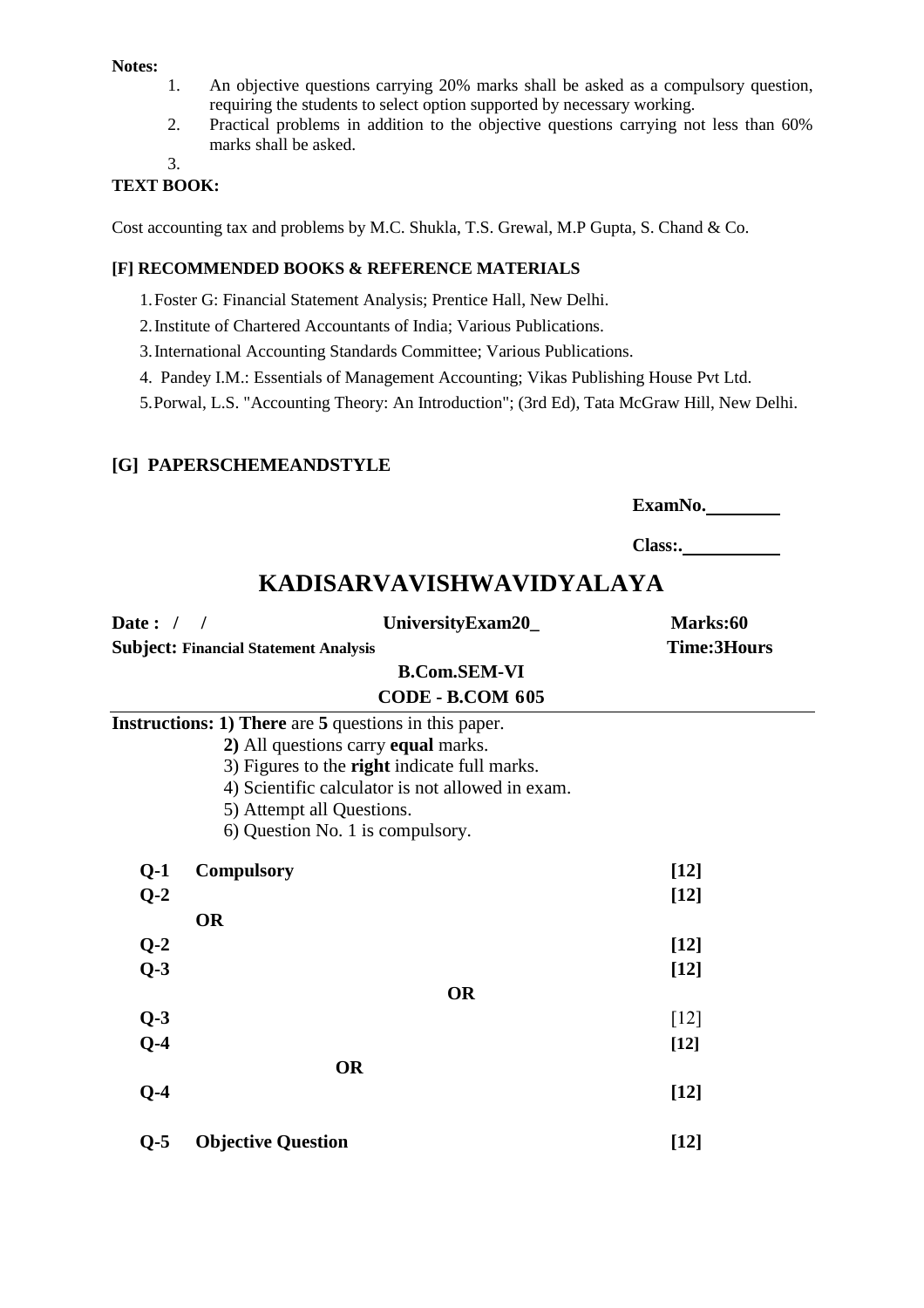**Notes:**

1. An objective questions carrying 20% marks shall be asked as a compulsory question, requiring the students to select option supported by necessary working.
2. Practical problems in addition to the objective questions carrying not less than 60% marks shall be asked.
3.

**TEXT BOOK:**

Cost accounting tax and problems by M.C. Shukla, T.S. Grewal, M.P Gupta, S. Chand & Co.

**[F] RECOMMENDED BOOKS & REFERENCE MATERIALS**

1. Foster G: Financial Statement Analysis; Prentice Hall, New Delhi.
2. Institute of Chartered Accountants of India; Various Publications.
3. International Accounting Standards Committee; Various Publications.
4. Pandey I.M.: Essentials of Management Accounting; Vikas Publishing House Pvt Ltd.
5. Porwal, L.S. "Accounting Theory: An Introduction"; (3rd Ed), Tata McGraw Hill, New Delhi.

**[G] PAPERSCHEMEANDSTYLE**

**ExamNo.________**

**Class:.__________**

# KADISARVAVISHWAVIDYALAYA

**Date : / /** **UniversityExam20_** **Marks:60**

**Subject: Financial Statement Analysis** **Time:3Hours**

**B.Com.SEM-VI**

**CODE - B.COM 605**

**Instructions: 1) There** are **5** questions in this paper.

**2)** All questions carry **equal** marks.

3) Figures to the **right** indicate full marks.

4) Scientific calculator is not allowed in exam.

5) Attempt all Questions.

6) Question No. 1 is compulsory.

| | | |
|---|---|---|
| **Q-1** | **Compulsory** | **[12]** |
| **Q-2** | | **[12]** |
| | **OR** | |
| **Q-2** | | **[12]** |
| **Q-3** | | **[12]** |
| | **OR** | |
| **Q-3** | | [12] |
| **Q-4** | | **[12]** |
| | **OR** | |
| **Q-4** | | **[12]** |
| **Q-5** | **Objective Question** | **[12]** |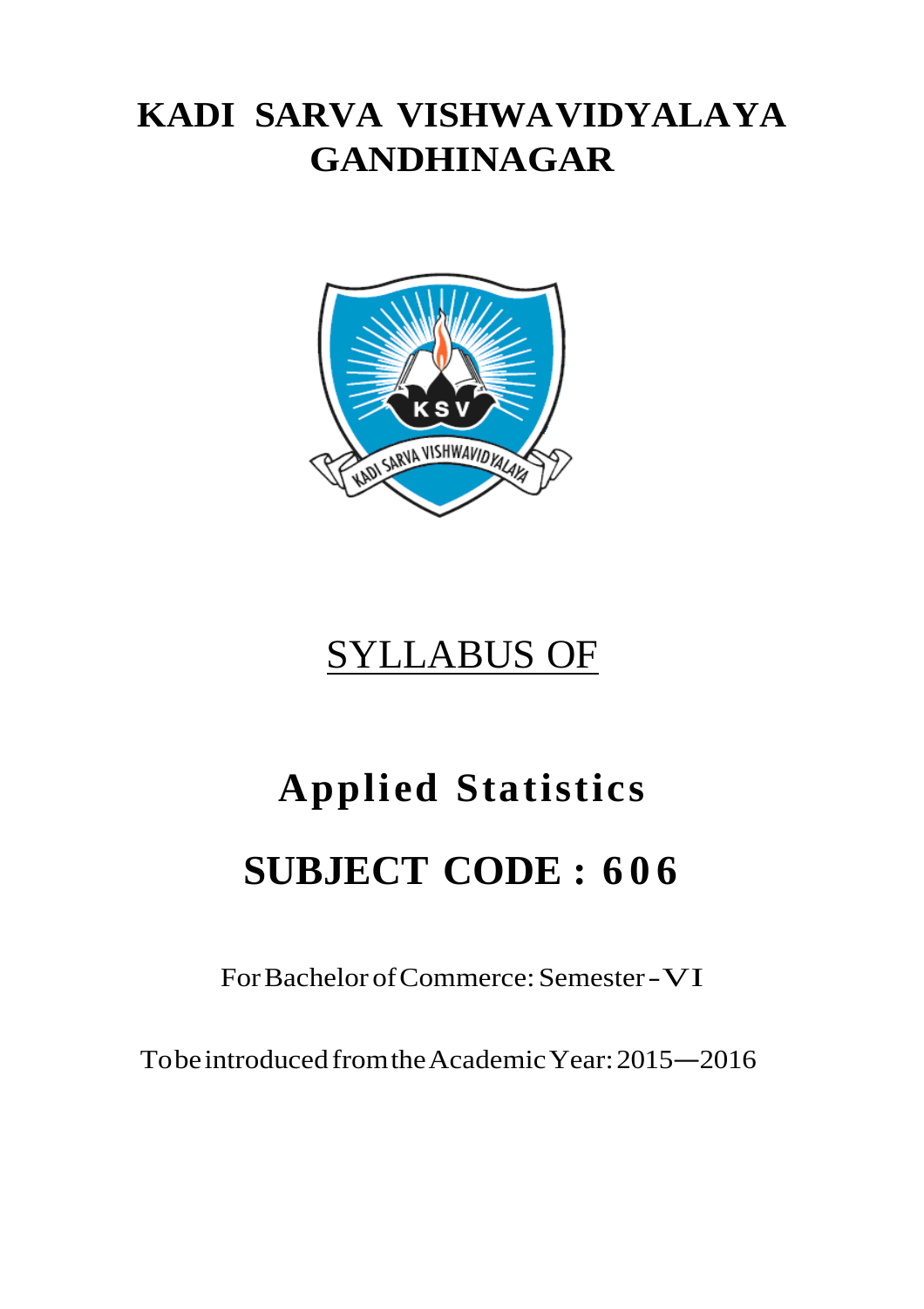# KADI SARVA VISHWAVIDYALAYA
# GANDHINAGAR

SYLLABUS OF

# Applied Statistics

# SUBJECT CODE : 606

For Bachelor of Commerce: Semester - VI

To be introduced from the Academic Year: 2015—2016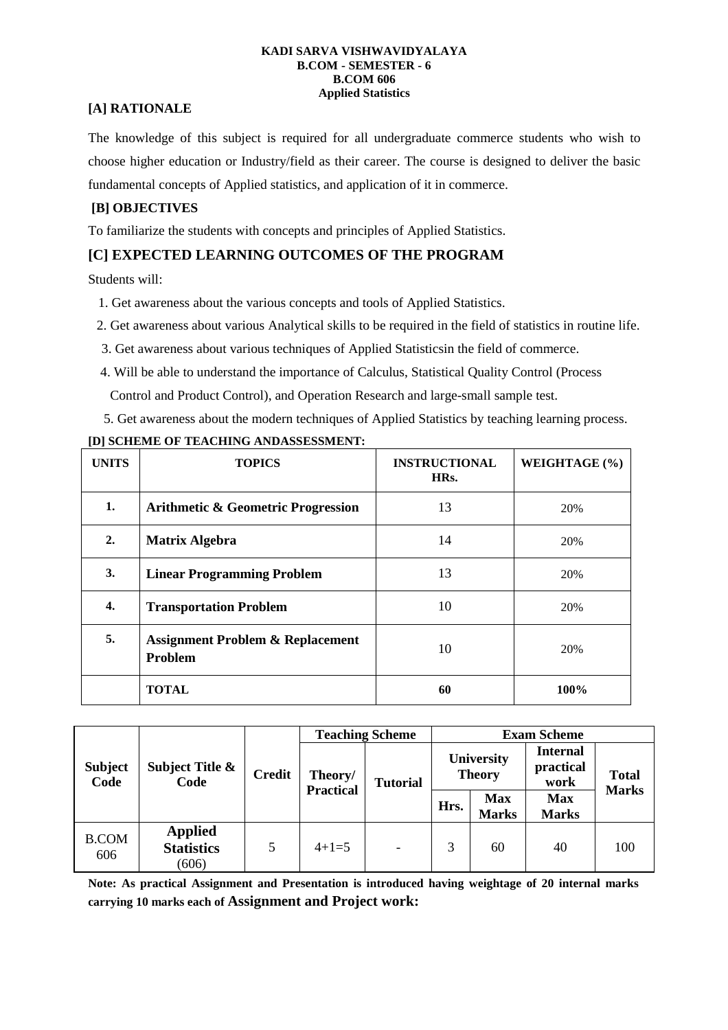**KADI SARVA VISHWAVIDYALAYA**
**B.COM - SEMESTER - 6**
**B.COM 606**
**Applied Statistics**

## [A] RATIONALE

The knowledge of this subject is required for all undergraduate commerce students who wish to choose higher education or Industry/field as their career. The course is designed to deliver the basic fundamental concepts of Applied statistics, and application of it in commerce.

## [B] OBJECTIVES

To familiarize the students with concepts and principles of Applied Statistics.

## [C] EXPECTED LEARNING OUTCOMES OF THE PROGRAM

Students will:

1. Get awareness about the various concepts and tools of Applied Statistics.
2. Get awareness about various Analytical skills to be required in the field of statistics in routine life.
3. Get awareness about various techniques of Applied Statisticsin the field of commerce.
4. Will be able to understand the importance of Calculus, Statistical Quality Control (Process Control and Product Control), and Operation Research and large-small sample test.
5. Get awareness about the modern techniques of Applied Statistics by teaching learning process.

## [D] SCHEME OF TEACHING ANDASSESSMENT:

| UNITS | TOPICS | INSTRUCTIONAL HRs. | WEIGHTAGE (%) |
|---|---|---|---|
| 1. | **Arithmetic & Geometric Progression** | 13 | 20% |
| 2. | **Matrix Algebra** | 14 | 20% |
| 3. | **Linear Programming Problem** | 13 | 20% |
| 4. | **Transportation Problem** | 10 | 20% |
| 5. | **Assignment Problem & Replacement Problem** | 10 | 20% |
| | **TOTAL** | **60** | **100%** |

| Subject Code | Subject Title & Code | Credit | Teaching Scheme | | Exam Scheme | | | |
|---|---|---|---|---|---|---|---|---|
| | | | Theory/ Practical | Tutorial | University Theory | | Internal practical work | Total Marks |
| | | | | | Hrs. | Max Marks | Max Marks | |
| B.COM 606 | **Applied Statistics** (606) | 5 | 4+1=5 | - | 3 | 60 | 40 | 100 |

**Note: As practical Assignment and Presentation is introduced having weightage of 20 internal marks carrying 10 marks each of Assignment and Project work:**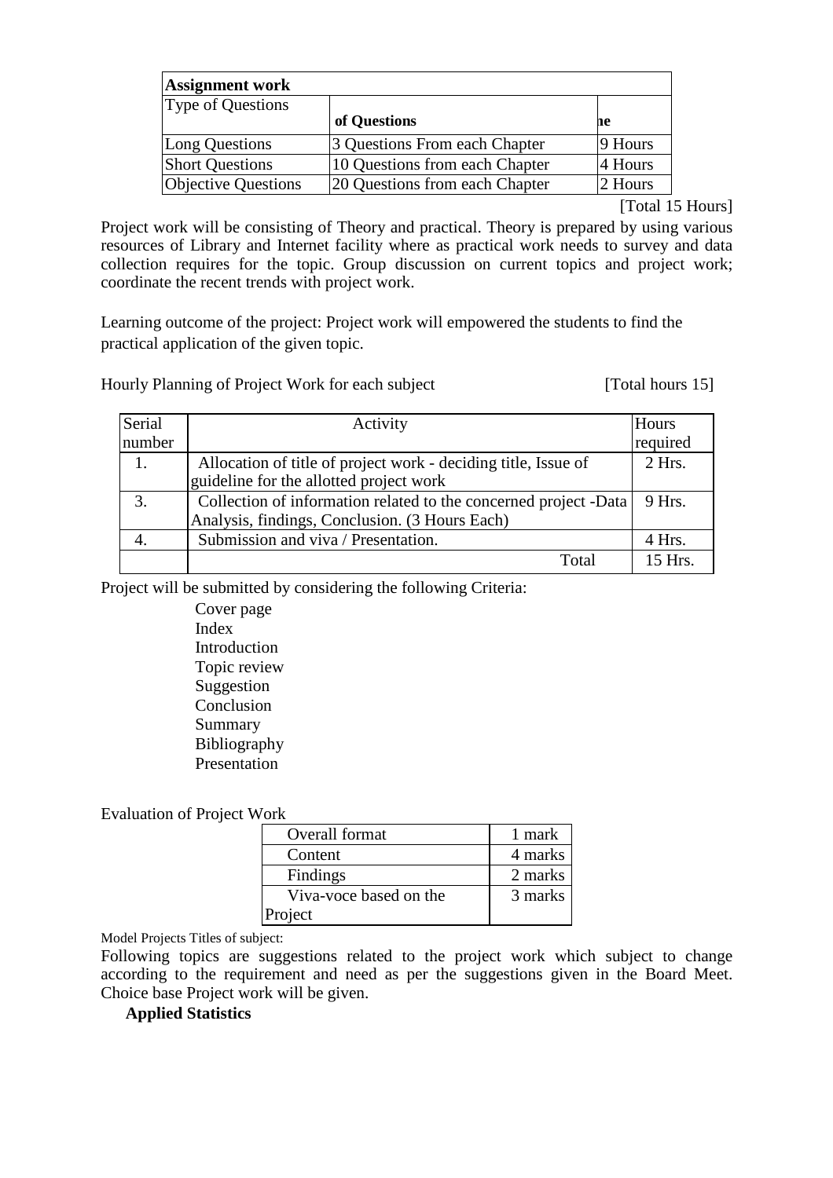| Assignment work | | |
|---|---|---|
| Type of Questions | **of Questions** | **ne** |
| Long Questions | 3 Questions From each Chapter | 9 Hours |
| Short Questions | 10 Questions from each Chapter | 4 Hours |
| Objective Questions | 20 Questions from each Chapter | 2 Hours |

[Total 15 Hours]

Project work will be consisting of Theory and practical. Theory is prepared by using various resources of Library and Internet facility where as practical work needs to survey and data collection requires for the topic. Group discussion on current topics and project work; coordinate the recent trends with project work.

Learning outcome of the project: Project work will empowered the students to find the practical application of the given topic.

Hourly Planning of Project Work for each subject [Total hours 15]

| Serial number | Activity | Hours required |
|---|---|---|
| 1. | Allocation of title of project work - deciding title, Issue of guideline for the allotted project work | 2 Hrs. |
| 3. | Collection of information related to the concerned project -Data Analysis, findings, Conclusion. (3 Hours Each) | 9 Hrs. |
| 4. | Submission and viva / Presentation. | 4 Hrs. |
| | Total | 15 Hrs. |

Project will be submitted by considering the following Criteria:

- Cover page
- Index
- Introduction
- Topic review
- Suggestion
- Conclusion
- Summary
- Bibliography
- Presentation

Evaluation of Project Work

| Overall format | 1 mark |
|---|---|
| Content | 4 marks |
| Findings | 2 marks |
| Viva-voce based on the Project | 3 marks |

Model Projects Titles of subject:

Following topics are suggestions related to the project work which subject to change according to the requirement and need as per the suggestions given in the Board Meet. Choice base Project work will be given.

**Applied Statistics**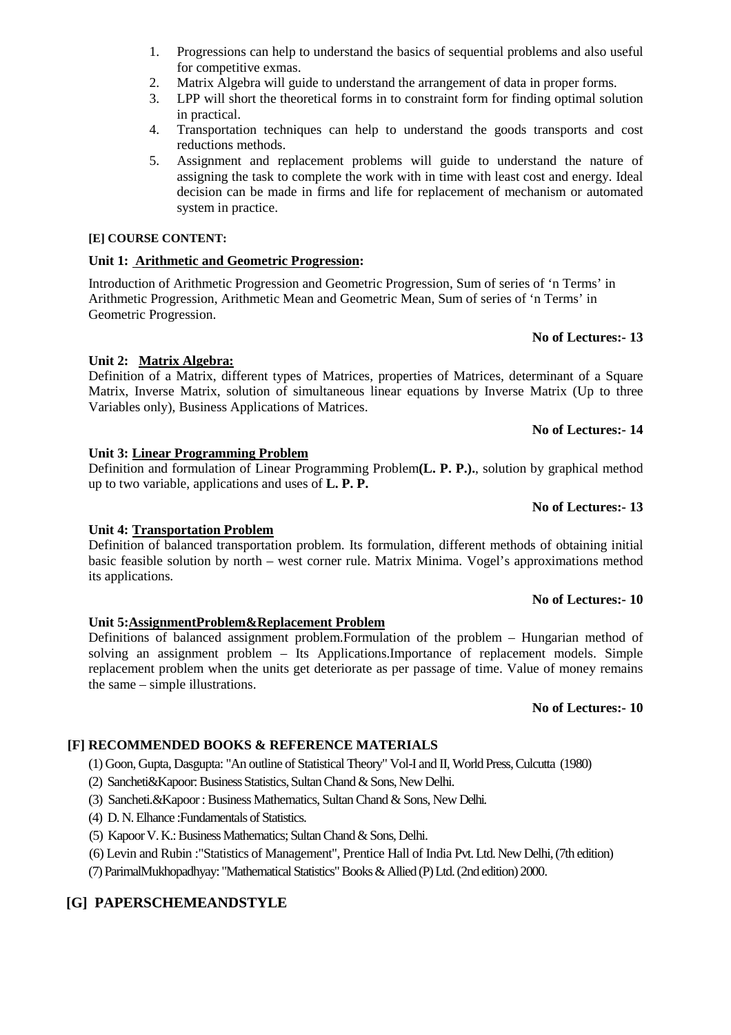1. Progressions can help to understand the basics of sequential problems and also useful for competitive exmas.
2. Matrix Algebra will guide to understand the arrangement of data in proper forms.
3. LPP will short the theoretical forms in to constraint form for finding optimal solution in practical.
4. Transportation techniques can help to understand the goods transports and cost reductions methods.
5. Assignment and replacement problems will guide to understand the nature of assigning the task to complete the work with in time with least cost and energy. Ideal decision can be made in firms and life for replacement of mechanism or automated system in practice.

**[E] COURSE CONTENT:**

**Unit 1: Arithmetic and Geometric Progression:**

Introduction of Arithmetic Progression and Geometric Progression, Sum of series of 'n Terms' in Arithmetic Progression, Arithmetic Mean and Geometric Mean, Sum of series of 'n Terms' in Geometric Progression.

**No of Lectures:- 13**

**Unit 2: Matrix Algebra:**

Definition of a Matrix, different types of Matrices, properties of Matrices, determinant of a Square Matrix, Inverse Matrix, solution of simultaneous linear equations by Inverse Matrix (Up to three Variables only), Business Applications of Matrices.

**No of Lectures:- 14**

**Unit 3: Linear Programming Problem**

Definition and formulation of Linear Programming Problem**(L. P. P.).**, solution by graphical method up to two variable, applications and uses of **L. P. P.**

**No of Lectures:- 13**

**Unit 4: Transportation Problem**

Definition of balanced transportation problem. Its formulation, different methods of obtaining initial basic feasible solution by north – west corner rule. Matrix Minima. Vogel's approximations method its applications.

**No of Lectures:- 10**

**Unit 5:AssignmentProblem&Replacement Problem**

Definitions of balanced assignment problem.Formulation of the problem – Hungarian method of solving an assignment problem – Its Applications.Importance of replacement models. Simple replacement problem when the units get deteriorate as per passage of time. Value of money remains the same – simple illustrations.

**No of Lectures:- 10**

## [F] RECOMMENDED BOOKS & REFERENCE MATERIALS

(1) Goon, Gupta, Dasgupta: "An outline of Statistical Theory" Vol-I and II, World Press, Culcutta (1980)

(2) Sancheti&Kapoor: Business Statistics, Sultan Chand & Sons, New Delhi.

(3) Sancheti.&Kapoor : Business Mathematics, Sultan Chand & Sons, New Delhi.

(4) D. N. Elhance :Fundamentals of Statistics.

(5) Kapoor V. K.: Business Mathematics; Sultan Chand & Sons, Delhi.

(6) Levin and Rubin :"Statistics of Management", Prentice Hall of India Pvt. Ltd. New Delhi, (7th edition)

(7) ParimalMukhopadhyay: "Mathematical Statistics" Books & Allied (P) Ltd. (2nd edition) 2000.

## [G] PAPERSCHEMEANDSTYLE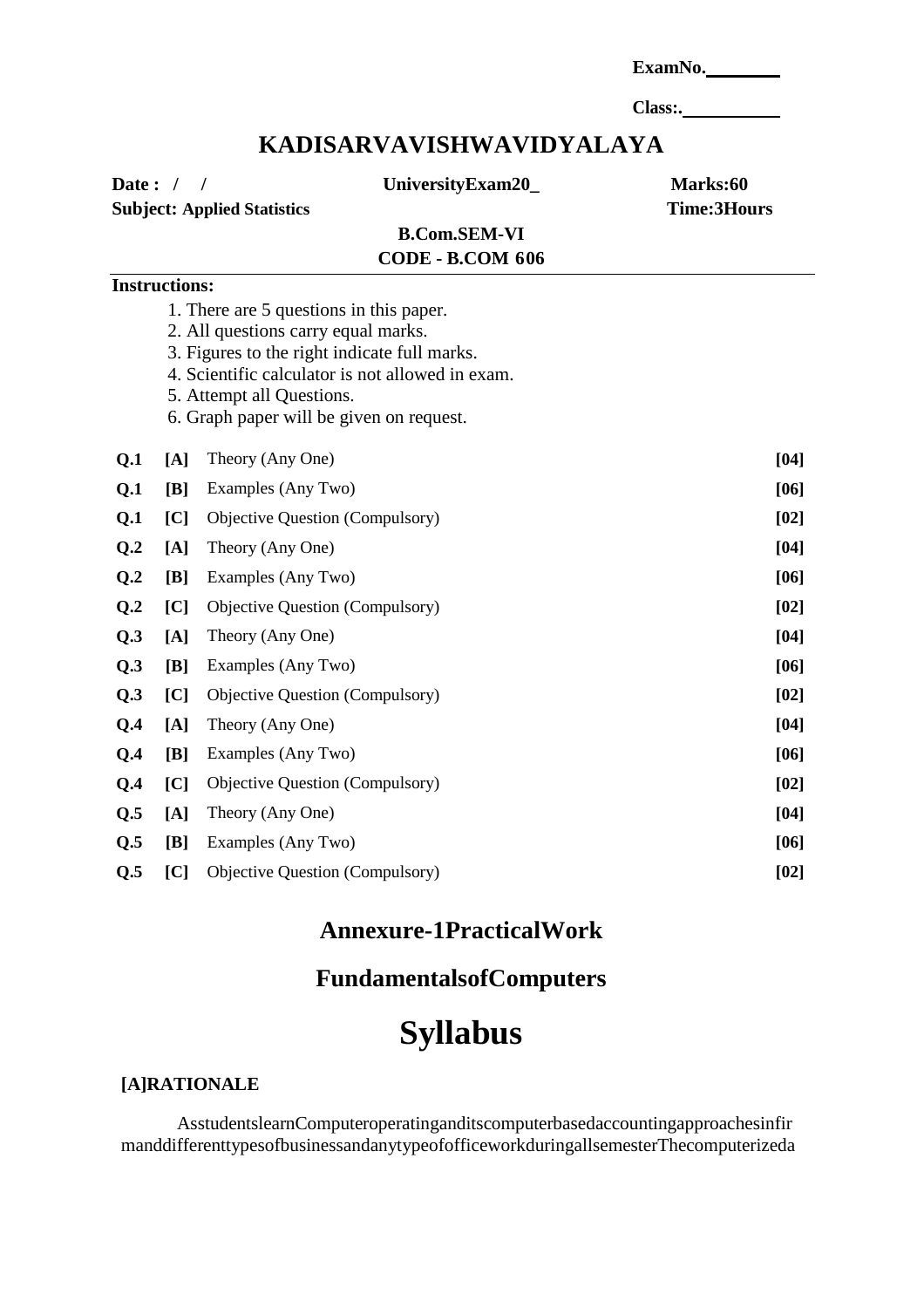ExamNo.________

Class:.__________

# KADISARVAVISHWAVIDYALAYA

**Date : / /** **UniversityExam20_** **Marks:60**

**Subject: Applied Statistics** **Time:3Hours**

**B.Com.SEM-VI**

**CODE - B.COM 606**

**Instructions:**

1. There are 5 questions in this paper.
2. All questions carry equal marks.
3. Figures to the right indicate full marks.
4. Scientific calculator is not allowed in exam.
5. Attempt all Questions.
6. Graph paper will be given on request.

| | | | |
|---|---|---|---|
| **Q.1** | **[A]** | Theory (Any One) | **[04]** |
| **Q.1** | **[B]** | Examples (Any Two) | **[06]** |
| **Q.1** | **[C]** | Objective Question (Compulsory) | **[02]** |
| **Q.2** | **[A]** | Theory (Any One) | **[04]** |
| **Q.2** | **[B]** | Examples (Any Two) | **[06]** |
| **Q.2** | **[C]** | Objective Question (Compulsory) | **[02]** |
| **Q.3** | **[A]** | Theory (Any One) | **[04]** |
| **Q.3** | **[B]** | Examples (Any Two) | **[06]** |
| **Q.3** | **[C]** | Objective Question (Compulsory) | **[02]** |
| **Q.4** | **[A]** | Theory (Any One) | **[04]** |
| **Q.4** | **[B]** | Examples (Any Two) | **[06]** |
| **Q.4** | **[C]** | Objective Question (Compulsory) | **[02]** |
| **Q.5** | **[A]** | Theory (Any One) | **[04]** |
| **Q.5** | **[B]** | Examples (Any Two) | **[06]** |
| **Q.5** | **[C]** | Objective Question (Compulsory) | **[02]** |

## Annexure-1PracticalWork

## FundamentalsofComputers

# Syllabus

**[A]RATIONALE**

AsstudentslearnComputeroperatinganditscomputerbasedaccountingapproachesinfir manddifferenttypesofbusinessandanytypeofofficeworkduringallsemesterThecomputerizeda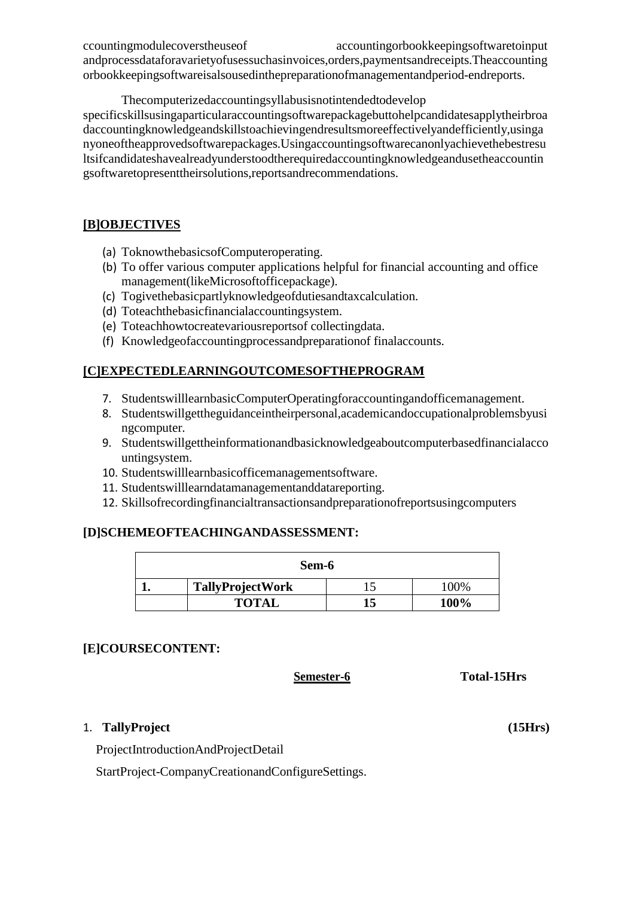ccountingmodulecoverstheuseof accountingorbookkeepingsoftwaretoinput andprocessdataforavarietyofusessuchasinvoices,orders,paymentsandreceipts.Theaccounting orbookkeepingsoftwareisalsousedinthepreparationofmanagementandperiod-endreports.

Thecomputerizedaccountingsyllabusisnotintendedtodevelop specificskillsusingaparticularaccountingsoftwarepackagebuttohelpcandidatesapplytheirbroadaccountingknowledgeandskillstoachievingendresultsmoreeffectivelyandefficiently,usinganyoneoftheapprovedsoftwarepackages.Usingaccountingsoftwarecanonlyachievethebestresultsifcandidateshavealreadyunderstoodtherequiredaccountingknowledgeandusetheaccountingsoftwaretopresenttheirsolutions,reportsandrecommendations.

## [B]OBJECTIVES

(a) ToknowthebasicsofComputeroperating.
(b) To offer various computer applications helpful for financial accounting and office management(likeMicrosoftofficepackage).
(c) Togivethebasicpartlyknowledgeofdutiesandtaxcalculation.
(d) Toteachthebasicfinancialaccountingsystem.
(e) Toteachhowtocreatevariousreportsof collectingdata.
(f) Knowledgeofaccountingprocessandpreparationof finalaccounts.

## [C]EXPECTEDLEARNINGOUTCOMESOFTHEPROGRAM

7. StudentswilllearnbasicComputerOperatingforaccountingandofficemanagement.
8. Studentswillgettheguidanceintheirpersonal,academicandoccupationalproblemsbyusingcomputer.
9. Studentswillgettheinformationandbasicknowledgeaboutcomputerbasedfinancialaccountingsystem.
10. Studentswilllearnbasicofficemanagementsoftware.
11. Studentswilllearndatamanagementanddatareporting.
12. Skillsofrecordingfinancialtransactionsandpreparationofreportsusingcomputers

## [D]SCHEMEOFTEACHINGANDASSESSMENT:

| Sem-6 | | | |
|---|---|---|---|
| **1.** | **TallyProjectWork** | 15 | 100% |
| | **TOTAL** | **15** | **100%** |

## [E]COURSECONTENT:

**Semester-6** **Total-15Hrs**

1. **TallyProject** **(15Hrs)**

ProjectIntroductionAndProjectDetail

StartProject-CompanyCreationandConfigureSettings.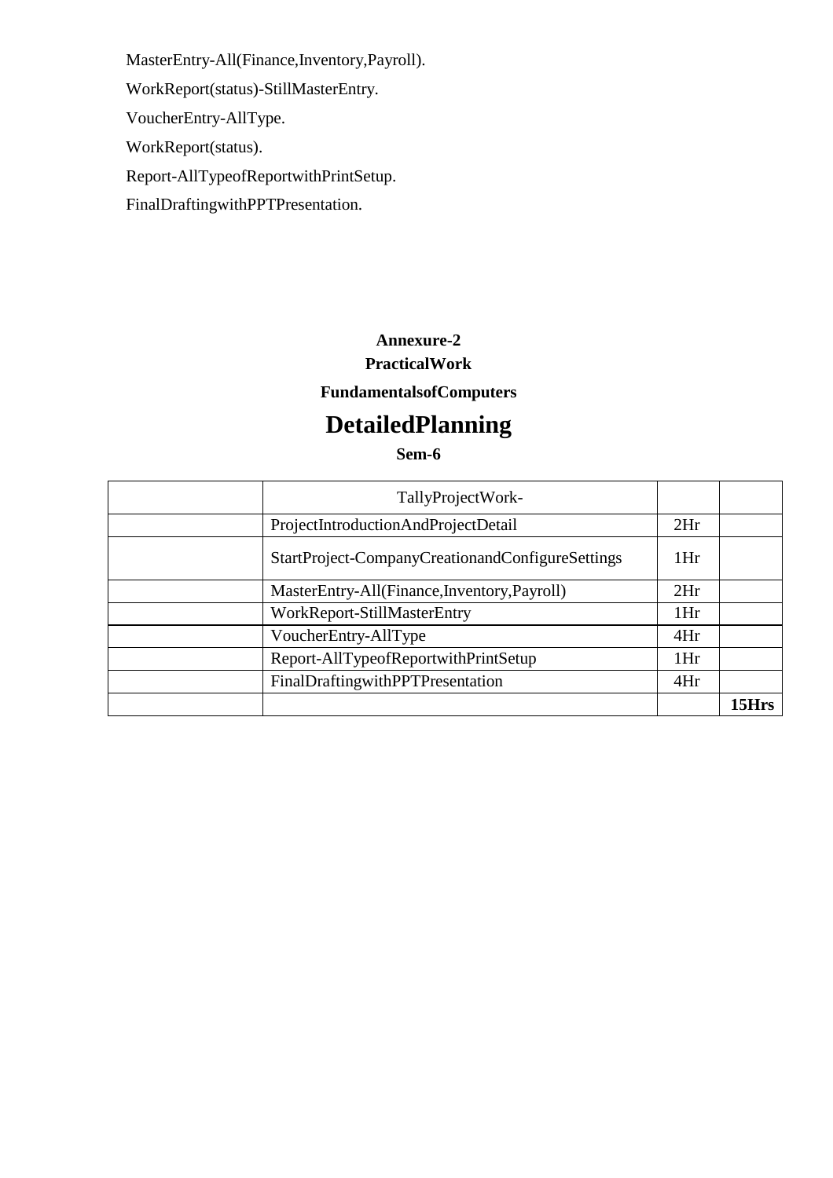MasterEntry-All(Finance,Inventory,Payroll).

WorkReport(status)-StillMasterEntry.

VoucherEntry-AllType.

WorkReport(status).

Report-AllTypeofReportwithPrintSetup.

FinalDraftingwithPPTPresentation.

**Annexure-2**

**PracticalWork**

**FundamentalsofComputers**

# DetailedPlanning

**Sem-6**

| | | | |
|---|---|---|---|
| | TallyProjectWork- | | |
| | ProjectIntroductionAndProjectDetail | 2Hr | |
| | StartProject-CompanyCreationandConfigureSettings | 1Hr | |
| | MasterEntry-All(Finance,Inventory,Payroll) | 2Hr | |
| | WorkReport-StillMasterEntry | 1Hr | |
| | VoucherEntry-AllType | 4Hr | |
| | Report-AllTypeofReportwithPrintSetup | 1Hr | |
| | FinalDraftingwithPPTPresentation | 4Hr | |
| | | | **15Hrs** |